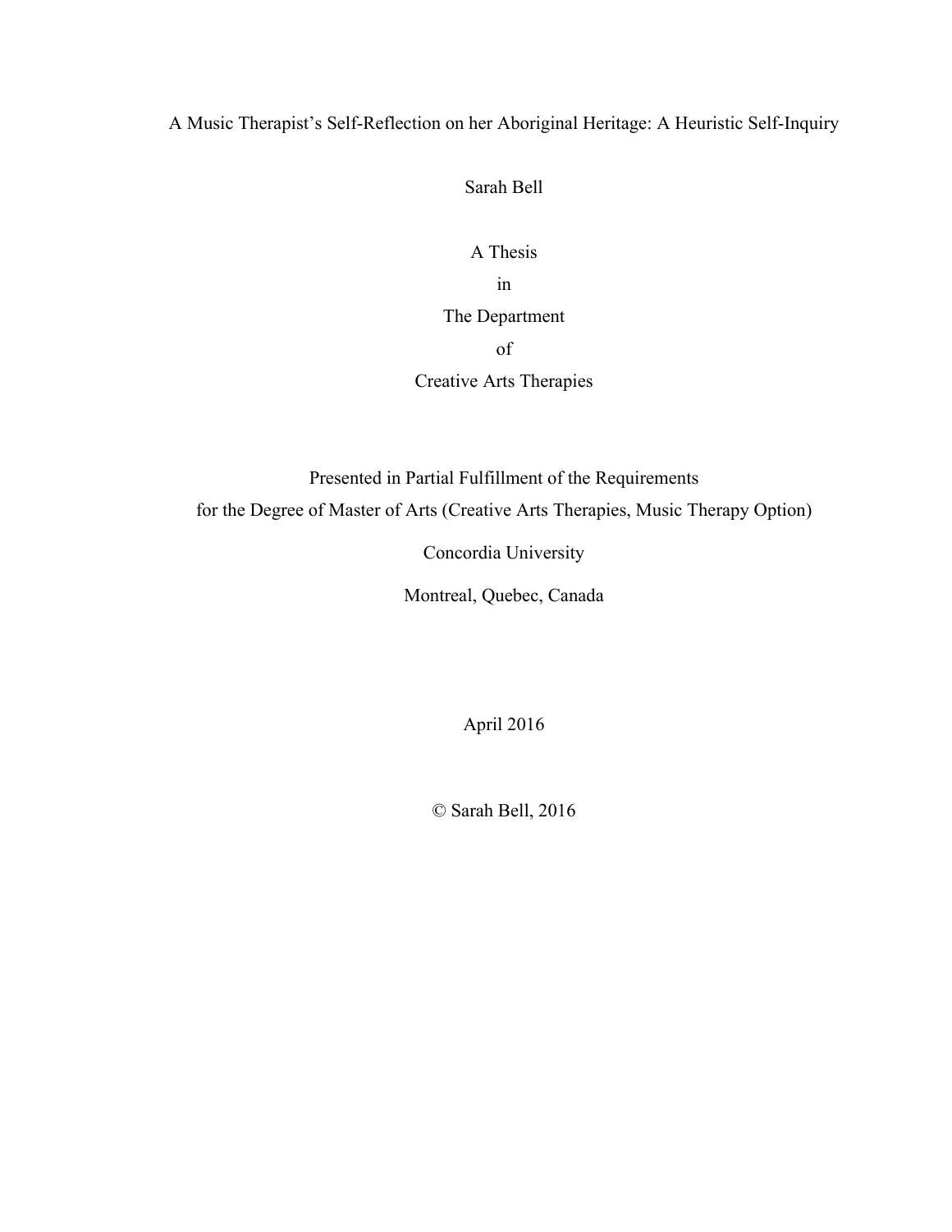# A Music Therapist's Self-Reflection on her Aboriginal Heritage: A Heuristic Self-Inquiry

Sarah Bell

A Thesis

in

The Department

of

Creative Arts Therapies

Presented in Partial Fulfillment of the Requirements
for the Degree of Master of Arts (Creative Arts Therapies, Music Therapy Option)

Concordia University

Montreal, Quebec, Canada

April 2016

© Sarah Bell, 2016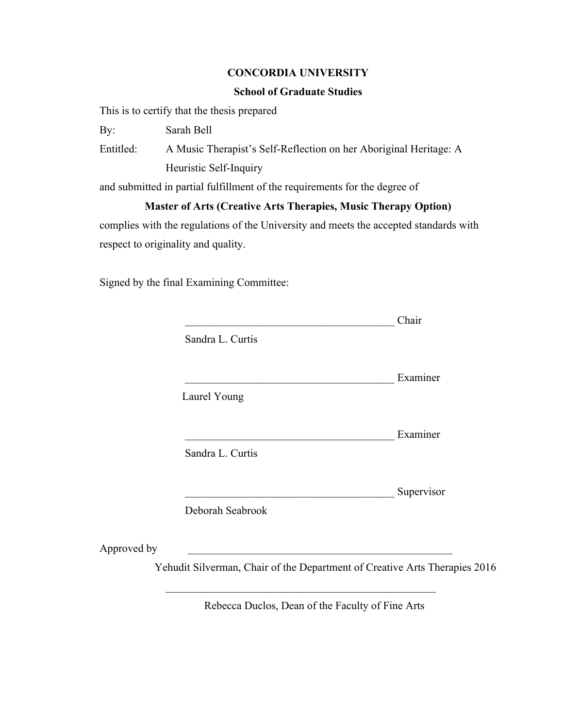**CONCORDIA UNIVERSITY**

**School of Graduate Studies**

This is to certify that the thesis prepared

By: Sarah Bell

Entitled: A Music Therapist's Self-Reflection on her Aboriginal Heritage: A Heuristic Self-Inquiry

and submitted in partial fulfillment of the requirements for the degree of

**Master of Arts (Creative Arts Therapies, Music Therapy Option)**

complies with the regulations of the University and meets the accepted standards with respect to originality and quality.

Signed by the final Examining Committee:

______________________________________ Chair

Sandra L. Curtis

______________________________________ Examiner

Laurel Young

______________________________________ Examiner

Sandra L. Curtis

______________________________________ Supervisor

Deborah Seabrook

Approved by ______________________________________________

Yehudit Silverman, Chair of the Department of Creative Arts Therapies 2016

______________________________________________

Rebecca Duclos, Dean of the Faculty of Fine Arts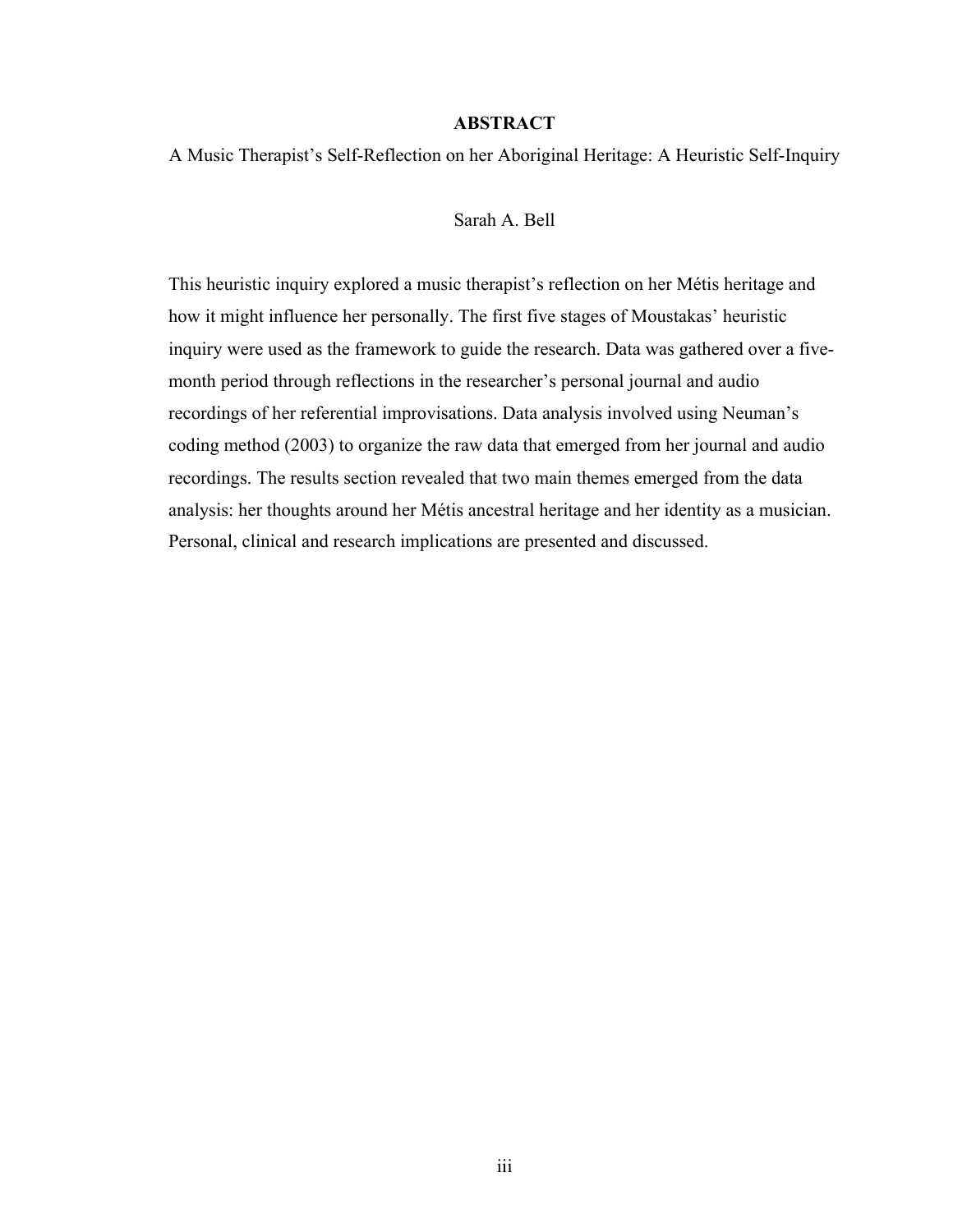# ABSTRACT

A Music Therapist's Self-Reflection on her Aboriginal Heritage: A Heuristic Self-Inquiry

Sarah A. Bell

This heuristic inquiry explored a music therapist's reflection on her Métis heritage and how it might influence her personally. The first five stages of Moustakas' heuristic inquiry were used as the framework to guide the research. Data was gathered over a five-month period through reflections in the researcher's personal journal and audio recordings of her referential improvisations. Data analysis involved using Neuman's coding method (2003) to organize the raw data that emerged from her journal and audio recordings. The results section revealed that two main themes emerged from the data analysis: her thoughts around her Métis ancestral heritage and her identity as a musician. Personal, clinical and research implications are presented and discussed.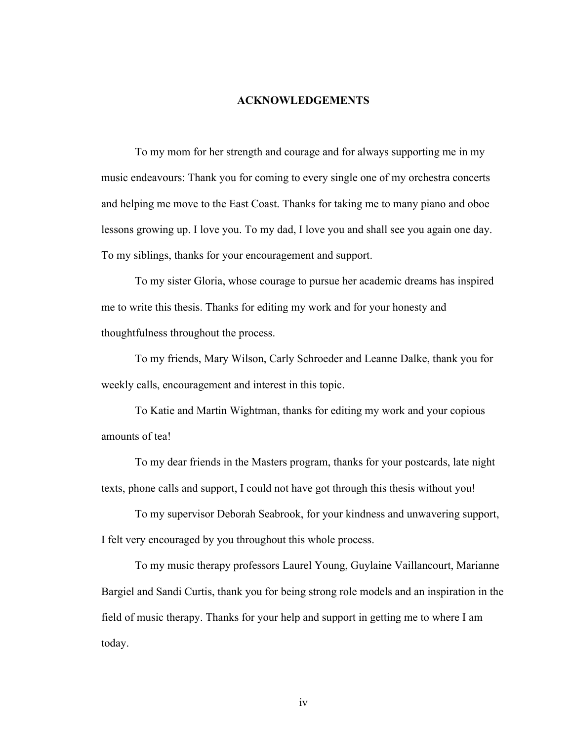# ACKNOWLEDGEMENTS

To my mom for her strength and courage and for always supporting me in my music endeavours: Thank you for coming to every single one of my orchestra concerts and helping me move to the East Coast. Thanks for taking me to many piano and oboe lessons growing up. I love you. To my dad, I love you and shall see you again one day. To my siblings, thanks for your encouragement and support.

To my sister Gloria, whose courage to pursue her academic dreams has inspired me to write this thesis. Thanks for editing my work and for your honesty and thoughtfulness throughout the process.

To my friends, Mary Wilson, Carly Schroeder and Leanne Dalke, thank you for weekly calls, encouragement and interest in this topic.

To Katie and Martin Wightman, thanks for editing my work and your copious amounts of tea!

To my dear friends in the Masters program, thanks for your postcards, late night texts, phone calls and support, I could not have got through this thesis without you!

To my supervisor Deborah Seabrook, for your kindness and unwavering support, I felt very encouraged by you throughout this whole process.

To my music therapy professors Laurel Young, Guylaine Vaillancourt, Marianne Bargiel and Sandi Curtis, thank you for being strong role models and an inspiration in the field of music therapy. Thanks for your help and support in getting me to where I am today.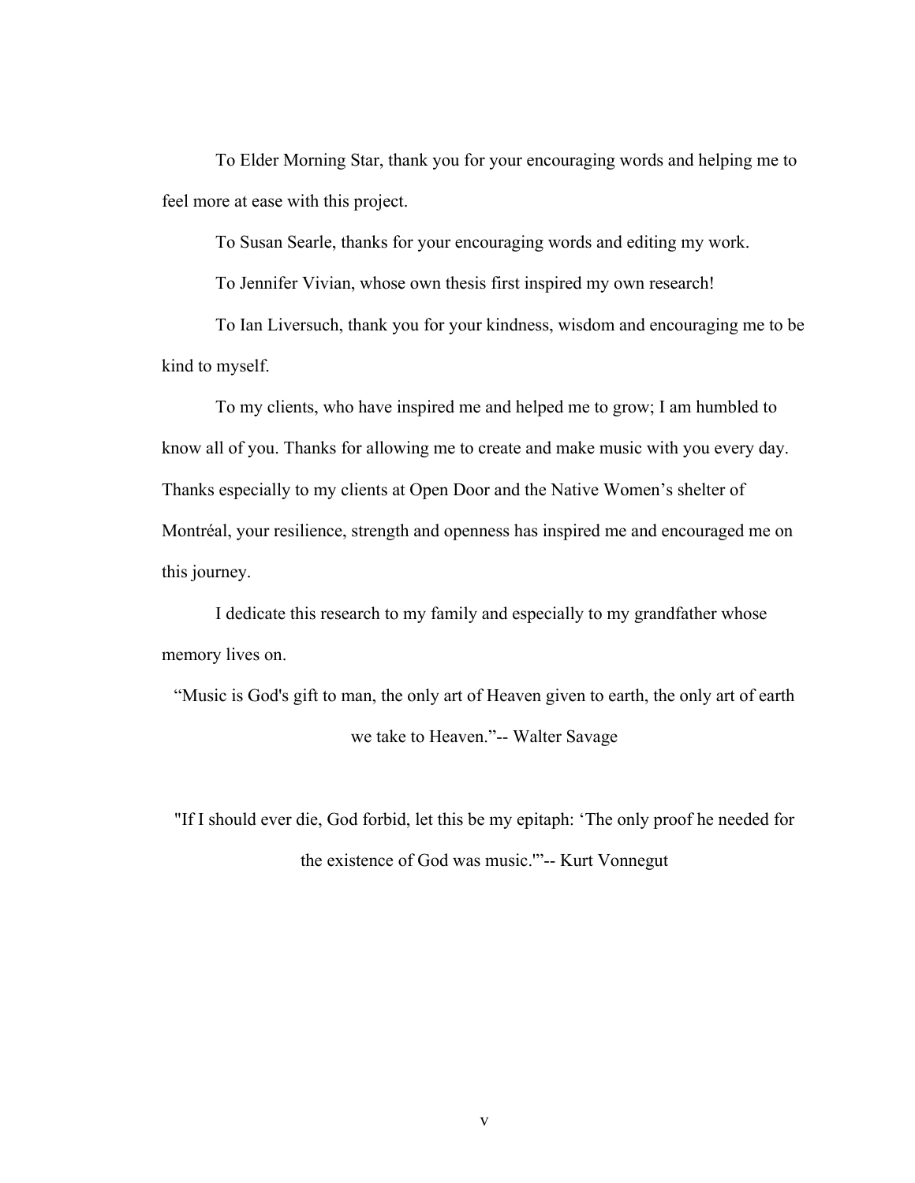To Elder Morning Star, thank you for your encouraging words and helping me to feel more at ease with this project.

To Susan Searle, thanks for your encouraging words and editing my work.

To Jennifer Vivian, whose own thesis first inspired my own research!

To Ian Liversuch, thank you for your kindness, wisdom and encouraging me to be kind to myself.

To my clients, who have inspired me and helped me to grow; I am humbled to know all of you. Thanks for allowing me to create and make music with you every day. Thanks especially to my clients at Open Door and the Native Women's shelter of Montréal, your resilience, strength and openness has inspired me and encouraged me on this journey.

I dedicate this research to my family and especially to my grandfather whose memory lives on.

"Music is God's gift to man, the only art of Heaven given to earth, the only art of earth we take to Heaven."-- Walter Savage

"If I should ever die, God forbid, let this be my epitaph: 'The only proof he needed for the existence of God was music.'"-- Kurt Vonnegut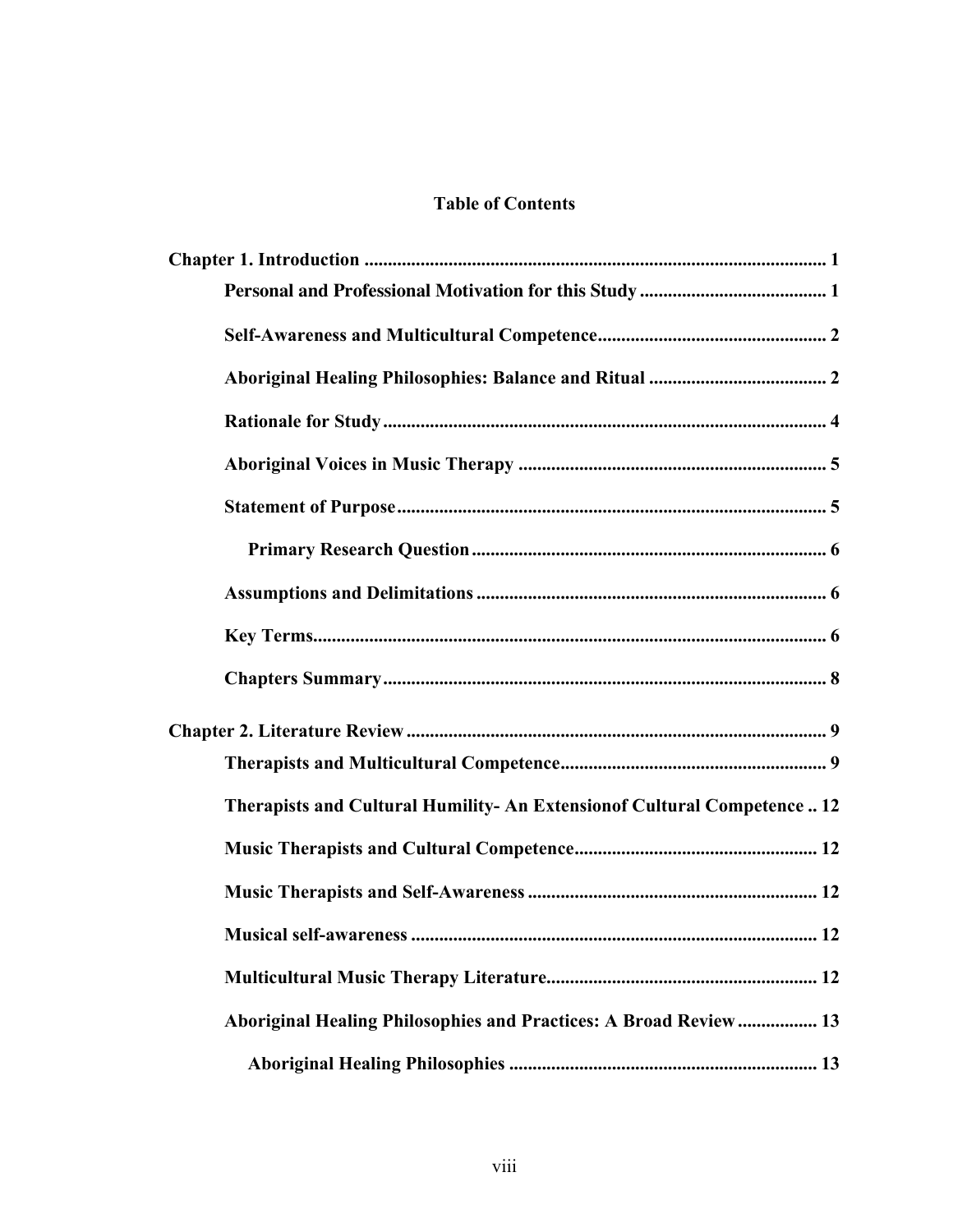# Table of Contents

**Chapter 1. Introduction** .................................................................................................. 1

**Personal and Professional Motivation for this Study** ........................................ 1

**Self-Awareness and Multicultural Competence** ................................................ 2

**Aboriginal Healing Philosophies: Balance and Ritual** ...................................... 2

**Rationale for Study** .............................................................................................. 4

**Aboriginal Voices in Music Therapy** ................................................................. 5

**Statement of Purpose** ........................................................................................... 5

**Primary Research Question** ............................................................................ 6

**Assumptions and Delimitations** .......................................................................... 6

**Key Terms** ............................................................................................................. 6

**Chapters Summary** .............................................................................................. 8

**Chapter 2. Literature Review** ......................................................................................... 9

**Therapists and Multicultural Competence** ......................................................... 9

**Therapists and Cultural Humility- An Extensionof Cultural Competence** .. 12

**Music Therapists and Cultural Competence** .................................................... 12

**Music Therapists and Self-Awareness** .............................................................. 12

**Musical self-awareness** ....................................................................................... 12

**Multicultural Music Therapy Literature** .......................................................... 12

**Aboriginal Healing Philosophies and Practices: A Broad Review** ................. 13

**Aboriginal Healing Philosophies** ................................................................. 13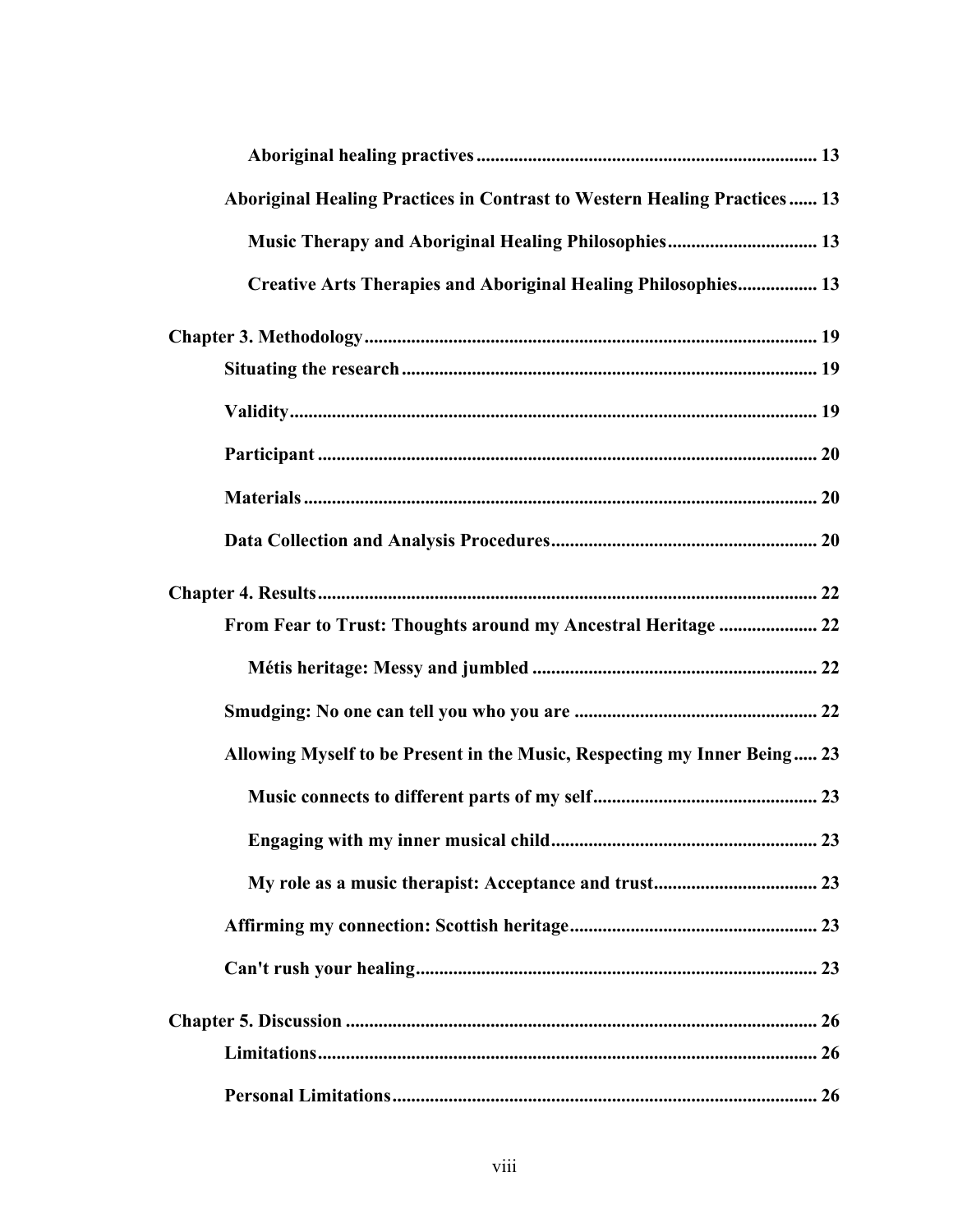**Aboriginal healing practives** ........................................................................ 13

**Aboriginal Healing Practices in Contrast to Western Healing Practices** ...... 13

**Music Therapy and Aboriginal Healing Philosophies** ............................... 13

**Creative Arts Therapies and Aboriginal Healing Philosophies**................. 13

**Chapter 3. Methodology** ................................................................................. 19

**Situating the research** ........................................................................................ 19

**Validity** ................................................................................................................ 19

**Participant** ........................................................................................................... 20

**Materials** ............................................................................................................. 20

**Data Collection and Analysis Procedures** ........................................................ 20

**Chapter 4. Results** ............................................................................................. 22

**From Fear to Trust: Thoughts around my Ancestral Heritage** ..................... 22

**Métis heritage: Messy and jumbled** ............................................................ 22

**Smudging: No one can tell you who you are** .................................................... 22

**Allowing Myself to be Present in the Music, Respecting my Inner Being** ..... 23

**Music connects to different parts of my self** ............................................... 23

**Engaging with my inner musical child** ......................................................... 23

**My role as a music therapist: Acceptance and trust** ................................... 23

**Affirming my connection: Scottish heritage** ..................................................... 23

**Can't rush your healing** ...................................................................................... 23

**Chapter 5. Discussion** ........................................................................................ 26

**Limitations** ........................................................................................................... 26

**Personal Limitations** ........................................................................................... 26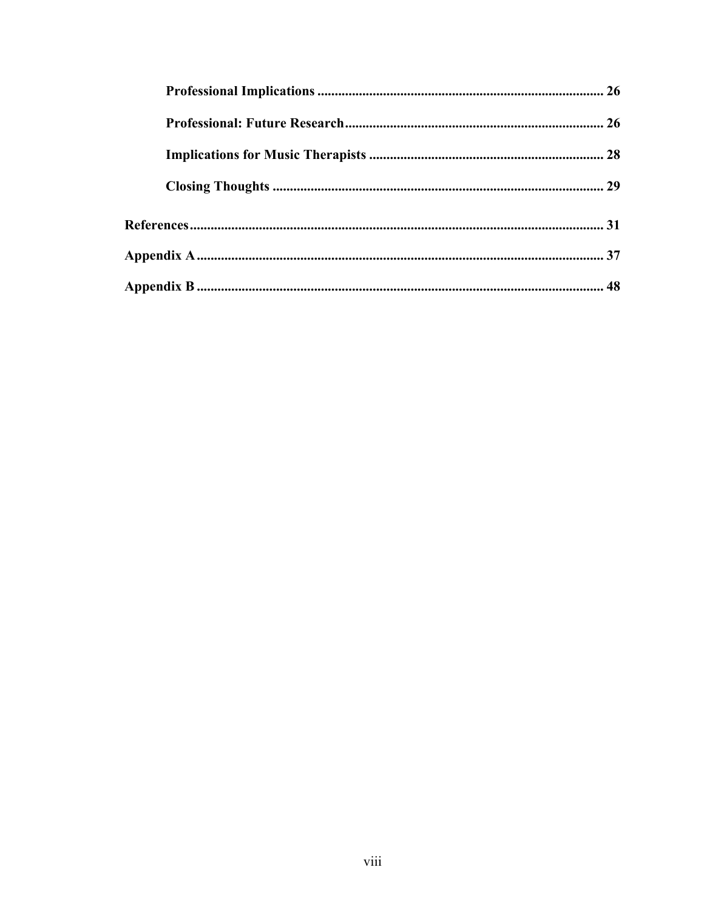**Professional Implications** .................................................................................. 26

**Professional: Future Research** .......................................................................... 26

**Implications for Music Therapists** ................................................................... 28

**Closing Thoughts** ............................................................................................... 29

**References** ....................................................................................................................... 31

**Appendix A** ..................................................................................................................... 37

**Appendix B** ..................................................................................................................... 48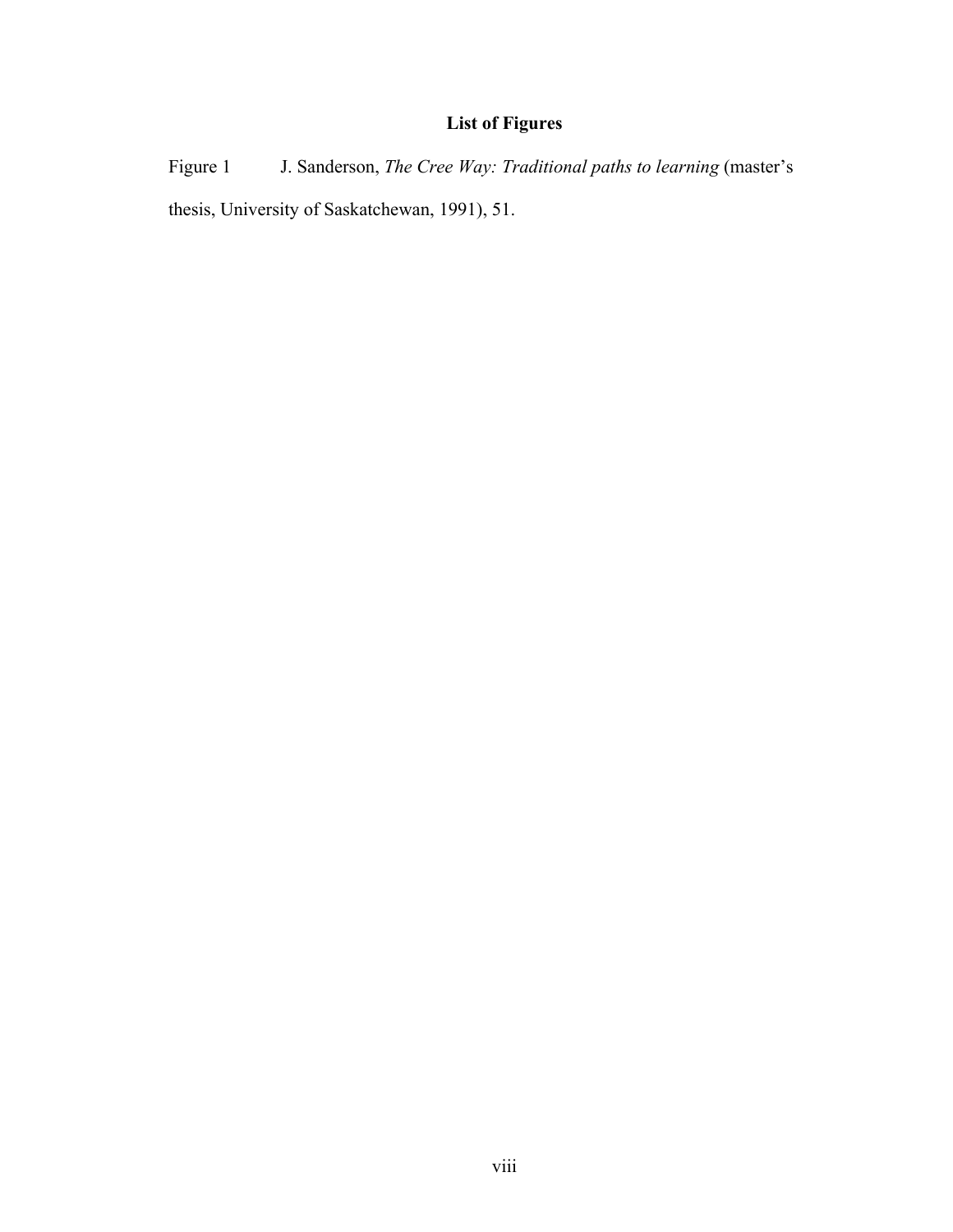## List of Figures

Figure 1 J. Sanderson, *The Cree Way: Traditional paths to learning* (master's thesis, University of Saskatchewan, 1991), 51.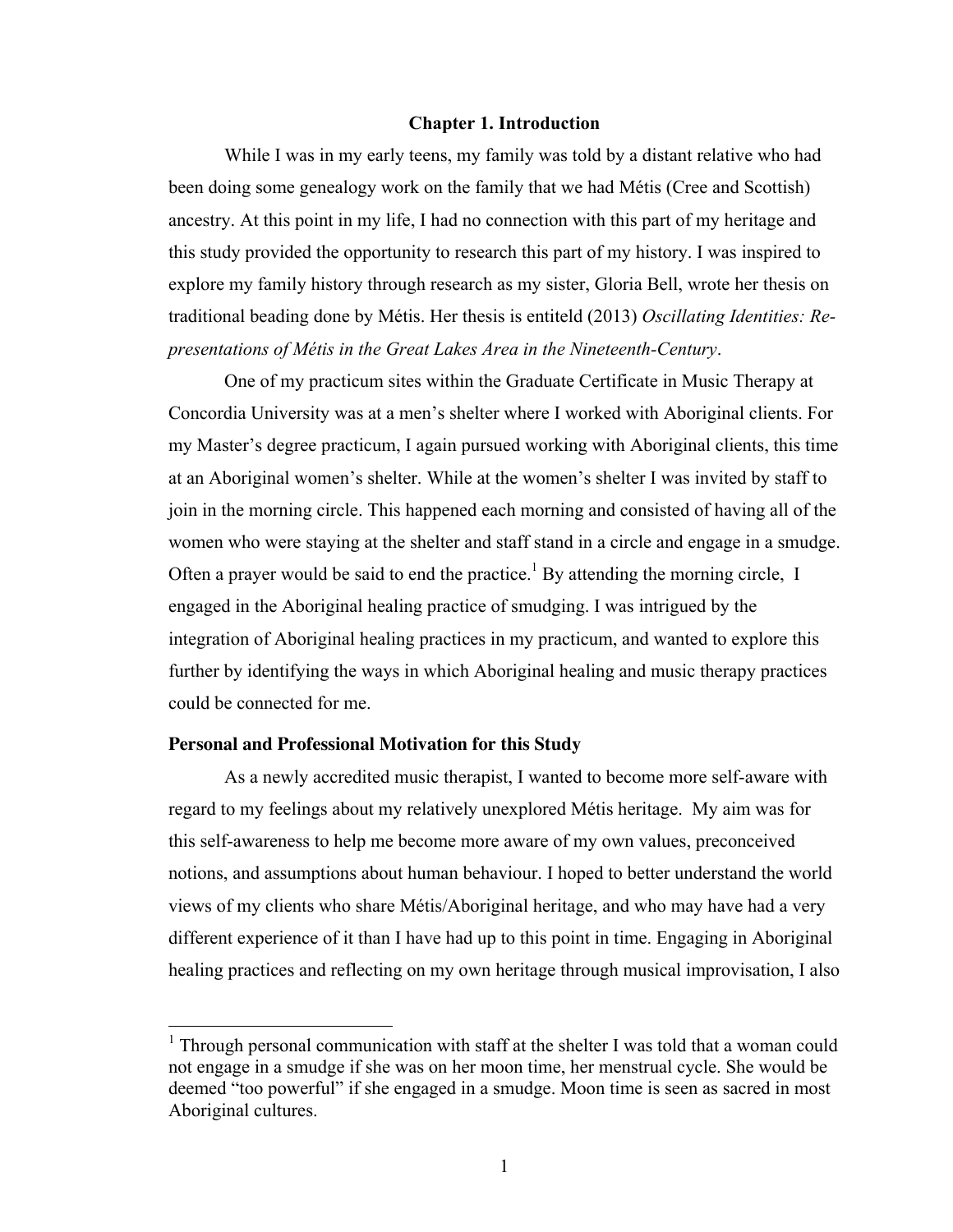# Chapter 1. Introduction

While I was in my early teens, my family was told by a distant relative who had been doing some genealogy work on the family that we had Métis (Cree and Scottish) ancestry. At this point in my life, I had no connection with this part of my heritage and this study provided the opportunity to research this part of my history. I was inspired to explore my family history through research as my sister, Gloria Bell, wrote her thesis on traditional beading done by Métis. Her thesis is entiteld (2013) *Oscillating Identities: Re-presentations of Métis in the Great Lakes Area in the Nineteenth-Century*.

One of my practicum sites within the Graduate Certificate in Music Therapy at Concordia University was at a men's shelter where I worked with Aboriginal clients. For my Master's degree practicum, I again pursued working with Aboriginal clients, this time at an Aboriginal women's shelter. While at the women's shelter I was invited by staff to join in the morning circle. This happened each morning and consisted of having all of the women who were staying at the shelter and staff stand in a circle and engage in a smudge. Often a prayer would be said to end the practice.[1] By attending the morning circle, I engaged in the Aboriginal healing practice of smudging. I was intrigued by the integration of Aboriginal healing practices in my practicum, and wanted to explore this further by identifying the ways in which Aboriginal healing and music therapy practices could be connected for me.

## Personal and Professional Motivation for this Study

As a newly accredited music therapist, I wanted to become more self-aware with regard to my feelings about my relatively unexplored Métis heritage. My aim was for this self-awareness to help me become more aware of my own values, preconceived notions, and assumptions about human behaviour. I hoped to better understand the world views of my clients who share Métis/Aboriginal heritage, and who may have had a very different experience of it than I have had up to this point in time. Engaging in Aboriginal healing practices and reflecting on my own heritage through musical improvisation, I also

---

[1] Through personal communication with staff at the shelter I was told that a woman could not engage in a smudge if she was on her moon time, her menstrual cycle. She would be deemed "too powerful" if she engaged in a smudge. Moon time is seen as sacred in most Aboriginal cultures.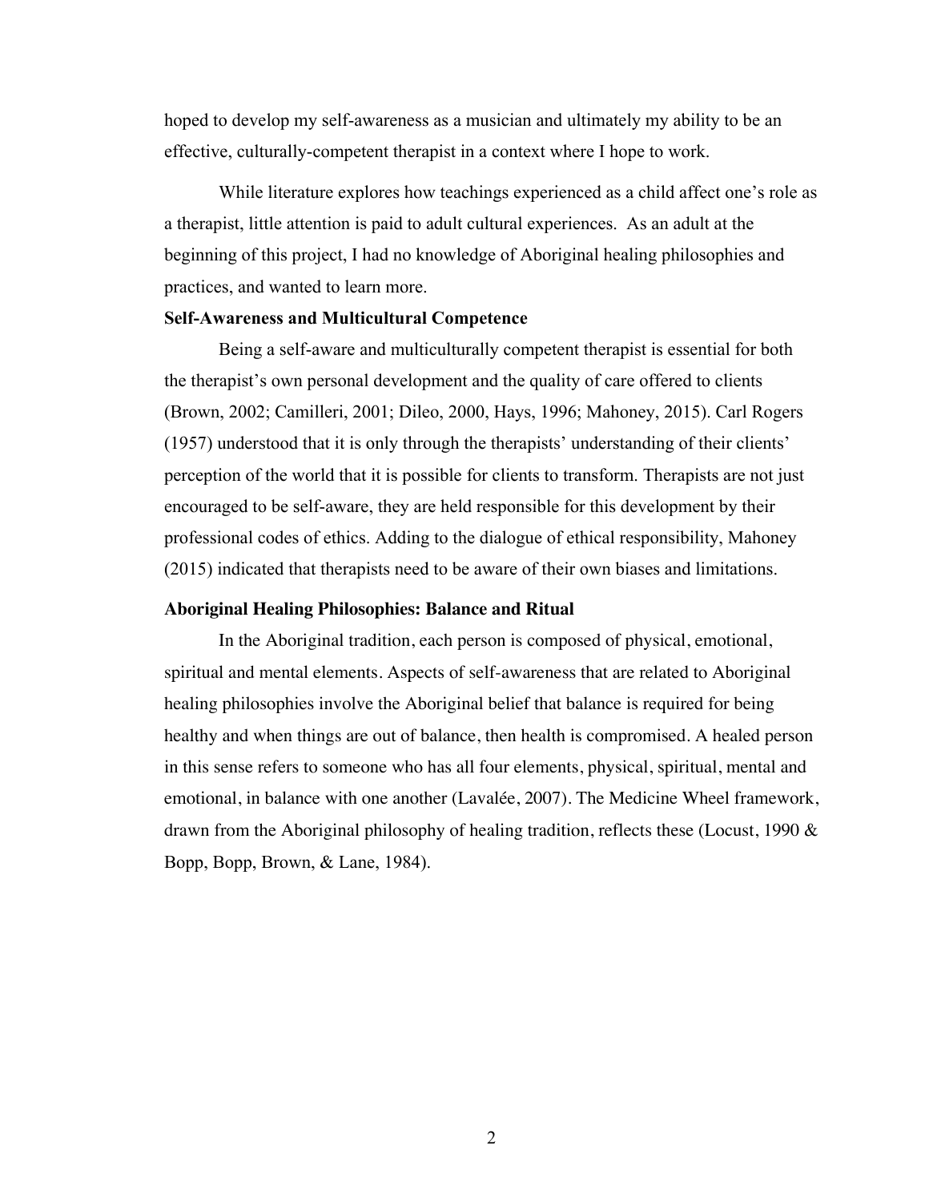hoped to develop my self-awareness as a musician and ultimately my ability to be an effective, culturally-competent therapist in a context where I hope to work.

While literature explores how teachings experienced as a child affect one's role as a therapist, little attention is paid to adult cultural experiences. As an adult at the beginning of this project, I had no knowledge of Aboriginal healing philosophies and practices, and wanted to learn more.

**Self-Awareness and Multicultural Competence**

Being a self-aware and multiculturally competent therapist is essential for both the therapist's own personal development and the quality of care offered to clients (Brown, 2002; Camilleri, 2001; Dileo, 2000, Hays, 1996; Mahoney, 2015). Carl Rogers (1957) understood that it is only through the therapists' understanding of their clients' perception of the world that it is possible for clients to transform. Therapists are not just encouraged to be self-aware, they are held responsible for this development by their professional codes of ethics. Adding to the dialogue of ethical responsibility, Mahoney (2015) indicated that therapists need to be aware of their own biases and limitations.

**Aboriginal Healing Philosophies: Balance and Ritual**

In the Aboriginal tradition, each person is composed of physical, emotional, spiritual and mental elements. Aspects of self-awareness that are related to Aboriginal healing philosophies involve the Aboriginal belief that balance is required for being healthy and when things are out of balance, then health is compromised. A healed person in this sense refers to someone who has all four elements, physical, spiritual, mental and emotional, in balance with one another (Lavalée, 2007). The Medicine Wheel framework, drawn from the Aboriginal philosophy of healing tradition, reflects these (Locust, 1990 & Bopp, Bopp, Brown, & Lane, 1984).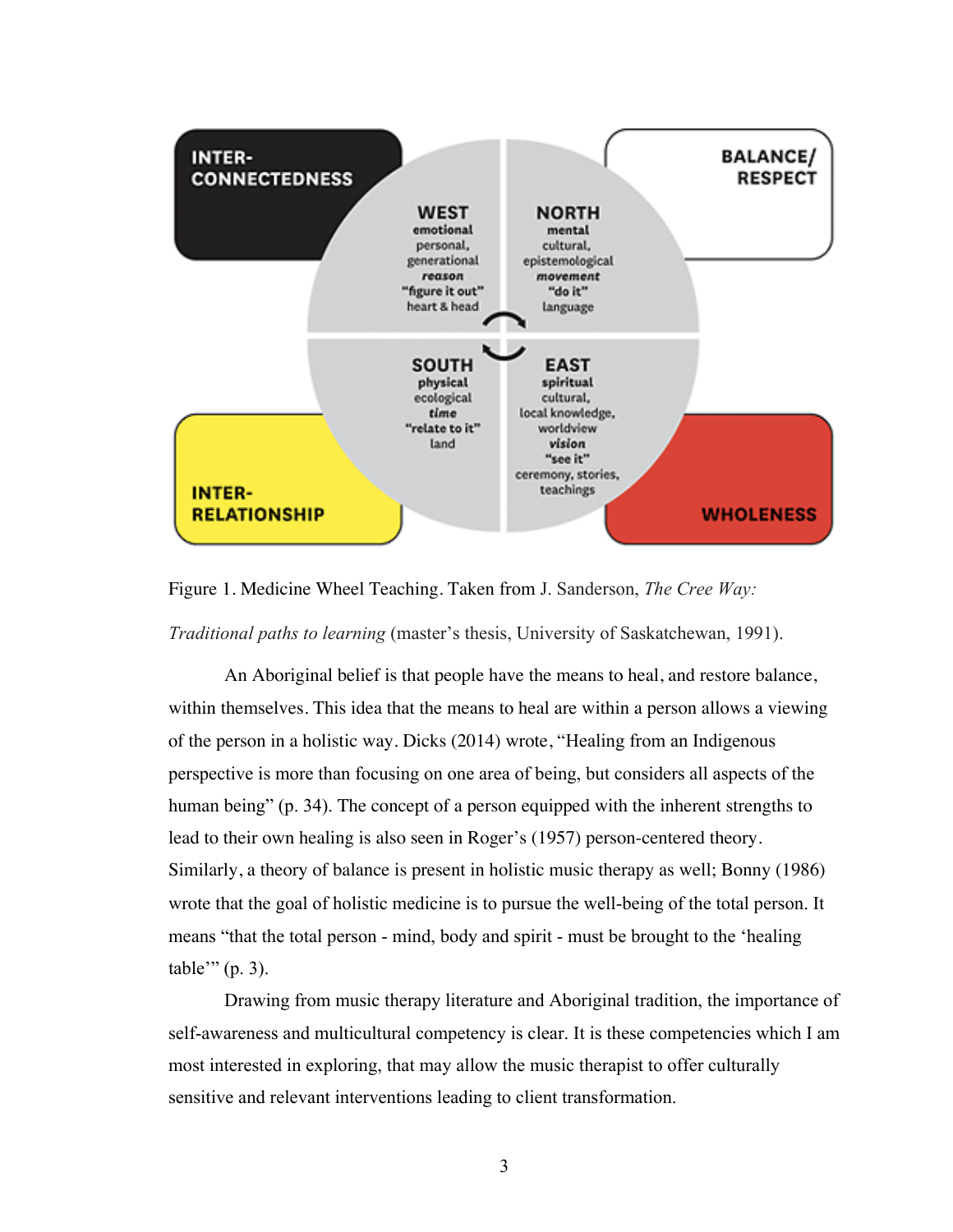Figure 1. Medicine Wheel Teaching. Taken from J. Sanderson, *The Cree Way: Traditional paths to learning* (master's thesis, University of Saskatchewan, 1991).

An Aboriginal belief is that people have the means to heal, and restore balance, within themselves. This idea that the means to heal are within a person allows a viewing of the person in a holistic way. Dicks (2014) wrote, "Healing from an Indigenous perspective is more than focusing on one area of being, but considers all aspects of the human being" (p. 34). The concept of a person equipped with the inherent strengths to lead to their own healing is also seen in Roger's (1957) person-centered theory. Similarly, a theory of balance is present in holistic music therapy as well; Bonny (1986) wrote that the goal of holistic medicine is to pursue the well-being of the total person. It means "that the total person - mind, body and spirit - must be brought to the 'healing table'" (p. 3).

Drawing from music therapy literature and Aboriginal tradition, the importance of self-awareness and multicultural competency is clear. It is these competencies which I am most interested in exploring, that may allow the music therapist to offer culturally sensitive and relevant interventions leading to client transformation.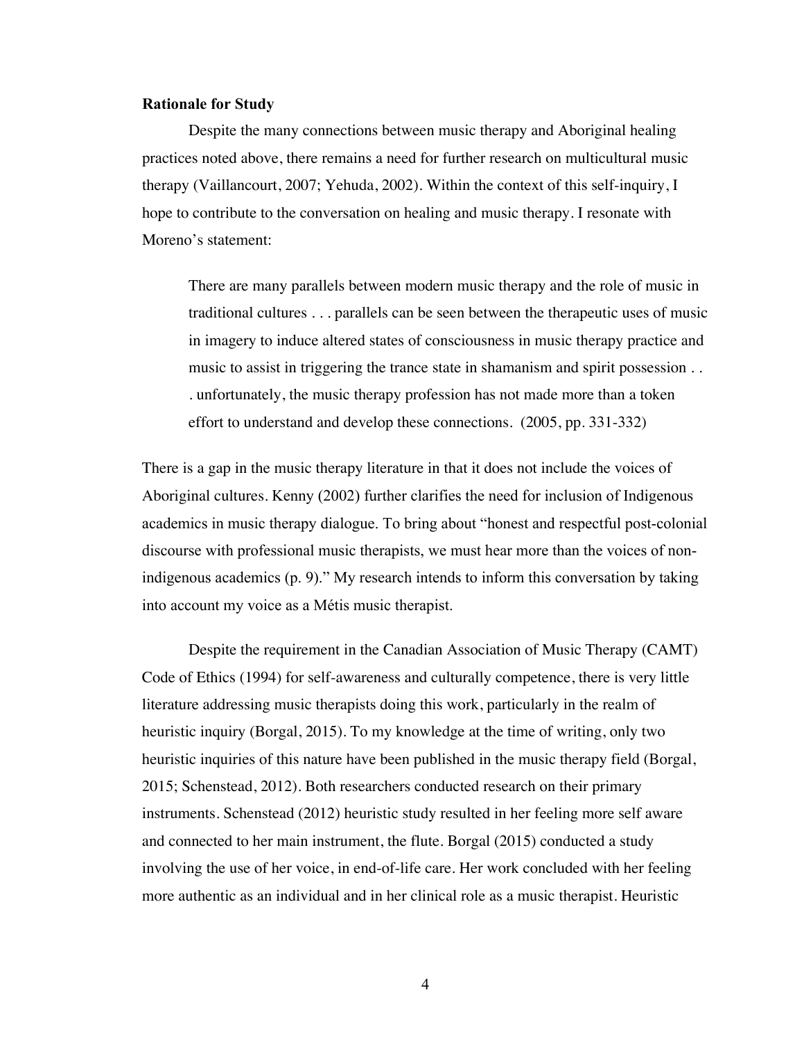**Rationale for Study**

Despite the many connections between music therapy and Aboriginal healing practices noted above, there remains a need for further research on multicultural music therapy (Vaillancourt, 2007; Yehuda, 2002). Within the context of this self-inquiry, I hope to contribute to the conversation on healing and music therapy. I resonate with Moreno's statement:

> There are many parallels between modern music therapy and the role of music in traditional cultures . . . parallels can be seen between the therapeutic uses of music in imagery to induce altered states of consciousness in music therapy practice and music to assist in triggering the trance state in shamanism and spirit possession . . . unfortunately, the music therapy profession has not made more than a token effort to understand and develop these connections. (2005, pp. 331-332)

There is a gap in the music therapy literature in that it does not include the voices of Aboriginal cultures. Kenny (2002) further clarifies the need for inclusion of Indigenous academics in music therapy dialogue. To bring about "honest and respectful post-colonial discourse with professional music therapists, we must hear more than the voices of non-indigenous academics (p. 9)." My research intends to inform this conversation by taking into account my voice as a Métis music therapist.

Despite the requirement in the Canadian Association of Music Therapy (CAMT) Code of Ethics (1994) for self-awareness and culturally competence, there is very little literature addressing music therapists doing this work, particularly in the realm of heuristic inquiry (Borgal, 2015). To my knowledge at the time of writing, only two heuristic inquiries of this nature have been published in the music therapy field (Borgal, 2015; Schenstead, 2012). Both researchers conducted research on their primary instruments. Schenstead (2012) heuristic study resulted in her feeling more self aware and connected to her main instrument, the flute. Borgal (2015) conducted a study involving the use of her voice, in end-of-life care. Her work concluded with her feeling more authentic as an individual and in her clinical role as a music therapist. Heuristic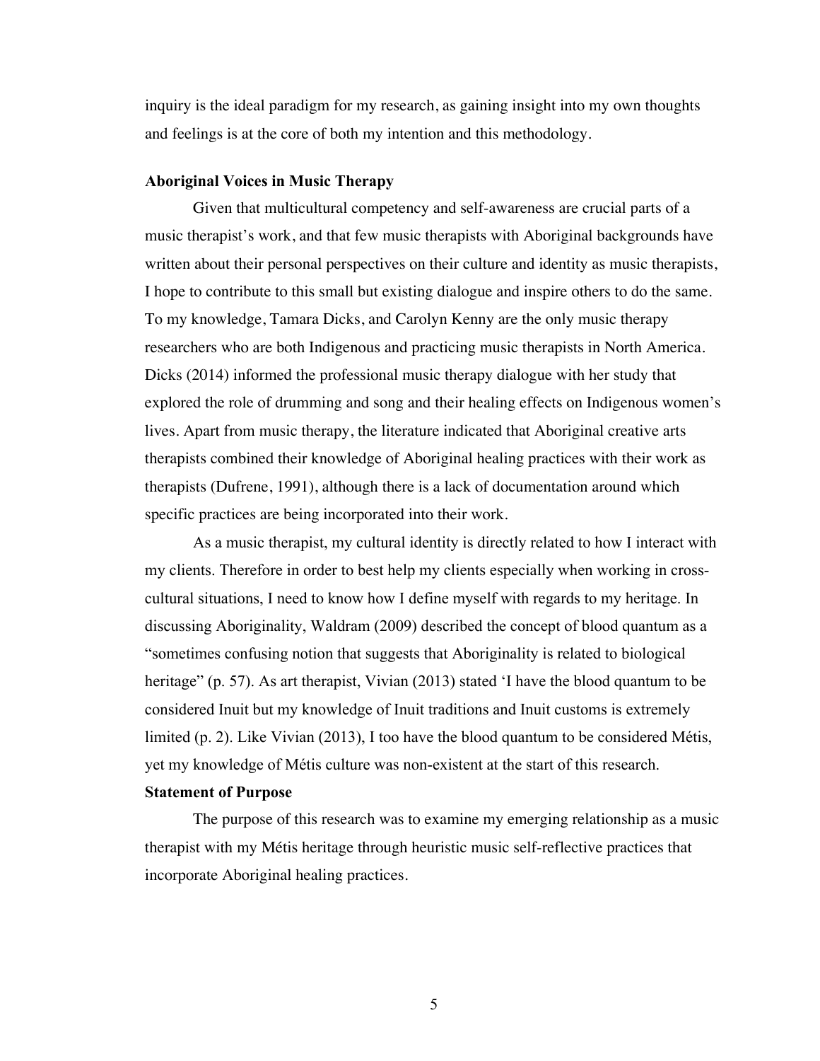inquiry is the ideal paradigm for my research, as gaining insight into my own thoughts and feelings is at the core of both my intention and this methodology.

### Aboriginal Voices in Music Therapy

Given that multicultural competency and self-awareness are crucial parts of a music therapist's work, and that few music therapists with Aboriginal backgrounds have written about their personal perspectives on their culture and identity as music therapists, I hope to contribute to this small but existing dialogue and inspire others to do the same. To my knowledge, Tamara Dicks, and Carolyn Kenny are the only music therapy researchers who are both Indigenous and practicing music therapists in North America. Dicks (2014) informed the professional music therapy dialogue with her study that explored the role of drumming and song and their healing effects on Indigenous women's lives. Apart from music therapy, the literature indicated that Aboriginal creative arts therapists combined their knowledge of Aboriginal healing practices with their work as therapists (Dufrene, 1991), although there is a lack of documentation around which specific practices are being incorporated into their work.

As a music therapist, my cultural identity is directly related to how I interact with my clients. Therefore in order to best help my clients especially when working in cross-cultural situations, I need to know how I define myself with regards to my heritage. In discussing Aboriginality, Waldram (2009) described the concept of blood quantum as a "sometimes confusing notion that suggests that Aboriginality is related to biological heritage" (p. 57). As art therapist, Vivian (2013) stated 'I have the blood quantum to be considered Inuit but my knowledge of Inuit traditions and Inuit customs is extremely limited (p. 2). Like Vivian (2013), I too have the blood quantum to be considered Métis, yet my knowledge of Métis culture was non-existent at the start of this research.

### Statement of Purpose

The purpose of this research was to examine my emerging relationship as a music therapist with my Métis heritage through heuristic music self-reflective practices that incorporate Aboriginal healing practices.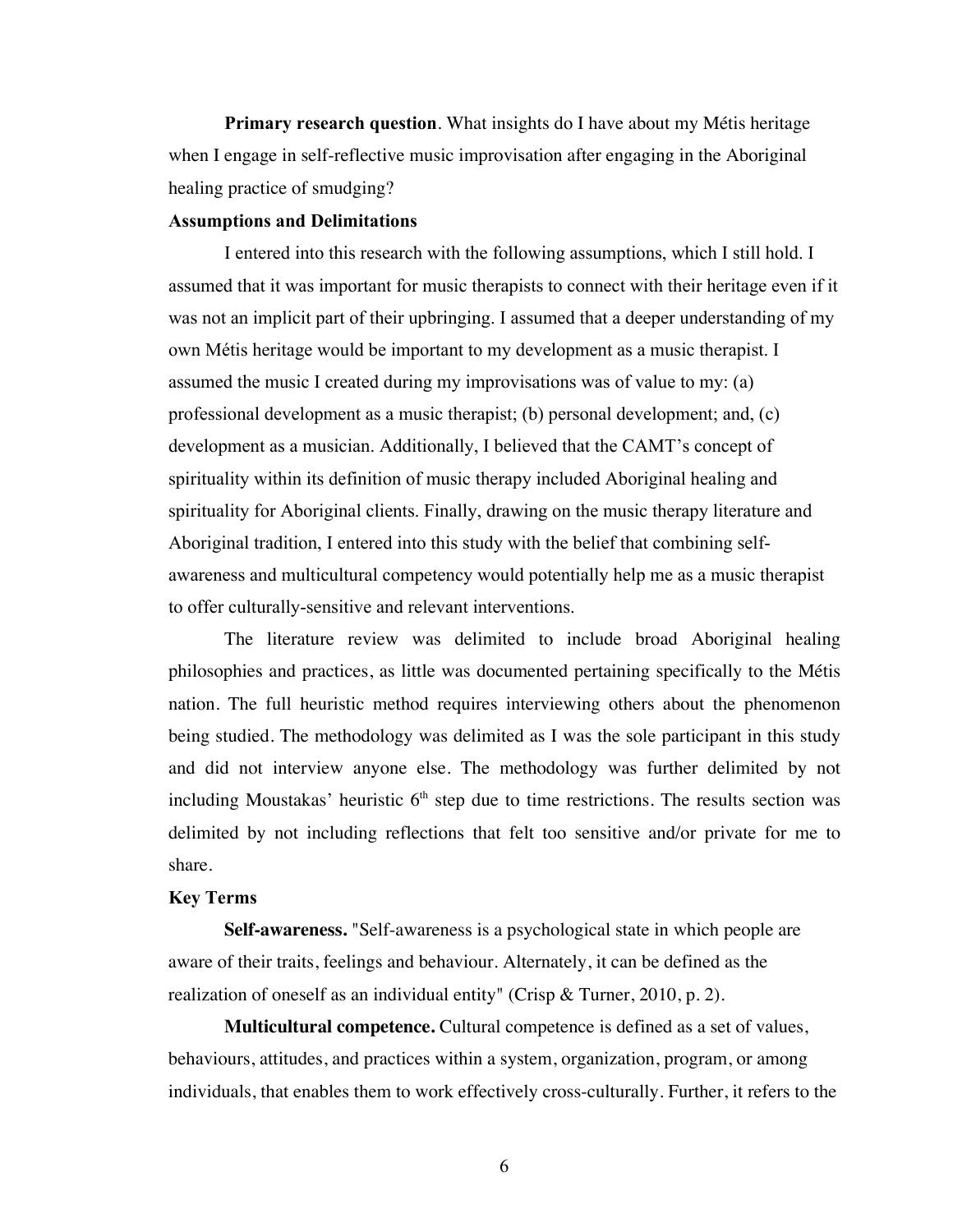**Primary research question**. What insights do I have about my Métis heritage when I engage in self-reflective music improvisation after engaging in the Aboriginal healing practice of smudging?

### Assumptions and Delimitations

I entered into this research with the following assumptions, which I still hold. I assumed that it was important for music therapists to connect with their heritage even if it was not an implicit part of their upbringing. I assumed that a deeper understanding of my own Métis heritage would be important to my development as a music therapist. I assumed the music I created during my improvisations was of value to my: (a) professional development as a music therapist; (b) personal development; and, (c) development as a musician. Additionally, I believed that the CAMT's concept of spirituality within its definition of music therapy included Aboriginal healing and spirituality for Aboriginal clients. Finally, drawing on the music therapy literature and Aboriginal tradition, I entered into this study with the belief that combining self-awareness and multicultural competency would potentially help me as a music therapist to offer culturally-sensitive and relevant interventions.

The literature review was delimited to include broad Aboriginal healing philosophies and practices, as little was documented pertaining specifically to the Métis nation. The full heuristic method requires interviewing others about the phenomenon being studied. The methodology was delimited as I was the sole participant in this study and did not interview anyone else. The methodology was further delimited by not including Moustakas' heuristic 6th step due to time restrictions. The results section was delimited by not including reflections that felt too sensitive and/or private for me to share.

### Key Terms

**Self-awareness.** "Self-awareness is a psychological state in which people are aware of their traits, feelings and behaviour. Alternately, it can be defined as the realization of oneself as an individual entity" (Crisp & Turner, 2010, p. 2).

**Multicultural competence.** Cultural competence is defined as a set of values, behaviours, attitudes, and practices within a system, organization, program, or among individuals, that enables them to work effectively cross-culturally. Further, it refers to the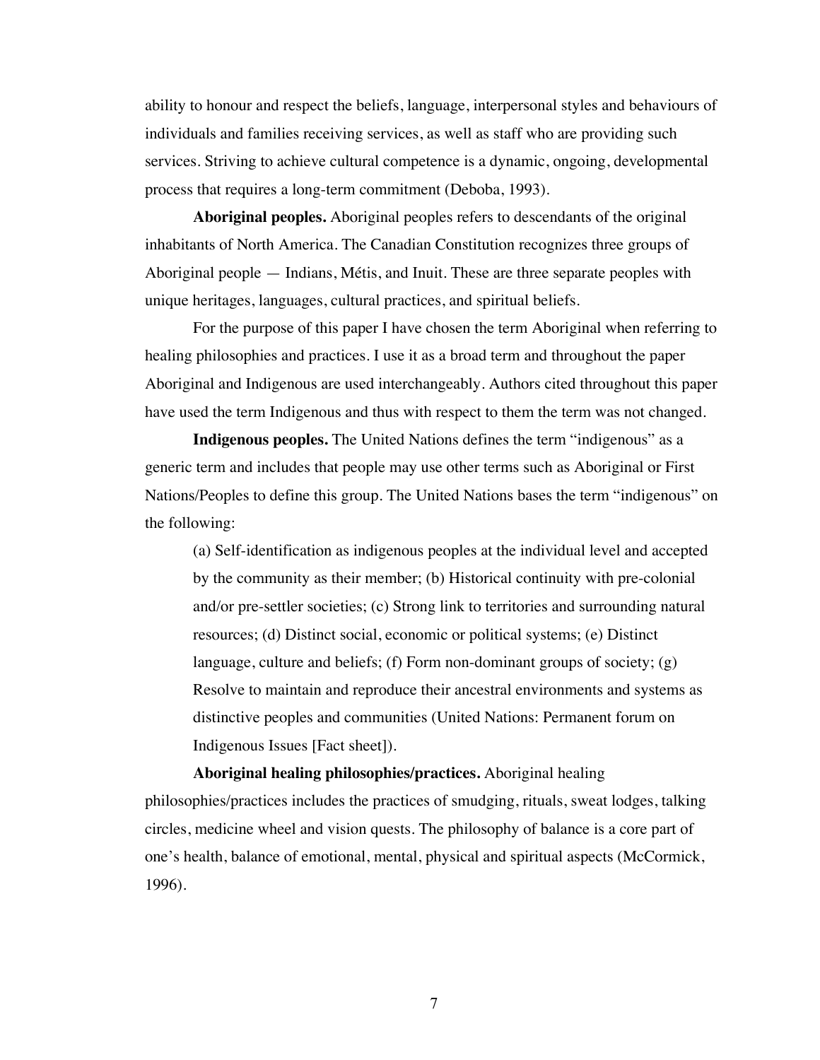ability to honour and respect the beliefs, language, interpersonal styles and behaviours of individuals and families receiving services, as well as staff who are providing such services. Striving to achieve cultural competence is a dynamic, ongoing, developmental process that requires a long-term commitment (Deboba, 1993).

**Aboriginal peoples.** Aboriginal peoples refers to descendants of the original inhabitants of North America. The Canadian Constitution recognizes three groups of Aboriginal people — Indians, Métis, and Inuit. These are three separate peoples with unique heritages, languages, cultural practices, and spiritual beliefs.

For the purpose of this paper I have chosen the term Aboriginal when referring to healing philosophies and practices. I use it as a broad term and throughout the paper Aboriginal and Indigenous are used interchangeably. Authors cited throughout this paper have used the term Indigenous and thus with respect to them the term was not changed.

**Indigenous peoples.** The United Nations defines the term "indigenous" as a generic term and includes that people may use other terms such as Aboriginal or First Nations/Peoples to define this group. The United Nations bases the term "indigenous" on the following:

> (a) Self-identification as indigenous peoples at the individual level and accepted by the community as their member; (b) Historical continuity with pre-colonial and/or pre-settler societies; (c) Strong link to territories and surrounding natural resources; (d) Distinct social, economic or political systems; (e) Distinct language, culture and beliefs; (f) Form non-dominant groups of society; (g) Resolve to maintain and reproduce their ancestral environments and systems as distinctive peoples and communities (United Nations: Permanent forum on Indigenous Issues [Fact sheet]).

**Aboriginal healing philosophies/practices.** Aboriginal healing philosophies/practices includes the practices of smudging, rituals, sweat lodges, talking circles, medicine wheel and vision quests. The philosophy of balance is a core part of one's health, balance of emotional, mental, physical and spiritual aspects (McCormick, 1996).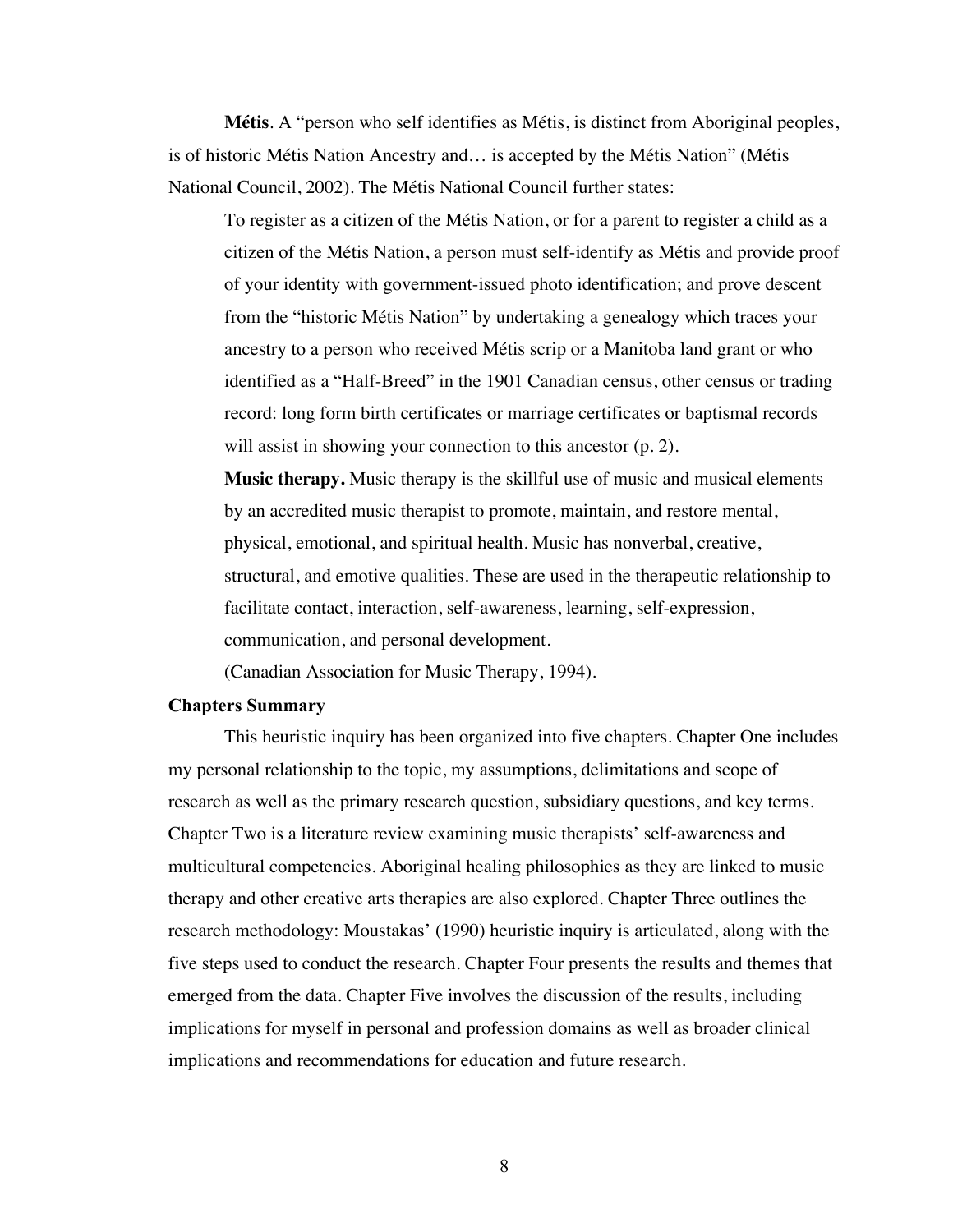**Métis**. A "person who self identifies as Métis, is distinct from Aboriginal peoples, is of historic Métis Nation Ancestry and… is accepted by the Métis Nation" (Métis National Council, 2002). The Métis National Council further states:

> To register as a citizen of the Métis Nation, or for a parent to register a child as a citizen of the Métis Nation, a person must self-identify as Métis and provide proof of your identity with government-issued photo identification; and prove descent from the "historic Métis Nation" by undertaking a genealogy which traces your ancestry to a person who received Métis scrip or a Manitoba land grant or who identified as a "Half-Breed" in the 1901 Canadian census, other census or trading record: long form birth certificates or marriage certificates or baptismal records will assist in showing your connection to this ancestor (p. 2).

**Music therapy.** Music therapy is the skillful use of music and musical elements by an accredited music therapist to promote, maintain, and restore mental, physical, emotional, and spiritual health. Music has nonverbal, creative, structural, and emotive qualities. These are used in the therapeutic relationship to facilitate contact, interaction, self-awareness, learning, self-expression, communication, and personal development.
(Canadian Association for Music Therapy, 1994).

## Chapters Summary

This heuristic inquiry has been organized into five chapters. Chapter One includes my personal relationship to the topic, my assumptions, delimitations and scope of research as well as the primary research question, subsidiary questions, and key terms. Chapter Two is a literature review examining music therapists' self-awareness and multicultural competencies. Aboriginal healing philosophies as they are linked to music therapy and other creative arts therapies are also explored. Chapter Three outlines the research methodology: Moustakas' (1990) heuristic inquiry is articulated, along with the five steps used to conduct the research. Chapter Four presents the results and themes that emerged from the data. Chapter Five involves the discussion of the results, including implications for myself in personal and profession domains as well as broader clinical implications and recommendations for education and future research.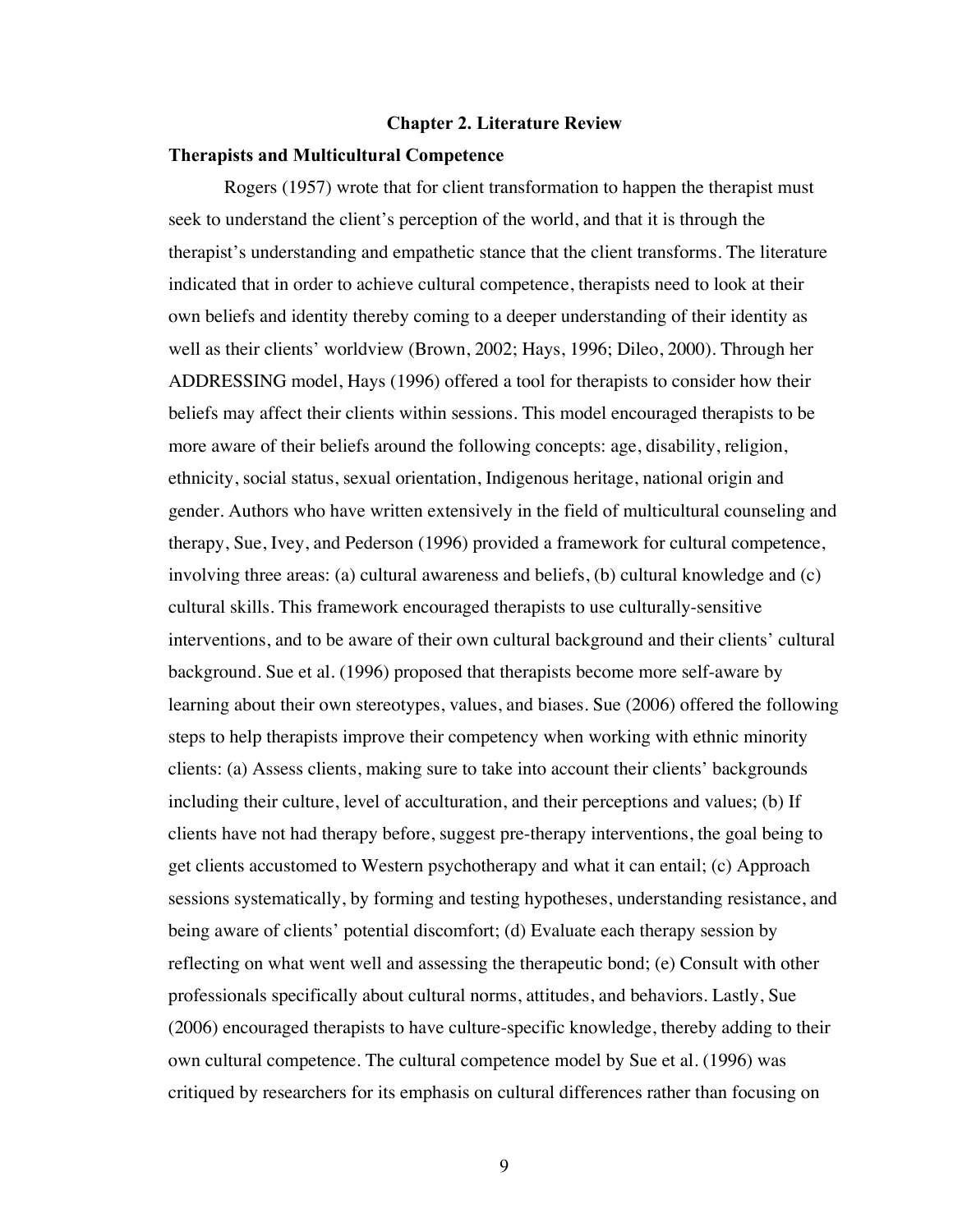## Chapter 2. Literature Review

### Therapists and Multicultural Competence

Rogers (1957) wrote that for client transformation to happen the therapist must seek to understand the client's perception of the world, and that it is through the therapist's understanding and empathetic stance that the client transforms. The literature indicated that in order to achieve cultural competence, therapists need to look at their own beliefs and identity thereby coming to a deeper understanding of their identity as well as their clients' worldview (Brown, 2002; Hays, 1996; Dileo, 2000). Through her ADDRESSING model, Hays (1996) offered a tool for therapists to consider how their beliefs may affect their clients within sessions. This model encouraged therapists to be more aware of their beliefs around the following concepts: age, disability, religion, ethnicity, social status, sexual orientation, Indigenous heritage, national origin and gender. Authors who have written extensively in the field of multicultural counseling and therapy, Sue, Ivey, and Pederson (1996) provided a framework for cultural competence, involving three areas: (a) cultural awareness and beliefs, (b) cultural knowledge and (c) cultural skills. This framework encouraged therapists to use culturally-sensitive interventions, and to be aware of their own cultural background and their clients' cultural background. Sue et al. (1996) proposed that therapists become more self-aware by learning about their own stereotypes, values, and biases. Sue (2006) offered the following steps to help therapists improve their competency when working with ethnic minority clients: (a) Assess clients, making sure to take into account their clients' backgrounds including their culture, level of acculturation, and their perceptions and values; (b) If clients have not had therapy before, suggest pre-therapy interventions, the goal being to get clients accustomed to Western psychotherapy and what it can entail; (c) Approach sessions systematically, by forming and testing hypotheses, understanding resistance, and being aware of clients' potential discomfort; (d) Evaluate each therapy session by reflecting on what went well and assessing the therapeutic bond; (e) Consult with other professionals specifically about cultural norms, attitudes, and behaviors. Lastly, Sue (2006) encouraged therapists to have culture-specific knowledge, thereby adding to their own cultural competence. The cultural competence model by Sue et al. (1996) was critiqued by researchers for its emphasis on cultural differences rather than focusing on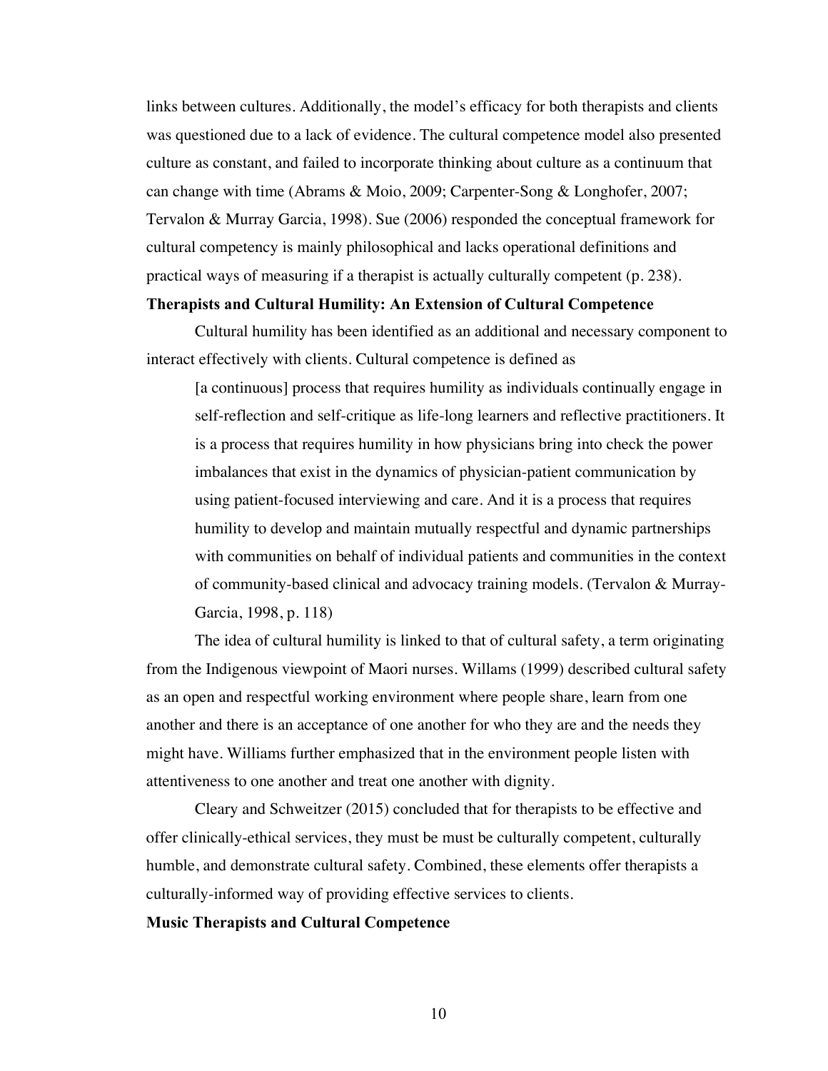links between cultures. Additionally, the model's efficacy for both therapists and clients was questioned due to a lack of evidence. The cultural competence model also presented culture as constant, and failed to incorporate thinking about culture as a continuum that can change with time (Abrams & Moio, 2009; Carpenter-Song & Longhofer, 2007; Tervalon & Murray Garcia, 1998). Sue (2006) responded the conceptual framework for cultural competency is mainly philosophical and lacks operational definitions and practical ways of measuring if a therapist is actually culturally competent (p. 238).

**Therapists and Cultural Humility: An Extension of Cultural Competence**

Cultural humility has been identified as an additional and necessary component to interact effectively with clients. Cultural competence is defined as

> [a continuous] process that requires humility as individuals continually engage in self-reflection and self-critique as life-long learners and reflective practitioners. It is a process that requires humility in how physicians bring into check the power imbalances that exist in the dynamics of physician-patient communication by using patient-focused interviewing and care. And it is a process that requires humility to develop and maintain mutually respectful and dynamic partnerships with communities on behalf of individual patients and communities in the context of community-based clinical and advocacy training models. (Tervalon & Murray-Garcia, 1998, p. 118)

The idea of cultural humility is linked to that of cultural safety, a term originating from the Indigenous viewpoint of Maori nurses. Willams (1999) described cultural safety as an open and respectful working environment where people share, learn from one another and there is an acceptance of one another for who they are and the needs they might have. Williams further emphasized that in the environment people listen with attentiveness to one another and treat one another with dignity.

Cleary and Schweitzer (2015) concluded that for therapists to be effective and offer clinically-ethical services, they must be must be culturally competent, culturally humble, and demonstrate cultural safety. Combined, these elements offer therapists a culturally-informed way of providing effective services to clients.

**Music Therapists and Cultural Competence**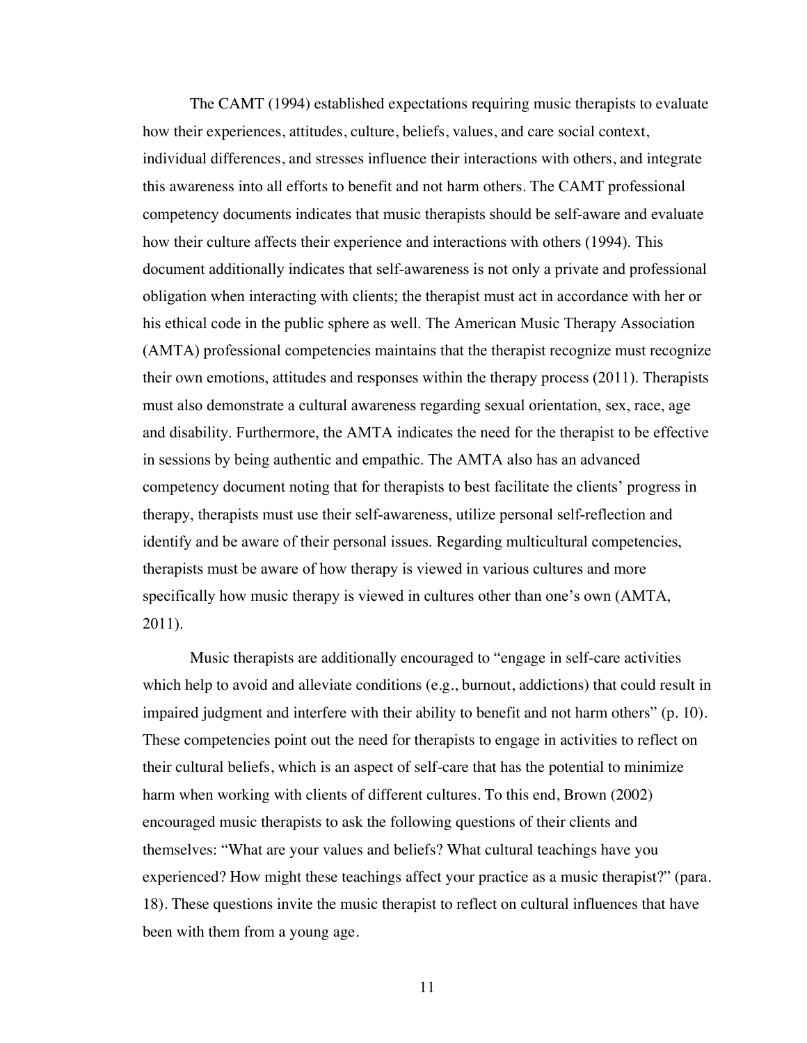The CAMT (1994) established expectations requiring music therapists to evaluate how their experiences, attitudes, culture, beliefs, values, and care social context, individual differences, and stresses influence their interactions with others, and integrate this awareness into all efforts to benefit and not harm others. The CAMT professional competency documents indicates that music therapists should be self-aware and evaluate how their culture affects their experience and interactions with others (1994). This document additionally indicates that self-awareness is not only a private and professional obligation when interacting with clients; the therapist must act in accordance with her or his ethical code in the public sphere as well. The American Music Therapy Association (AMTA) professional competencies maintains that the therapist recognize must recognize their own emotions, attitudes and responses within the therapy process (2011). Therapists must also demonstrate a cultural awareness regarding sexual orientation, sex, race, age and disability. Furthermore, the AMTA indicates the need for the therapist to be effective in sessions by being authentic and empathic. The AMTA also has an advanced competency document noting that for therapists to best facilitate the clients' progress in therapy, therapists must use their self-awareness, utilize personal self-reflection and identify and be aware of their personal issues. Regarding multicultural competencies, therapists must be aware of how therapy is viewed in various cultures and more specifically how music therapy is viewed in cultures other than one's own (AMTA, 2011).

Music therapists are additionally encouraged to "engage in self-care activities which help to avoid and alleviate conditions (e.g., burnout, addictions) that could result in impaired judgment and interfere with their ability to benefit and not harm others" (p. 10). These competencies point out the need for therapists to engage in activities to reflect on their cultural beliefs, which is an aspect of self-care that has the potential to minimize harm when working with clients of different cultures. To this end, Brown (2002) encouraged music therapists to ask the following questions of their clients and themselves: "What are your values and beliefs? What cultural teachings have you experienced? How might these teachings affect your practice as a music therapist?" (para. 18). These questions invite the music therapist to reflect on cultural influences that have been with them from a young age.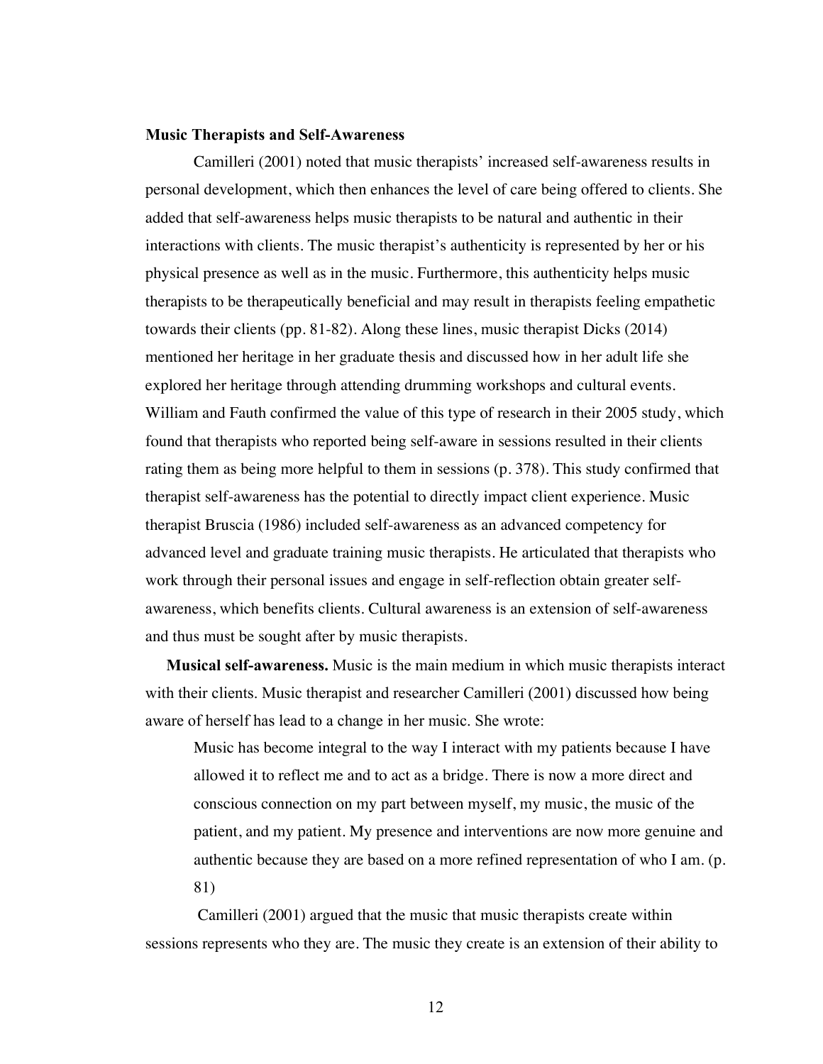## Music Therapists and Self-Awareness

Camilleri (2001) noted that music therapists' increased self-awareness results in personal development, which then enhances the level of care being offered to clients. She added that self-awareness helps music therapists to be natural and authentic in their interactions with clients. The music therapist's authenticity is represented by her or his physical presence as well as in the music. Furthermore, this authenticity helps music therapists to be therapeutically beneficial and may result in therapists feeling empathetic towards their clients (pp. 81-82). Along these lines, music therapist Dicks (2014) mentioned her heritage in her graduate thesis and discussed how in her adult life she explored her heritage through attending drumming workshops and cultural events. William and Fauth confirmed the value of this type of research in their 2005 study, which found that therapists who reported being self-aware in sessions resulted in their clients rating them as being more helpful to them in sessions (p. 378). This study confirmed that therapist self-awareness has the potential to directly impact client experience. Music therapist Bruscia (1986) included self-awareness as an advanced competency for advanced level and graduate training music therapists. He articulated that therapists who work through their personal issues and engage in self-reflection obtain greater self-awareness, which benefits clients. Cultural awareness is an extension of self-awareness and thus must be sought after by music therapists.

**Musical self-awareness.** Music is the main medium in which music therapists interact with their clients. Music therapist and researcher Camilleri (2001) discussed how being aware of herself has lead to a change in her music. She wrote:

> Music has become integral to the way I interact with my patients because I have allowed it to reflect me and to act as a bridge. There is now a more direct and conscious connection on my part between myself, my music, the music of the patient, and my patient. My presence and interventions are now more genuine and authentic because they are based on a more refined representation of who I am. (p. 81)

Camilleri (2001) argued that the music that music therapists create within sessions represents who they are. The music they create is an extension of their ability to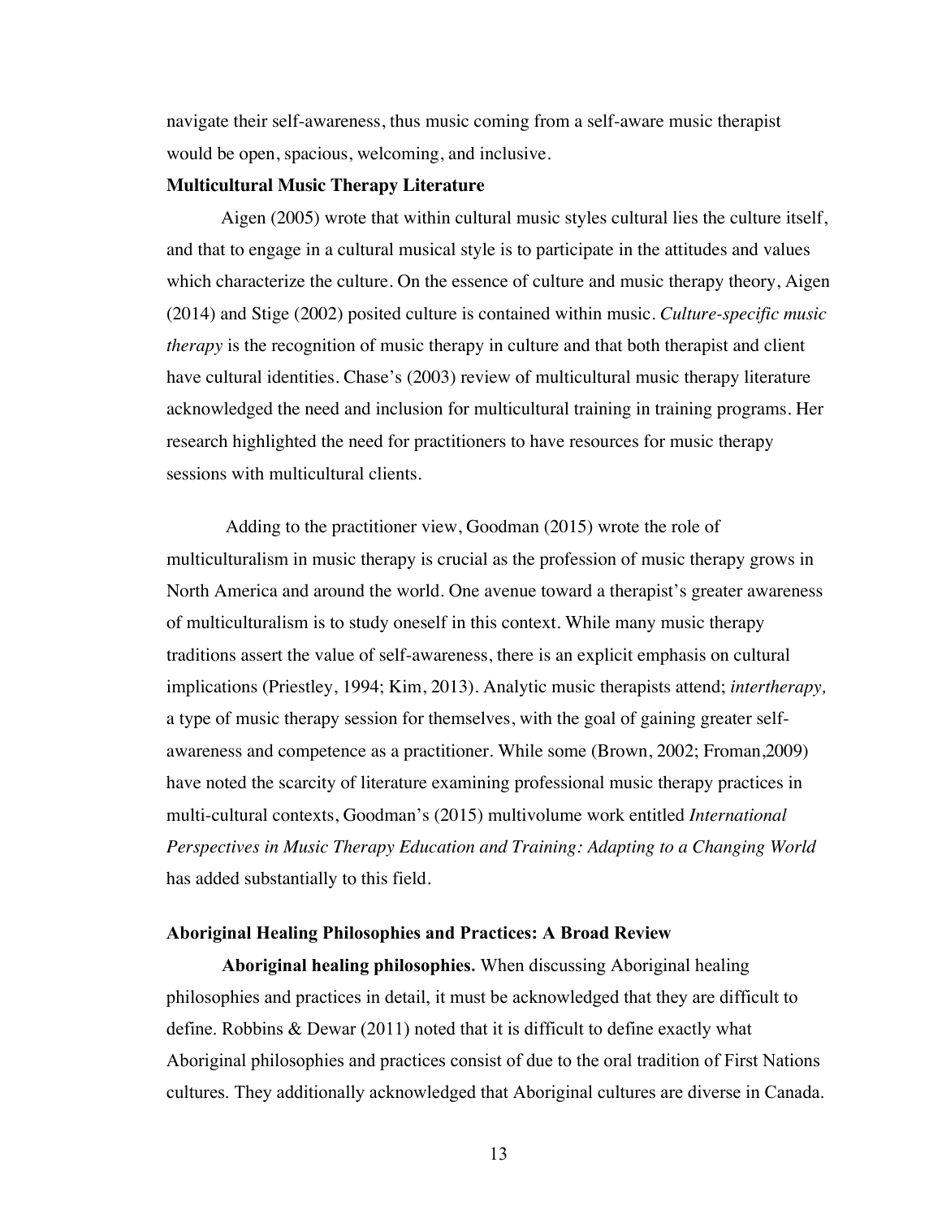navigate their self-awareness, thus music coming from a self-aware music therapist would be open, spacious, welcoming, and inclusive.

## Multicultural Music Therapy Literature

Aigen (2005) wrote that within cultural music styles cultural lies the culture itself, and that to engage in a cultural musical style is to participate in the attitudes and values which characterize the culture. On the essence of culture and music therapy theory, Aigen (2014) and Stige (2002) posited culture is contained within music. *Culture-specific music therapy* is the recognition of music therapy in culture and that both therapist and client have cultural identities. Chase's (2003) review of multicultural music therapy literature acknowledged the need and inclusion for multicultural training in training programs. Her research highlighted the need for practitioners to have resources for music therapy sessions with multicultural clients.

Adding to the practitioner view, Goodman (2015) wrote the role of multiculturalism in music therapy is crucial as the profession of music therapy grows in North America and around the world. One avenue toward a therapist's greater awareness of multiculturalism is to study oneself in this context. While many music therapy traditions assert the value of self-awareness, there is an explicit emphasis on cultural implications (Priestley, 1994; Kim, 2013). Analytic music therapists attend; *intertherapy,* a type of music therapy session for themselves, with the goal of gaining greater self-awareness and competence as a practitioner. While some (Brown, 2002; Froman,2009) have noted the scarcity of literature examining professional music therapy practices in multi-cultural contexts, Goodman's (2015) multivolume work entitled *International Perspectives in Music Therapy Education and Training: Adapting to a Changing World* has added substantially to this field.

## Aboriginal Healing Philosophies and Practices: A Broad Review

**Aboriginal healing philosophies.** When discussing Aboriginal healing philosophies and practices in detail, it must be acknowledged that they are difficult to define. Robbins & Dewar (2011) noted that it is difficult to define exactly what Aboriginal philosophies and practices consist of due to the oral tradition of First Nations cultures. They additionally acknowledged that Aboriginal cultures are diverse in Canada.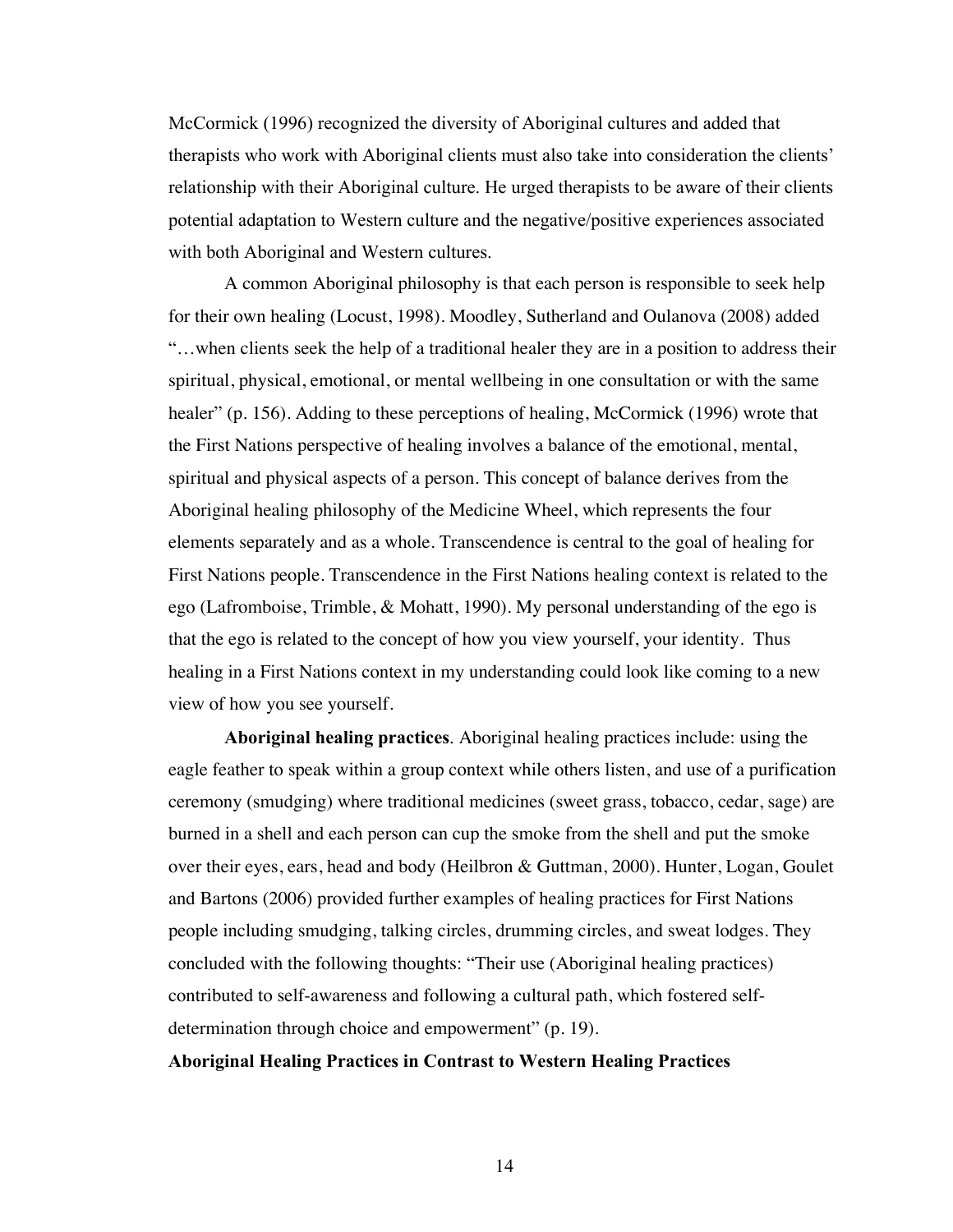McCormick (1996) recognized the diversity of Aboriginal cultures and added that therapists who work with Aboriginal clients must also take into consideration the clients' relationship with their Aboriginal culture. He urged therapists to be aware of their clients potential adaptation to Western culture and the negative/positive experiences associated with both Aboriginal and Western cultures.

A common Aboriginal philosophy is that each person is responsible to seek help for their own healing (Locust, 1998). Moodley, Sutherland and Oulanova (2008) added "…when clients seek the help of a traditional healer they are in a position to address their spiritual, physical, emotional, or mental wellbeing in one consultation or with the same healer" (p. 156). Adding to these perceptions of healing, McCormick (1996) wrote that the First Nations perspective of healing involves a balance of the emotional, mental, spiritual and physical aspects of a person. This concept of balance derives from the Aboriginal healing philosophy of the Medicine Wheel, which represents the four elements separately and as a whole. Transcendence is central to the goal of healing for First Nations people. Transcendence in the First Nations healing context is related to the ego (Lafromboise, Trimble, & Mohatt, 1990). My personal understanding of the ego is that the ego is related to the concept of how you view yourself, your identity. Thus healing in a First Nations context in my understanding could look like coming to a new view of how you see yourself.

**Aboriginal healing practices**. Aboriginal healing practices include: using the eagle feather to speak within a group context while others listen, and use of a purification ceremony (smudging) where traditional medicines (sweet grass, tobacco, cedar, sage) are burned in a shell and each person can cup the smoke from the shell and put the smoke over their eyes, ears, head and body (Heilbron & Guttman, 2000). Hunter, Logan, Goulet and Bartons (2006) provided further examples of healing practices for First Nations people including smudging, talking circles, drumming circles, and sweat lodges. They concluded with the following thoughts: "Their use (Aboriginal healing practices) contributed to self-awareness and following a cultural path, which fostered self-determination through choice and empowerment" (p. 19).

**Aboriginal Healing Practices in Contrast to Western Healing Practices**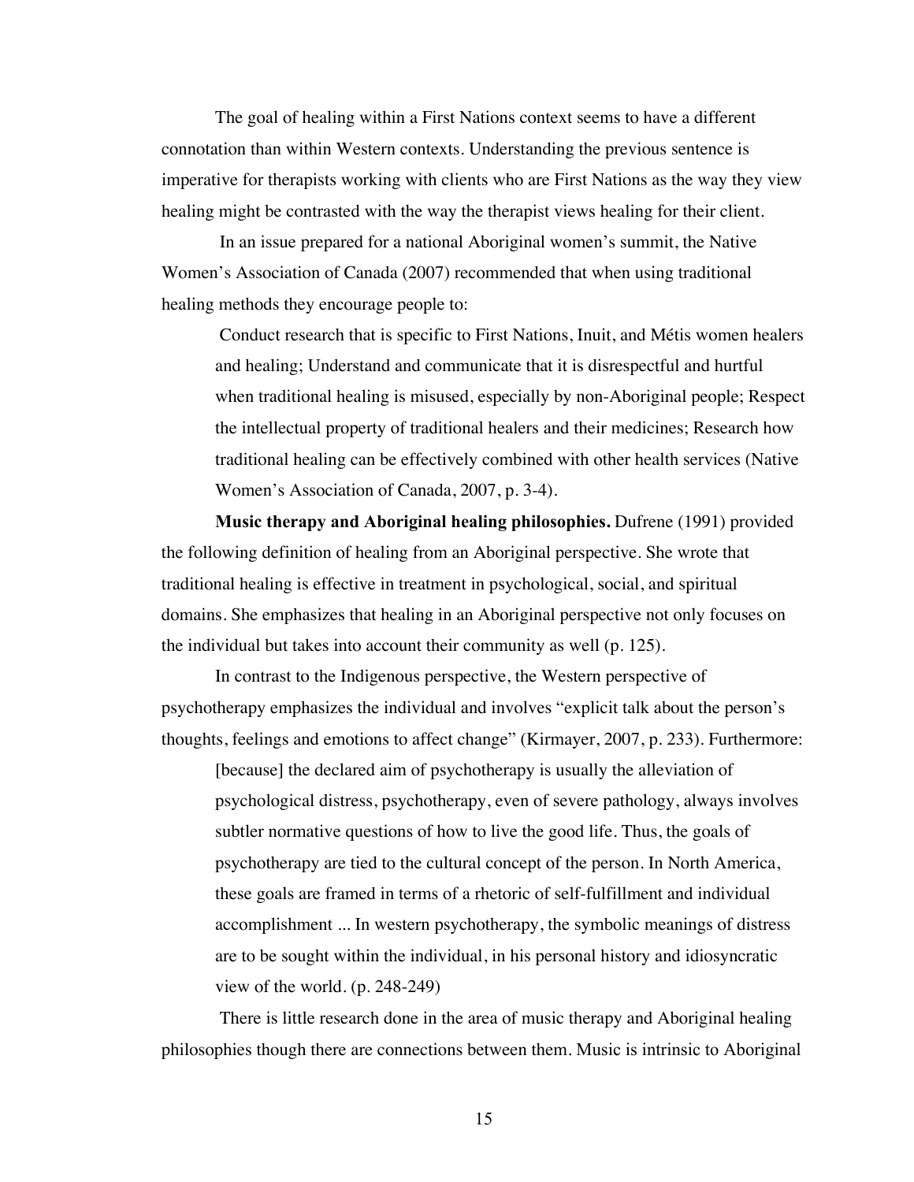The goal of healing within a First Nations context seems to have a different connotation than within Western contexts. Understanding the previous sentence is imperative for therapists working with clients who are First Nations as the way they view healing might be contrasted with the way the therapist views healing for their client.

In an issue prepared for a national Aboriginal women's summit, the Native Women's Association of Canada (2007) recommended that when using traditional healing methods they encourage people to:

> Conduct research that is specific to First Nations, Inuit, and Métis women healers and healing; Understand and communicate that it is disrespectful and hurtful when traditional healing is misused, especially by non-Aboriginal people; Respect the intellectual property of traditional healers and their medicines; Research how traditional healing can be effectively combined with other health services (Native Women's Association of Canada, 2007, p. 3-4).

**Music therapy and Aboriginal healing philosophies.** Dufrene (1991) provided the following definition of healing from an Aboriginal perspective. She wrote that traditional healing is effective in treatment in psychological, social, and spiritual domains. She emphasizes that healing in an Aboriginal perspective not only focuses on the individual but takes into account their community as well (p. 125).

In contrast to the Indigenous perspective, the Western perspective of psychotherapy emphasizes the individual and involves "explicit talk about the person's thoughts, feelings and emotions to affect change" (Kirmayer, 2007, p. 233). Furthermore:

> [because] the declared aim of psychotherapy is usually the alleviation of psychological distress, psychotherapy, even of severe pathology, always involves subtler normative questions of how to live the good life. Thus, the goals of psychotherapy are tied to the cultural concept of the person. In North America, these goals are framed in terms of a rhetoric of self-fulfillment and individual accomplishment ... In western psychotherapy, the symbolic meanings of distress are to be sought within the individual, in his personal history and idiosyncratic view of the world. (p. 248-249)

There is little research done in the area of music therapy and Aboriginal healing philosophies though there are connections between them. Music is intrinsic to Aboriginal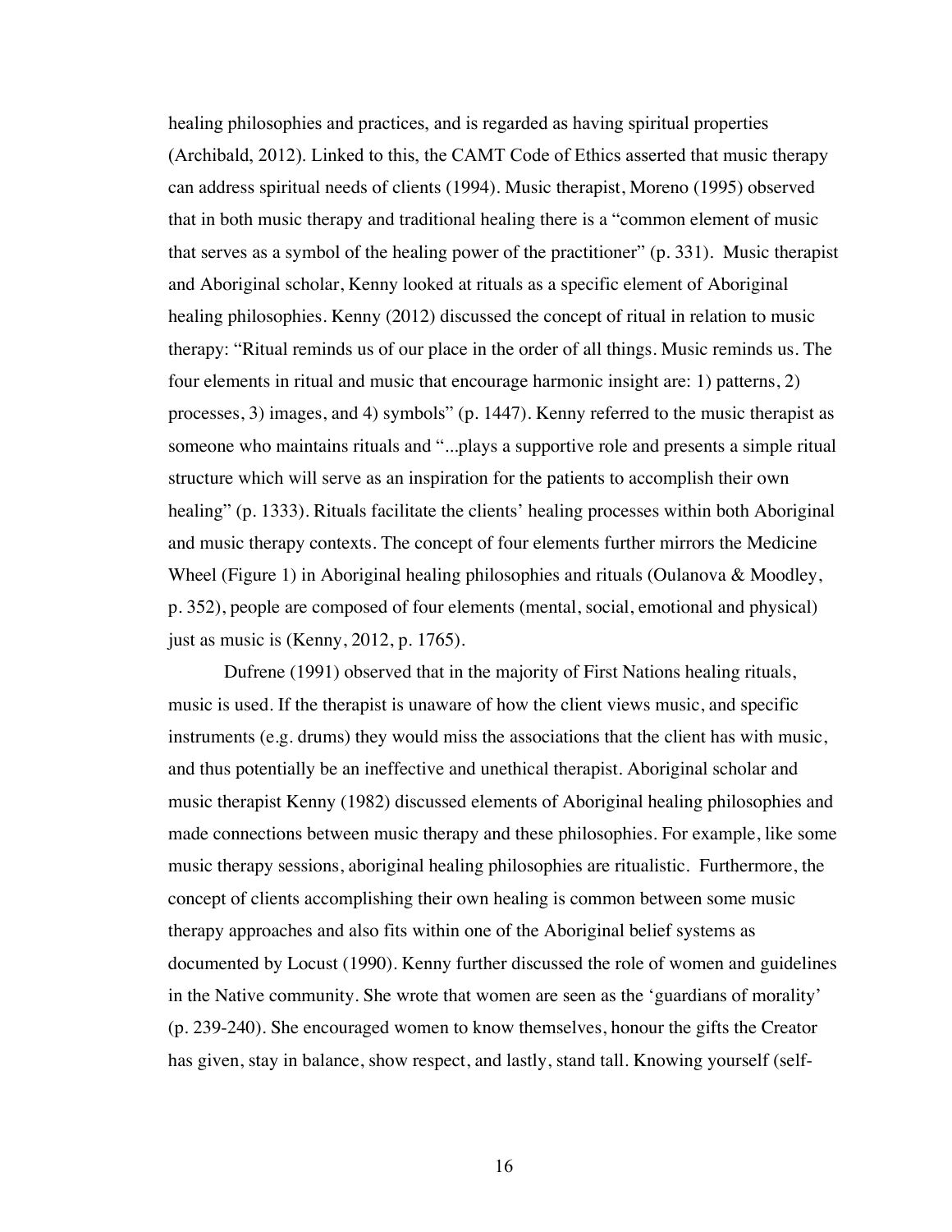healing philosophies and practices, and is regarded as having spiritual properties (Archibald, 2012). Linked to this, the CAMT Code of Ethics asserted that music therapy can address spiritual needs of clients (1994). Music therapist, Moreno (1995) observed that in both music therapy and traditional healing there is a "common element of music that serves as a symbol of the healing power of the practitioner" (p. 331). Music therapist and Aboriginal scholar, Kenny looked at rituals as a specific element of Aboriginal healing philosophies. Kenny (2012) discussed the concept of ritual in relation to music therapy: "Ritual reminds us of our place in the order of all things. Music reminds us. The four elements in ritual and music that encourage harmonic insight are: 1) patterns, 2) processes, 3) images, and 4) symbols" (p. 1447). Kenny referred to the music therapist as someone who maintains rituals and "...plays a supportive role and presents a simple ritual structure which will serve as an inspiration for the patients to accomplish their own healing" (p. 1333). Rituals facilitate the clients' healing processes within both Aboriginal and music therapy contexts. The concept of four elements further mirrors the Medicine Wheel (Figure 1) in Aboriginal healing philosophies and rituals (Oulanova & Moodley, p. 352), people are composed of four elements (mental, social, emotional and physical) just as music is (Kenny, 2012, p. 1765).

Dufrene (1991) observed that in the majority of First Nations healing rituals, music is used. If the therapist is unaware of how the client views music, and specific instruments (e.g. drums) they would miss the associations that the client has with music, and thus potentially be an ineffective and unethical therapist. Aboriginal scholar and music therapist Kenny (1982) discussed elements of Aboriginal healing philosophies and made connections between music therapy and these philosophies. For example, like some music therapy sessions, aboriginal healing philosophies are ritualistic. Furthermore, the concept of clients accomplishing their own healing is common between some music therapy approaches and also fits within one of the Aboriginal belief systems as documented by Locust (1990). Kenny further discussed the role of women and guidelines in the Native community. She wrote that women are seen as the 'guardians of morality' (p. 239-240). She encouraged women to know themselves, honour the gifts the Creator has given, stay in balance, show respect, and lastly, stand tall. Knowing yourself (self-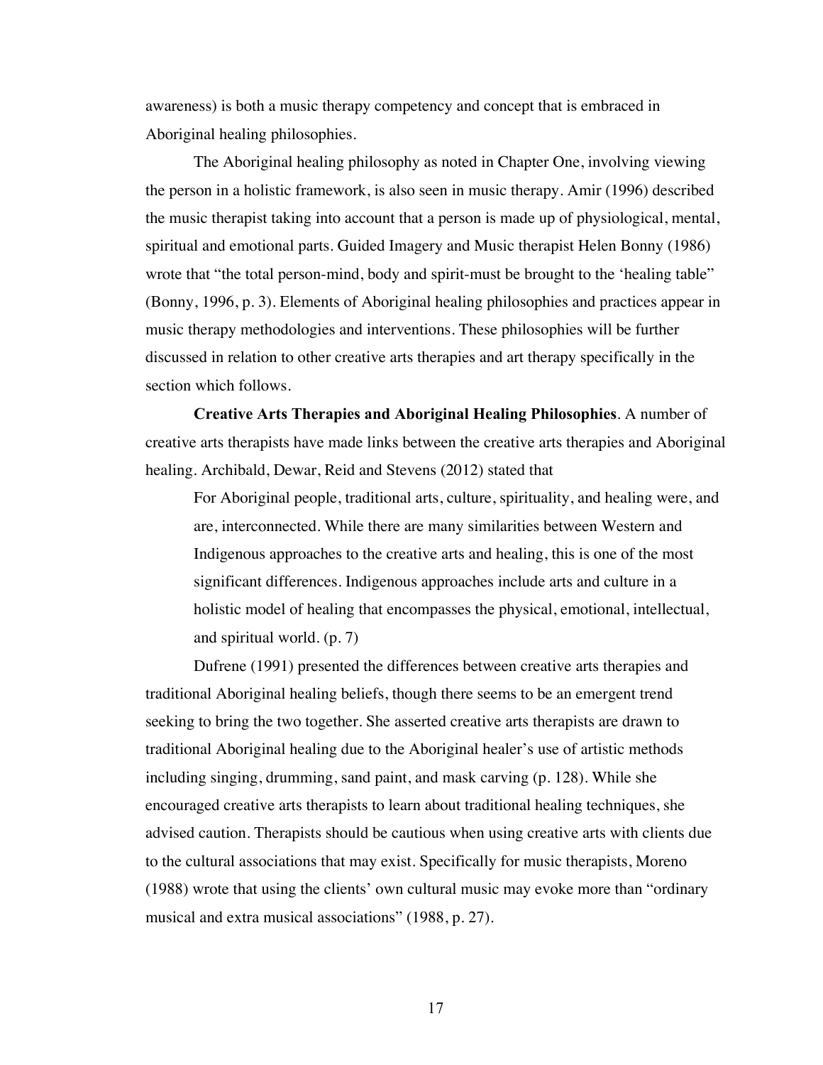awareness) is both a music therapy competency and concept that is embraced in Aboriginal healing philosophies.

The Aboriginal healing philosophy as noted in Chapter One, involving viewing the person in a holistic framework, is also seen in music therapy. Amir (1996) described the music therapist taking into account that a person is made up of physiological, mental, spiritual and emotional parts. Guided Imagery and Music therapist Helen Bonny (1986) wrote that "the total person-mind, body and spirit-must be brought to the 'healing table" (Bonny, 1996, p. 3). Elements of Aboriginal healing philosophies and practices appear in music therapy methodologies and interventions. These philosophies will be further discussed in relation to other creative arts therapies and art therapy specifically in the section which follows.

**Creative Arts Therapies and Aboriginal Healing Philosophies**. A number of creative arts therapists have made links between the creative arts therapies and Aboriginal healing. Archibald, Dewar, Reid and Stevens (2012) stated that

> For Aboriginal people, traditional arts, culture, spirituality, and healing were, and are, interconnected. While there are many similarities between Western and Indigenous approaches to the creative arts and healing, this is one of the most significant differences. Indigenous approaches include arts and culture in a holistic model of healing that encompasses the physical, emotional, intellectual, and spiritual world. (p. 7)

Dufrene (1991) presented the differences between creative arts therapies and traditional Aboriginal healing beliefs, though there seems to be an emergent trend seeking to bring the two together. She asserted creative arts therapists are drawn to traditional Aboriginal healing due to the Aboriginal healer's use of artistic methods including singing, drumming, sand paint, and mask carving (p. 128). While she encouraged creative arts therapists to learn about traditional healing techniques, she advised caution. Therapists should be cautious when using creative arts with clients due to the cultural associations that may exist. Specifically for music therapists, Moreno (1988) wrote that using the clients' own cultural music may evoke more than "ordinary musical and extra musical associations" (1988, p. 27).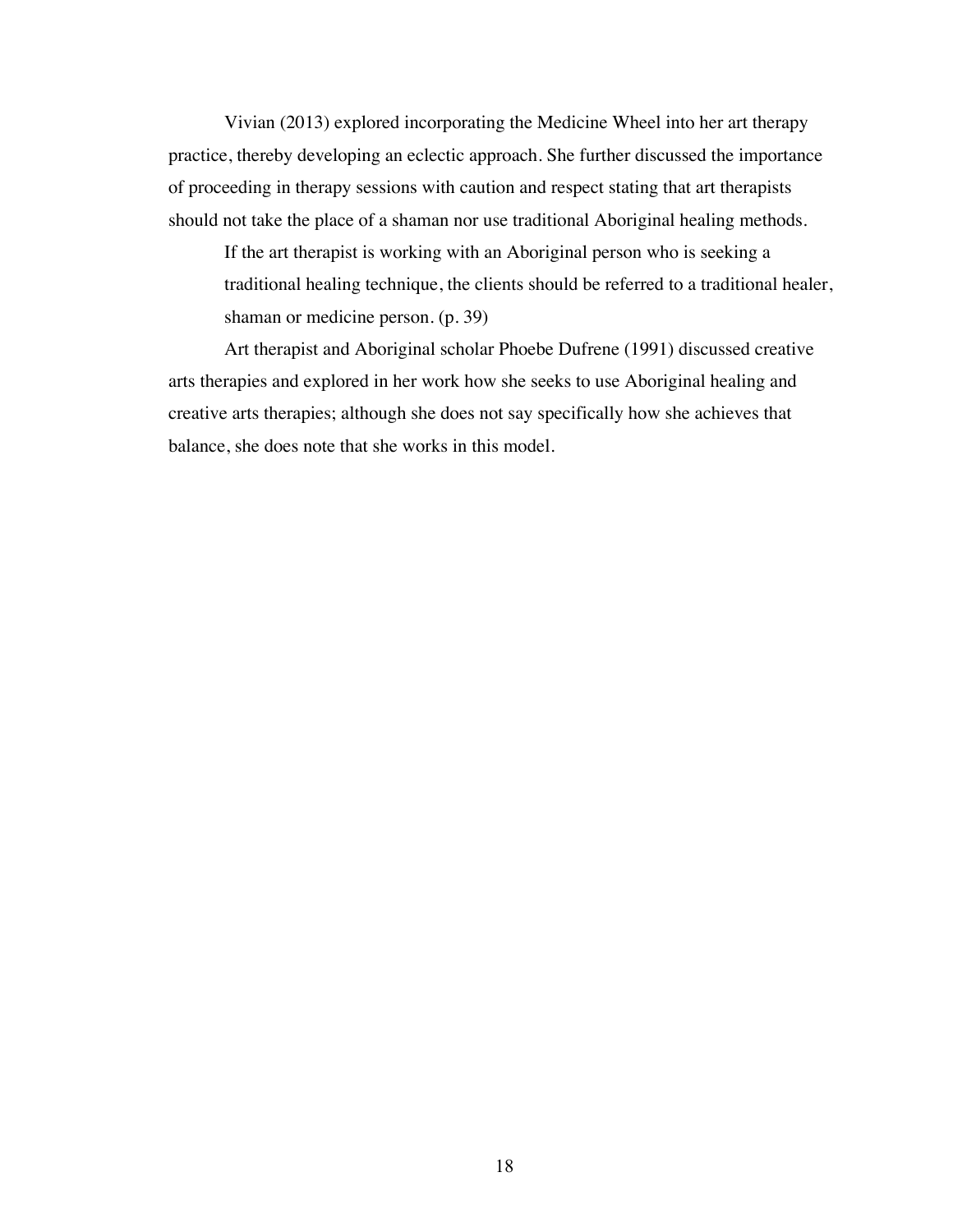Vivian (2013) explored incorporating the Medicine Wheel into her art therapy practice, thereby developing an eclectic approach. She further discussed the importance of proceeding in therapy sessions with caution and respect stating that art therapists should not take the place of a shaman nor use traditional Aboriginal healing methods.

> If the art therapist is working with an Aboriginal person who is seeking a traditional healing technique, the clients should be referred to a traditional healer, shaman or medicine person. (p. 39)

Art therapist and Aboriginal scholar Phoebe Dufrene (1991) discussed creative arts therapies and explored in her work how she seeks to use Aboriginal healing and creative arts therapies; although she does not say specifically how she achieves that balance, she does note that she works in this model.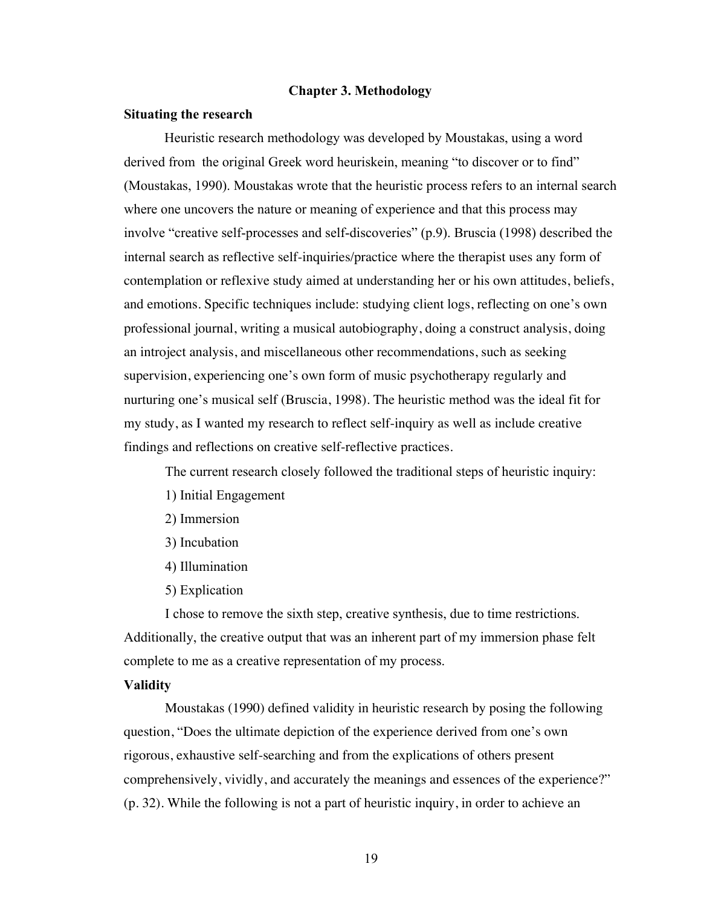## Chapter 3. Methodology

### Situating the research

Heuristic research methodology was developed by Moustakas, using a word derived from the original Greek word heuriskein, meaning "to discover or to find" (Moustakas, 1990). Moustakas wrote that the heuristic process refers to an internal search where one uncovers the nature or meaning of experience and that this process may involve "creative self-processes and self-discoveries" (p.9). Bruscia (1998) described the internal search as reflective self-inquiries/practice where the therapist uses any form of contemplation or reflexive study aimed at understanding her or his own attitudes, beliefs, and emotions. Specific techniques include: studying client logs, reflecting on one's own professional journal, writing a musical autobiography, doing a construct analysis, doing an introject analysis, and miscellaneous other recommendations, such as seeking supervision, experiencing one's own form of music psychotherapy regularly and nurturing one's musical self (Bruscia, 1998). The heuristic method was the ideal fit for my study, as I wanted my research to reflect self-inquiry as well as include creative findings and reflections on creative self-reflective practices.

The current research closely followed the traditional steps of heuristic inquiry:

1) Initial Engagement
2) Immersion
3) Incubation
4) Illumination
5) Explication

I chose to remove the sixth step, creative synthesis, due to time restrictions. Additionally, the creative output that was an inherent part of my immersion phase felt complete to me as a creative representation of my process.

### Validity

Moustakas (1990) defined validity in heuristic research by posing the following question, "Does the ultimate depiction of the experience derived from one's own rigorous, exhaustive self-searching and from the explications of others present comprehensively, vividly, and accurately the meanings and essences of the experience?" (p. 32). While the following is not a part of heuristic inquiry, in order to achieve an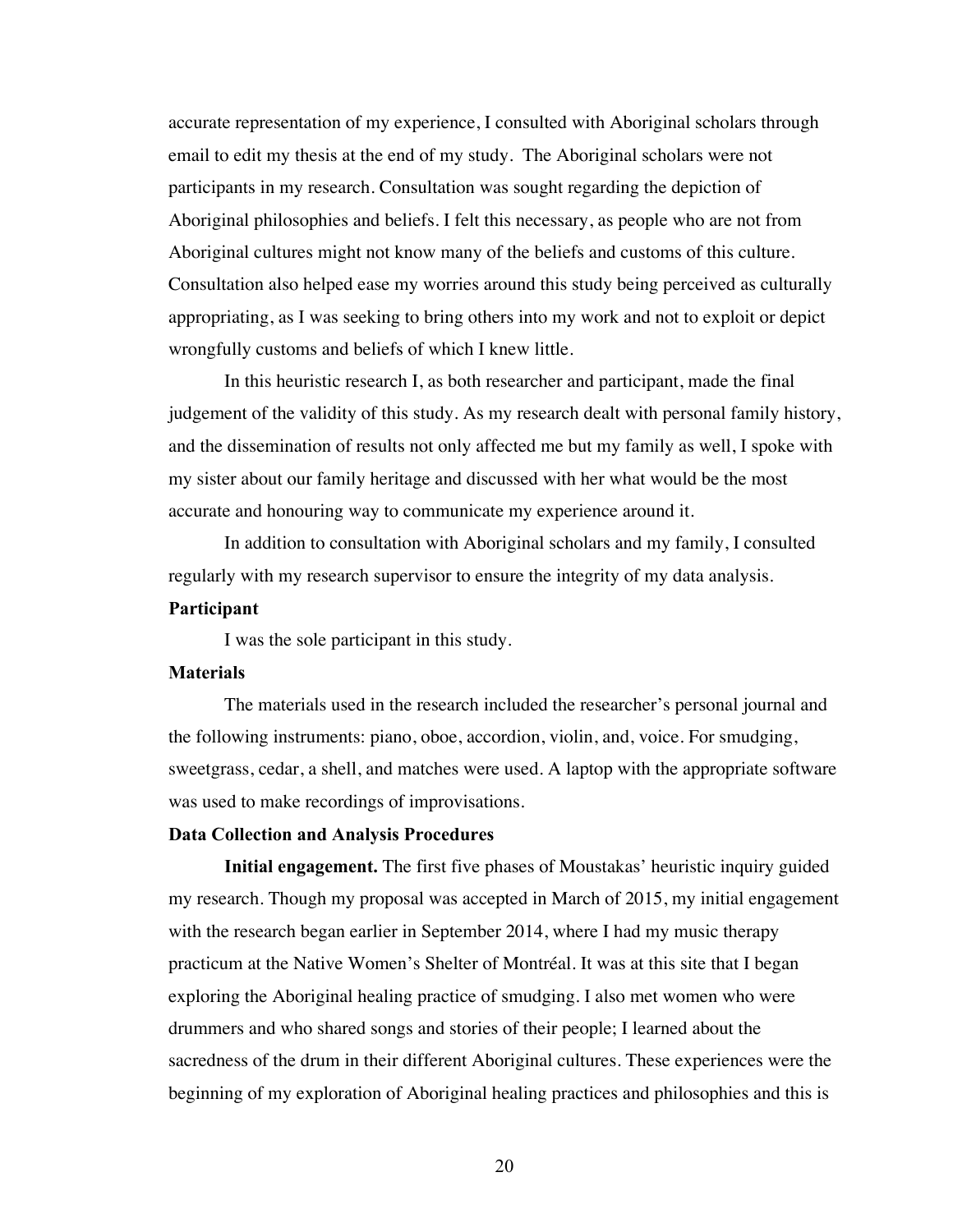accurate representation of my experience, I consulted with Aboriginal scholars through email to edit my thesis at the end of my study. The Aboriginal scholars were not participants in my research. Consultation was sought regarding the depiction of Aboriginal philosophies and beliefs. I felt this necessary, as people who are not from Aboriginal cultures might not know many of the beliefs and customs of this culture. Consultation also helped ease my worries around this study being perceived as culturally appropriating, as I was seeking to bring others into my work and not to exploit or depict wrongfully customs and beliefs of which I knew little.

In this heuristic research I, as both researcher and participant, made the final judgement of the validity of this study. As my research dealt with personal family history, and the dissemination of results not only affected me but my family as well, I spoke with my sister about our family heritage and discussed with her what would be the most accurate and honouring way to communicate my experience around it.

In addition to consultation with Aboriginal scholars and my family, I consulted regularly with my research supervisor to ensure the integrity of my data analysis.

### Participant

I was the sole participant in this study.

### Materials

The materials used in the research included the researcher's personal journal and the following instruments: piano, oboe, accordion, violin, and, voice. For smudging, sweetgrass, cedar, a shell, and matches were used. A laptop with the appropriate software was used to make recordings of improvisations.

### Data Collection and Analysis Procedures

**Initial engagement.** The first five phases of Moustakas' heuristic inquiry guided my research. Though my proposal was accepted in March of 2015, my initial engagement with the research began earlier in September 2014, where I had my music therapy practicum at the Native Women's Shelter of Montréal. It was at this site that I began exploring the Aboriginal healing practice of smudging. I also met women who were drummers and who shared songs and stories of their people; I learned about the sacredness of the drum in their different Aboriginal cultures. These experiences were the beginning of my exploration of Aboriginal healing practices and philosophies and this is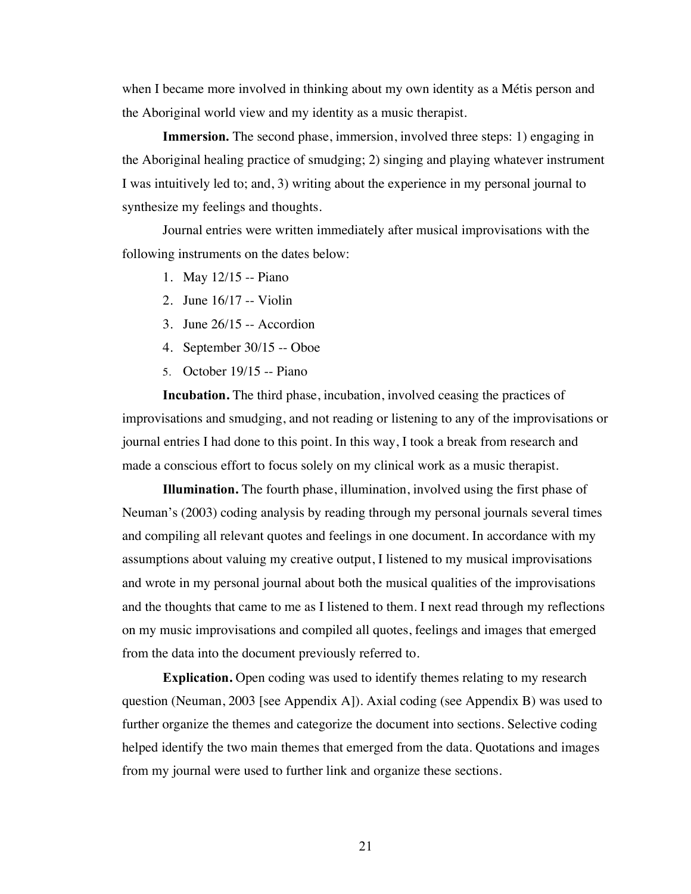when I became more involved in thinking about my own identity as a Métis person and the Aboriginal world view and my identity as a music therapist.

**Immersion.** The second phase, immersion, involved three steps: 1) engaging in the Aboriginal healing practice of smudging; 2) singing and playing whatever instrument I was intuitively led to; and, 3) writing about the experience in my personal journal to synthesize my feelings and thoughts.

Journal entries were written immediately after musical improvisations with the following instruments on the dates below:

1. May 12/15 -- Piano
2. June 16/17 -- Violin
3. June 26/15 -- Accordion
4. September 30/15 -- Oboe
5. October 19/15 -- Piano

**Incubation.** The third phase, incubation, involved ceasing the practices of improvisations and smudging, and not reading or listening to any of the improvisations or journal entries I had done to this point. In this way, I took a break from research and made a conscious effort to focus solely on my clinical work as a music therapist.

**Illumination.** The fourth phase, illumination, involved using the first phase of Neuman's (2003) coding analysis by reading through my personal journals several times and compiling all relevant quotes and feelings in one document. In accordance with my assumptions about valuing my creative output, I listened to my musical improvisations and wrote in my personal journal about both the musical qualities of the improvisations and the thoughts that came to me as I listened to them. I next read through my reflections on my music improvisations and compiled all quotes, feelings and images that emerged from the data into the document previously referred to.

**Explication.** Open coding was used to identify themes relating to my research question (Neuman, 2003 [see Appendix A]). Axial coding (see Appendix B) was used to further organize the themes and categorize the document into sections. Selective coding helped identify the two main themes that emerged from the data. Quotations and images from my journal were used to further link and organize these sections.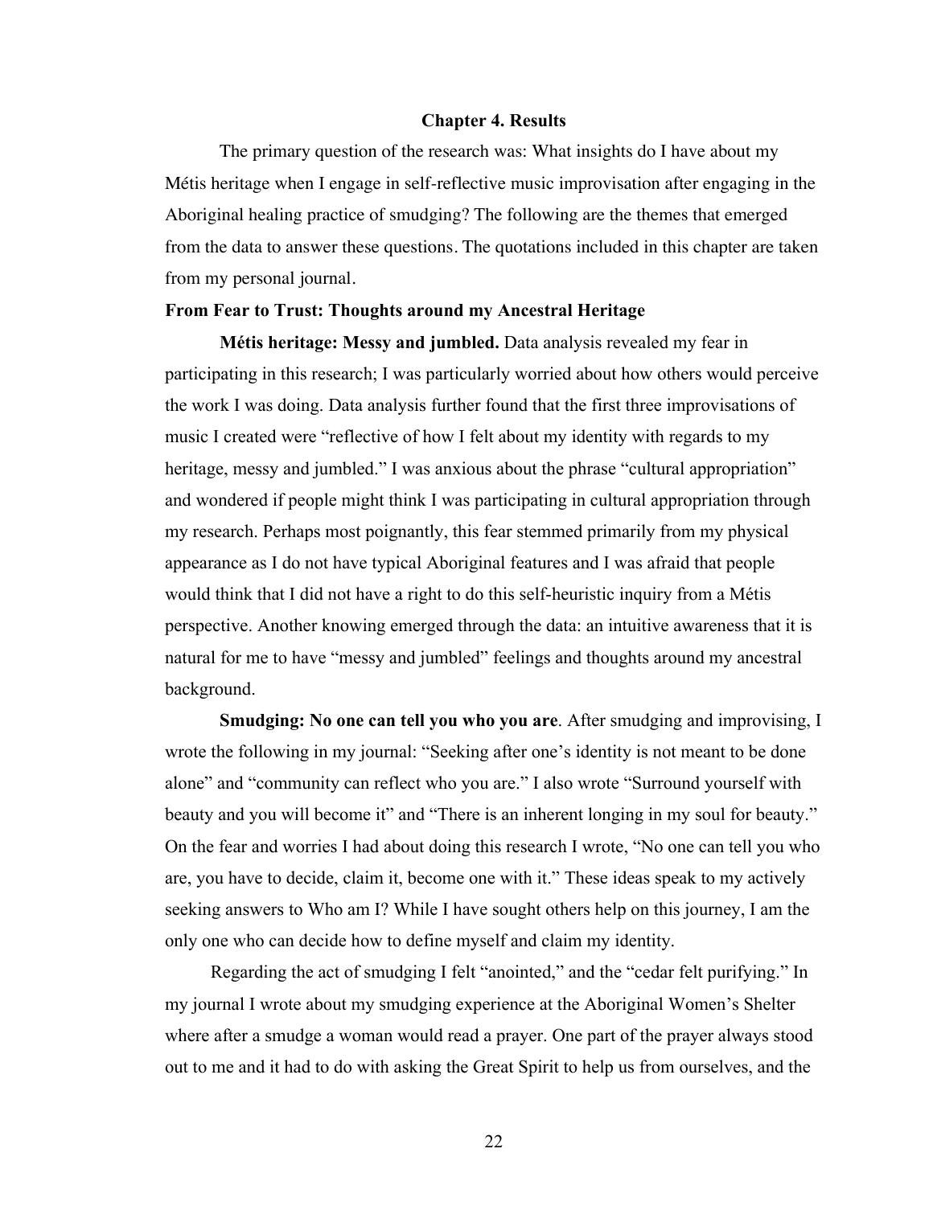## Chapter 4. Results

The primary question of the research was: What insights do I have about my Métis heritage when I engage in self-reflective music improvisation after engaging in the Aboriginal healing practice of smudging? The following are the themes that emerged from the data to answer these questions. The quotations included in this chapter are taken from my personal journal.

### From Fear to Trust: Thoughts around my Ancestral Heritage

**Métis heritage: Messy and jumbled.** Data analysis revealed my fear in participating in this research; I was particularly worried about how others would perceive the work I was doing. Data analysis further found that the first three improvisations of music I created were "reflective of how I felt about my identity with regards to my heritage, messy and jumbled." I was anxious about the phrase "cultural appropriation" and wondered if people might think I was participating in cultural appropriation through my research. Perhaps most poignantly, this fear stemmed primarily from my physical appearance as I do not have typical Aboriginal features and I was afraid that people would think that I did not have a right to do this self-heuristic inquiry from a Métis perspective. Another knowing emerged through the data: an intuitive awareness that it is natural for me to have "messy and jumbled" feelings and thoughts around my ancestral background.

**Smudging: No one can tell you who you are**. After smudging and improvising, I wrote the following in my journal: "Seeking after one's identity is not meant to be done alone" and "community can reflect who you are." I also wrote "Surround yourself with beauty and you will become it" and "There is an inherent longing in my soul for beauty." On the fear and worries I had about doing this research I wrote, "No one can tell you who are, you have to decide, claim it, become one with it." These ideas speak to my actively seeking answers to Who am I? While I have sought others help on this journey, I am the only one who can decide how to define myself and claim my identity.

Regarding the act of smudging I felt "anointed," and the "cedar felt purifying." In my journal I wrote about my smudging experience at the Aboriginal Women's Shelter where after a smudge a woman would read a prayer. One part of the prayer always stood out to me and it had to do with asking the Great Spirit to help us from ourselves, and the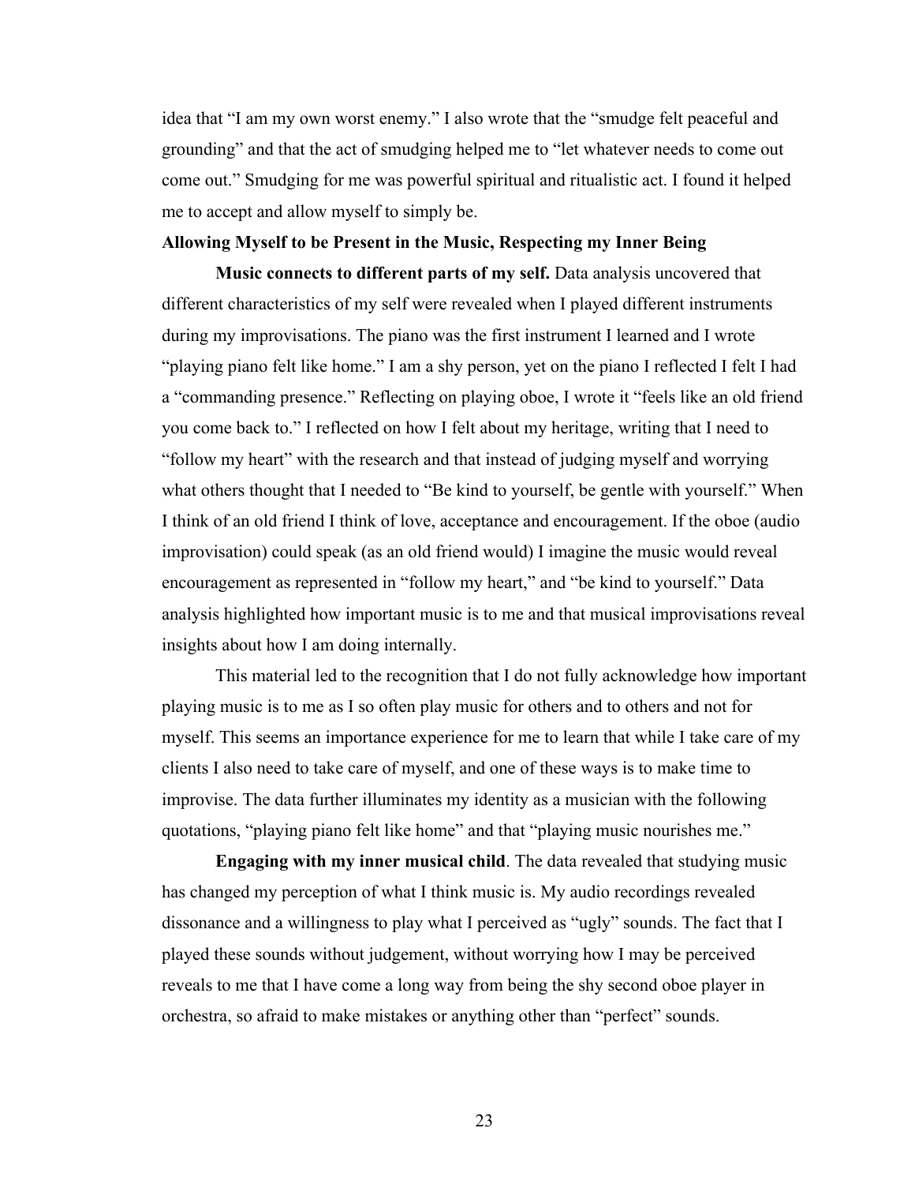idea that "I am my own worst enemy." I also wrote that the "smudge felt peaceful and grounding" and that the act of smudging helped me to "let whatever needs to come out come out." Smudging for me was powerful spiritual and ritualistic act. I found it helped me to accept and allow myself to simply be.

**Allowing Myself to be Present in the Music, Respecting my Inner Being**

**Music connects to different parts of my self.** Data analysis uncovered that different characteristics of my self were revealed when I played different instruments during my improvisations. The piano was the first instrument I learned and I wrote "playing piano felt like home." I am a shy person, yet on the piano I reflected I felt I had a "commanding presence." Reflecting on playing oboe, I wrote it "feels like an old friend you come back to." I reflected on how I felt about my heritage, writing that I need to "follow my heart" with the research and that instead of judging myself and worrying what others thought that I needed to "Be kind to yourself, be gentle with yourself." When I think of an old friend I think of love, acceptance and encouragement. If the oboe (audio improvisation) could speak (as an old friend would) I imagine the music would reveal encouragement as represented in "follow my heart," and "be kind to yourself." Data analysis highlighted how important music is to me and that musical improvisations reveal insights about how I am doing internally.

This material led to the recognition that I do not fully acknowledge how important playing music is to me as I so often play music for others and to others and not for myself. This seems an importance experience for me to learn that while I take care of my clients I also need to take care of myself, and one of these ways is to make time to improvise. The data further illuminates my identity as a musician with the following quotations, "playing piano felt like home" and that "playing music nourishes me."

**Engaging with my inner musical child**. The data revealed that studying music has changed my perception of what I think music is. My audio recordings revealed dissonance and a willingness to play what I perceived as "ugly" sounds. The fact that I played these sounds without judgement, without worrying how I may be perceived reveals to me that I have come a long way from being the shy second oboe player in orchestra, so afraid to make mistakes or anything other than "perfect" sounds.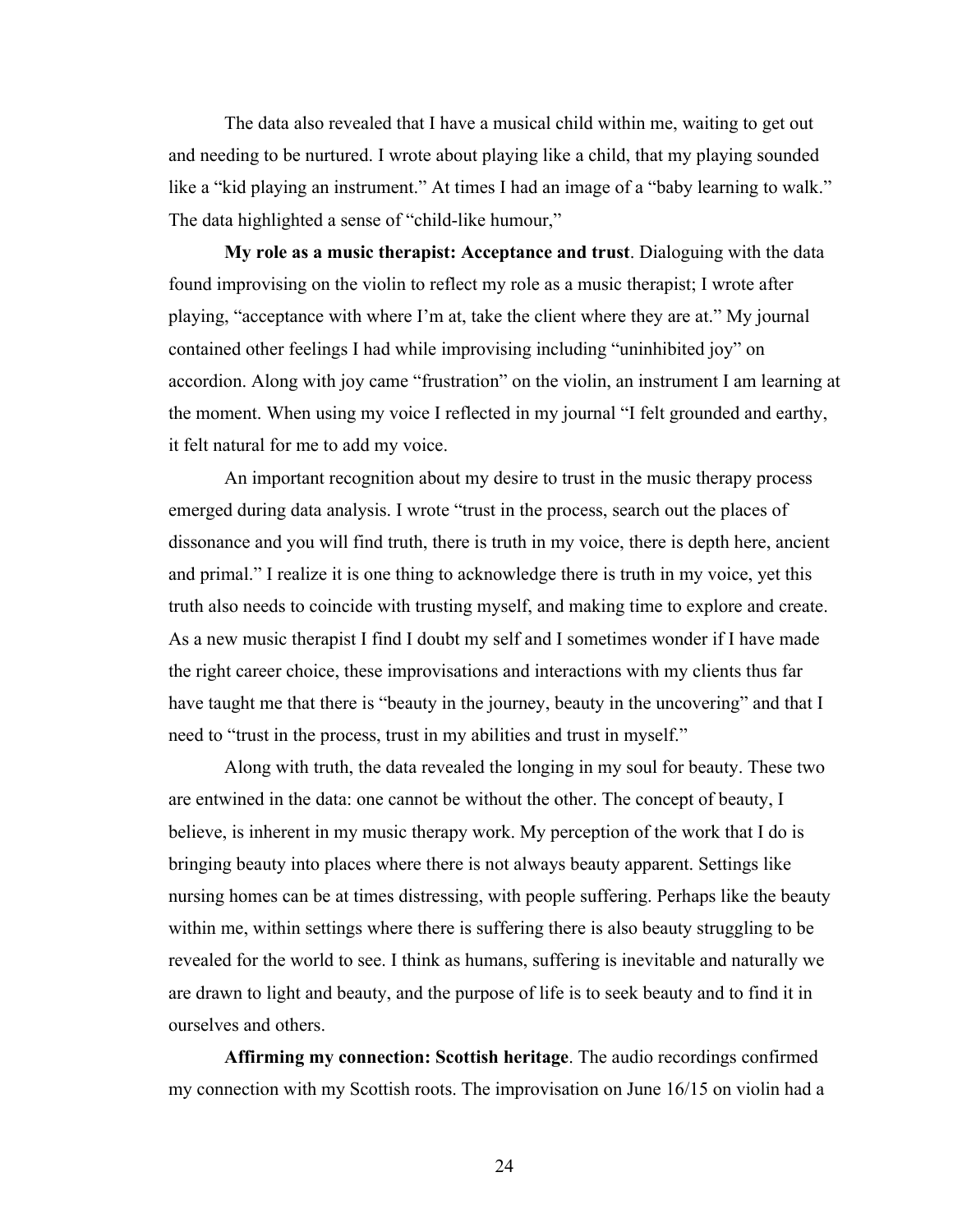The data also revealed that I have a musical child within me, waiting to get out and needing to be nurtured. I wrote about playing like a child, that my playing sounded like a "kid playing an instrument." At times I had an image of a "baby learning to walk." The data highlighted a sense of "child-like humour,"

**My role as a music therapist: Acceptance and trust**. Dialoguing with the data found improvising on the violin to reflect my role as a music therapist; I wrote after playing, "acceptance with where I'm at, take the client where they are at." My journal contained other feelings I had while improvising including "uninhibited joy" on accordion. Along with joy came "frustration" on the violin, an instrument I am learning at the moment. When using my voice I reflected in my journal "I felt grounded and earthy, it felt natural for me to add my voice.

An important recognition about my desire to trust in the music therapy process emerged during data analysis. I wrote "trust in the process, search out the places of dissonance and you will find truth, there is truth in my voice, there is depth here, ancient and primal." I realize it is one thing to acknowledge there is truth in my voice, yet this truth also needs to coincide with trusting myself, and making time to explore and create. As a new music therapist I find I doubt my self and I sometimes wonder if I have made the right career choice, these improvisations and interactions with my clients thus far have taught me that there is "beauty in the journey, beauty in the uncovering" and that I need to "trust in the process, trust in my abilities and trust in myself."

Along with truth, the data revealed the longing in my soul for beauty. These two are entwined in the data: one cannot be without the other. The concept of beauty, I believe, is inherent in my music therapy work. My perception of the work that I do is bringing beauty into places where there is not always beauty apparent. Settings like nursing homes can be at times distressing, with people suffering. Perhaps like the beauty within me, within settings where there is suffering there is also beauty struggling to be revealed for the world to see. I think as humans, suffering is inevitable and naturally we are drawn to light and beauty, and the purpose of life is to seek beauty and to find it in ourselves and others.

**Affirming my connection: Scottish heritage**. The audio recordings confirmed my connection with my Scottish roots. The improvisation on June 16/15 on violin had a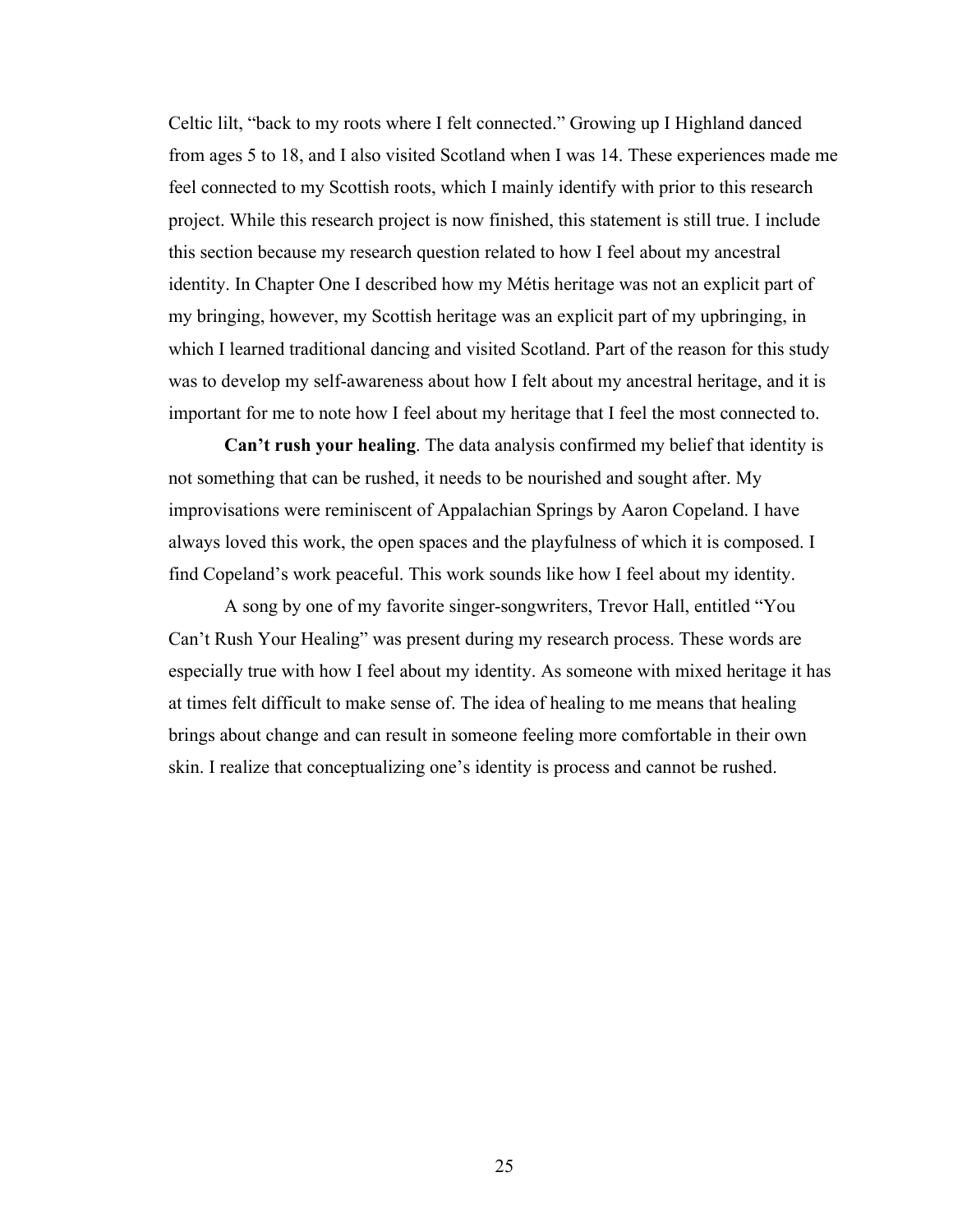Celtic lilt, "back to my roots where I felt connected." Growing up I Highland danced from ages 5 to 18, and I also visited Scotland when I was 14. These experiences made me feel connected to my Scottish roots, which I mainly identify with prior to this research project. While this research project is now finished, this statement is still true. I include this section because my research question related to how I feel about my ancestral identity. In Chapter One I described how my Métis heritage was not an explicit part of my bringing, however, my Scottish heritage was an explicit part of my upbringing, in which I learned traditional dancing and visited Scotland. Part of the reason for this study was to develop my self-awareness about how I felt about my ancestral heritage, and it is important for me to note how I feel about my heritage that I feel the most connected to.

**Can't rush your healing**. The data analysis confirmed my belief that identity is not something that can be rushed, it needs to be nourished and sought after. My improvisations were reminiscent of Appalachian Springs by Aaron Copeland. I have always loved this work, the open spaces and the playfulness of which it is composed. I find Copeland's work peaceful. This work sounds like how I feel about my identity.

A song by one of my favorite singer-songwriters, Trevor Hall, entitled "You Can't Rush Your Healing" was present during my research process. These words are especially true with how I feel about my identity. As someone with mixed heritage it has at times felt difficult to make sense of. The idea of healing to me means that healing brings about change and can result in someone feeling more comfortable in their own skin. I realize that conceptualizing one's identity is process and cannot be rushed.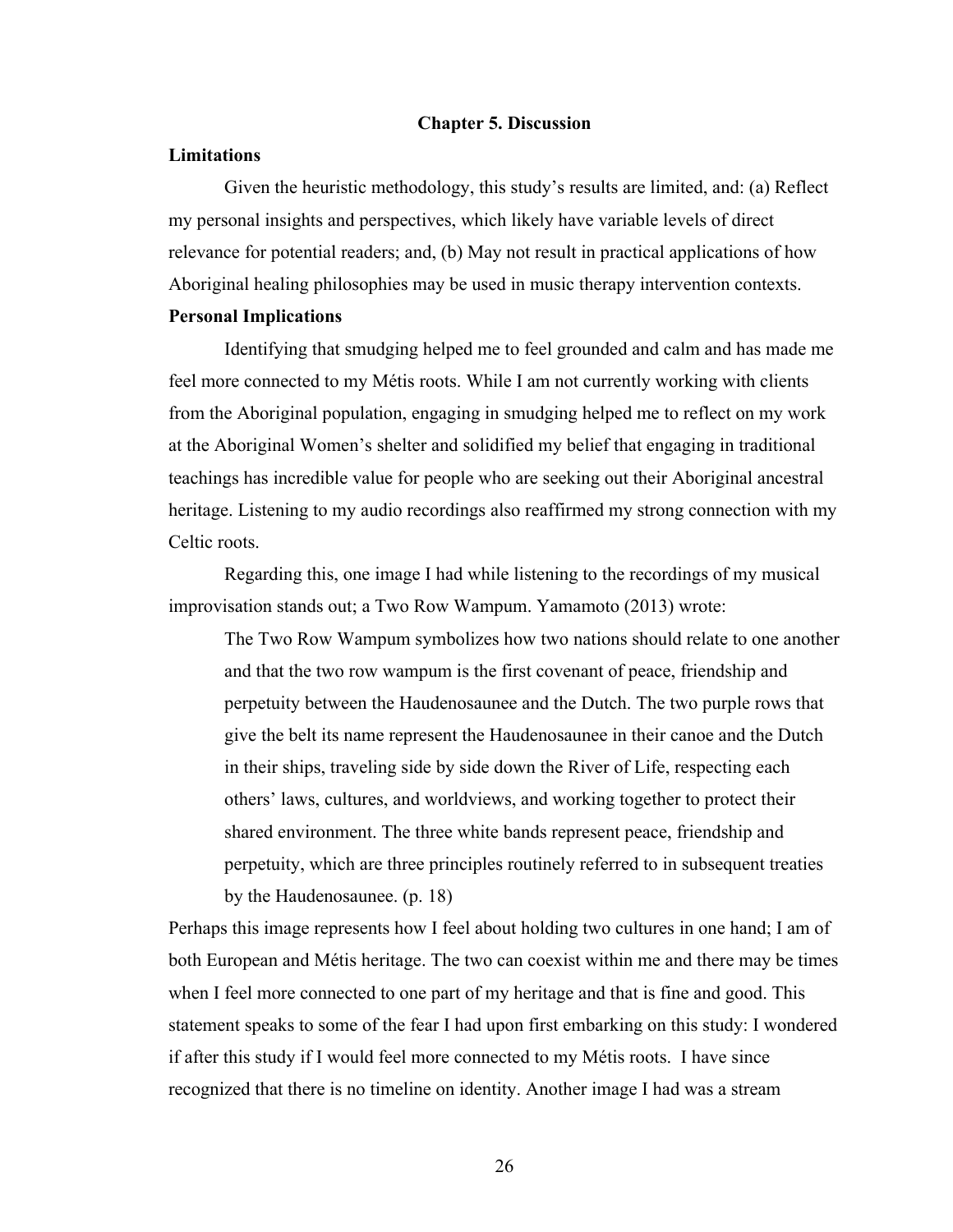# Chapter 5. Discussion

## Limitations

Given the heuristic methodology, this study's results are limited, and: (a) Reflect my personal insights and perspectives, which likely have variable levels of direct relevance for potential readers; and, (b) May not result in practical applications of how Aboriginal healing philosophies may be used in music therapy intervention contexts.

## Personal Implications

Identifying that smudging helped me to feel grounded and calm and has made me feel more connected to my Métis roots. While I am not currently working with clients from the Aboriginal population, engaging in smudging helped me to reflect on my work at the Aboriginal Women's shelter and solidified my belief that engaging in traditional teachings has incredible value for people who are seeking out their Aboriginal ancestral heritage. Listening to my audio recordings also reaffirmed my strong connection with my Celtic roots.

Regarding this, one image I had while listening to the recordings of my musical improvisation stands out; a Two Row Wampum. Yamamoto (2013) wrote:

> The Two Row Wampum symbolizes how two nations should relate to one another and that the two row wampum is the first covenant of peace, friendship and perpetuity between the Haudenosaunee and the Dutch. The two purple rows that give the belt its name represent the Haudenosaunee in their canoe and the Dutch in their ships, traveling side by side down the River of Life, respecting each others' laws, cultures, and worldviews, and working together to protect their shared environment. The three white bands represent peace, friendship and perpetuity, which are three principles routinely referred to in subsequent treaties by the Haudenosaunee. (p. 18)

Perhaps this image represents how I feel about holding two cultures in one hand; I am of both European and Métis heritage. The two can coexist within me and there may be times when I feel more connected to one part of my heritage and that is fine and good. This statement speaks to some of the fear I had upon first embarking on this study: I wondered if after this study if I would feel more connected to my Métis roots. I have since recognized that there is no timeline on identity. Another image I had was a stream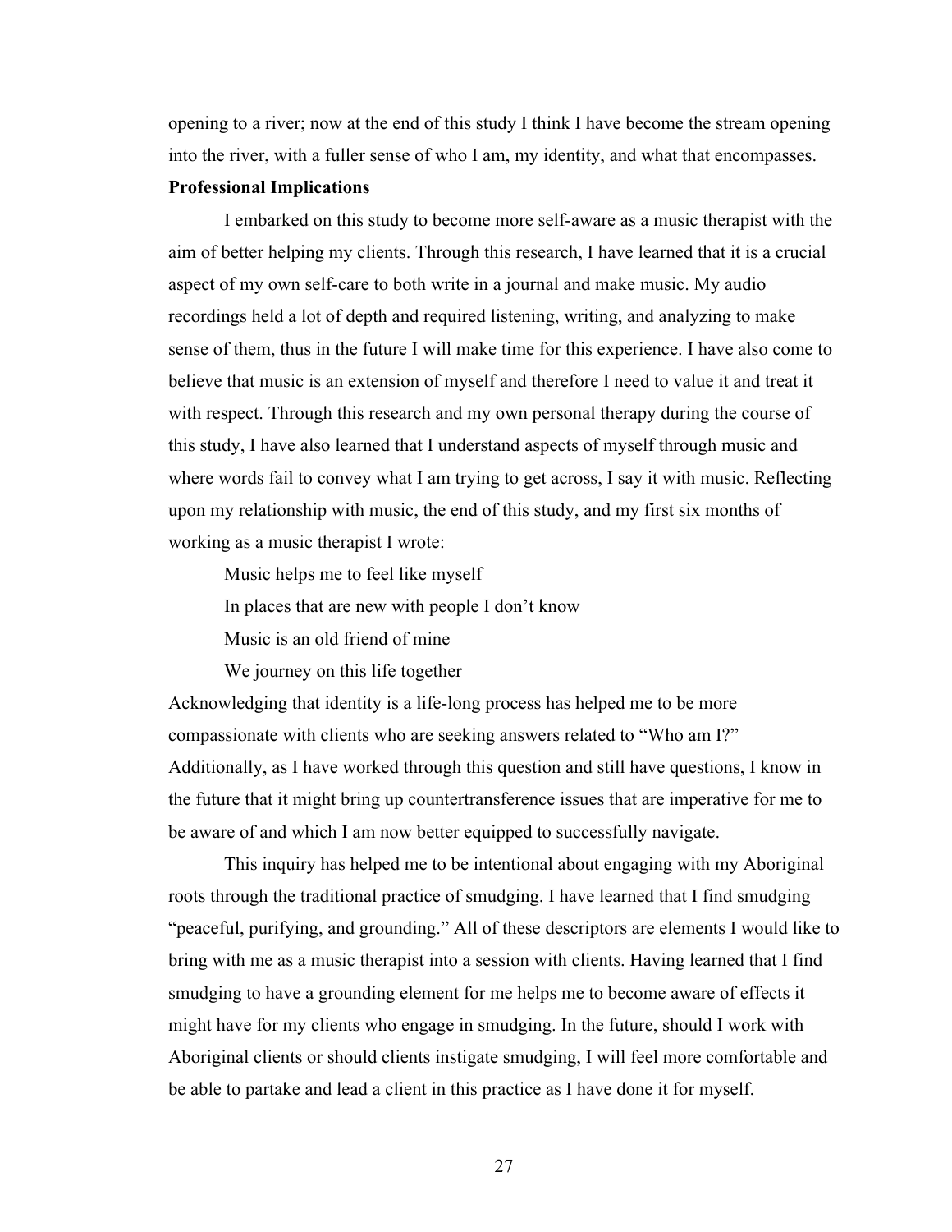opening to a river; now at the end of this study I think I have become the stream opening into the river, with a fuller sense of who I am, my identity, and what that encompasses.

**Professional Implications**

I embarked on this study to become more self-aware as a music therapist with the aim of better helping my clients. Through this research, I have learned that it is a crucial aspect of my own self-care to both write in a journal and make music. My audio recordings held a lot of depth and required listening, writing, and analyzing to make sense of them, thus in the future I will make time for this experience. I have also come to believe that music is an extension of myself and therefore I need to value it and treat it with respect. Through this research and my own personal therapy during the course of this study, I have also learned that I understand aspects of myself through music and where words fail to convey what I am trying to get across, I say it with music. Reflecting upon my relationship with music, the end of this study, and my first six months of working as a music therapist I wrote:

> Music helps me to feel like myself
> In places that are new with people I don't know
> Music is an old friend of mine
> We journey on this life together

Acknowledging that identity is a life-long process has helped me to be more compassionate with clients who are seeking answers related to "Who am I?" Additionally, as I have worked through this question and still have questions, I know in the future that it might bring up countertransference issues that are imperative for me to be aware of and which I am now better equipped to successfully navigate.

This inquiry has helped me to be intentional about engaging with my Aboriginal roots through the traditional practice of smudging. I have learned that I find smudging "peaceful, purifying, and grounding." All of these descriptors are elements I would like to bring with me as a music therapist into a session with clients. Having learned that I find smudging to have a grounding element for me helps me to become aware of effects it might have for my clients who engage in smudging. In the future, should I work with Aboriginal clients or should clients instigate smudging, I will feel more comfortable and be able to partake and lead a client in this practice as I have done it for myself.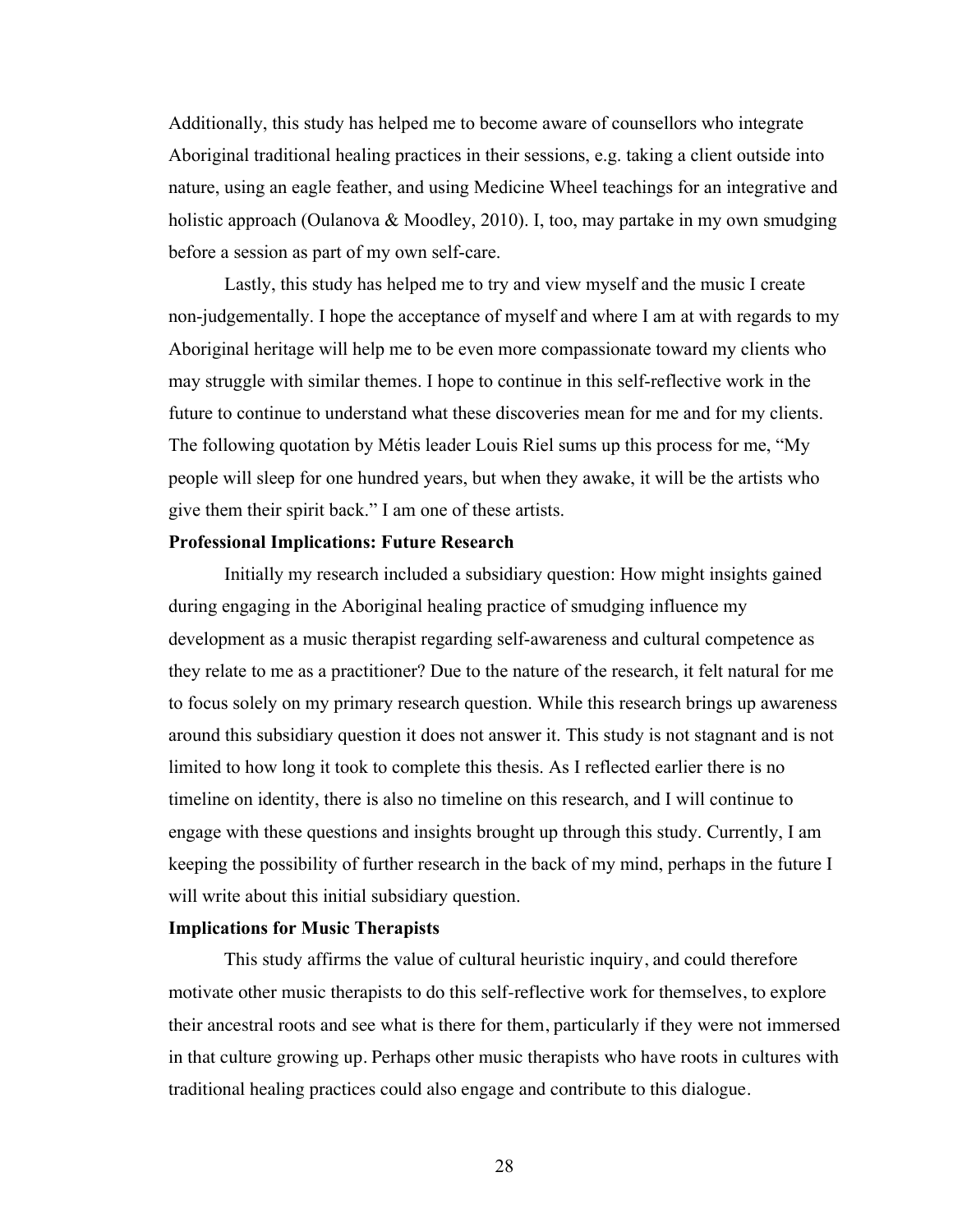Additionally, this study has helped me to become aware of counsellors who integrate Aboriginal traditional healing practices in their sessions, e.g. taking a client outside into nature, using an eagle feather, and using Medicine Wheel teachings for an integrative and holistic approach (Oulanova & Moodley, 2010). I, too, may partake in my own smudging before a session as part of my own self-care.

Lastly, this study has helped me to try and view myself and the music I create non-judgementally. I hope the acceptance of myself and where I am at with regards to my Aboriginal heritage will help me to be even more compassionate toward my clients who may struggle with similar themes. I hope to continue in this self-reflective work in the future to continue to understand what these discoveries mean for me and for my clients. The following quotation by Métis leader Louis Riel sums up this process for me, "My people will sleep for one hundred years, but when they awake, it will be the artists who give them their spirit back." I am one of these artists.

**Professional Implications: Future Research**

Initially my research included a subsidiary question: How might insights gained during engaging in the Aboriginal healing practice of smudging influence my development as a music therapist regarding self-awareness and cultural competence as they relate to me as a practitioner? Due to the nature of the research, it felt natural for me to focus solely on my primary research question. While this research brings up awareness around this subsidiary question it does not answer it. This study is not stagnant and is not limited to how long it took to complete this thesis. As I reflected earlier there is no timeline on identity, there is also no timeline on this research, and I will continue to engage with these questions and insights brought up through this study. Currently, I am keeping the possibility of further research in the back of my mind, perhaps in the future I will write about this initial subsidiary question.

**Implications for Music Therapists**

This study affirms the value of cultural heuristic inquiry, and could therefore motivate other music therapists to do this self-reflective work for themselves, to explore their ancestral roots and see what is there for them, particularly if they were not immersed in that culture growing up. Perhaps other music therapists who have roots in cultures with traditional healing practices could also engage and contribute to this dialogue.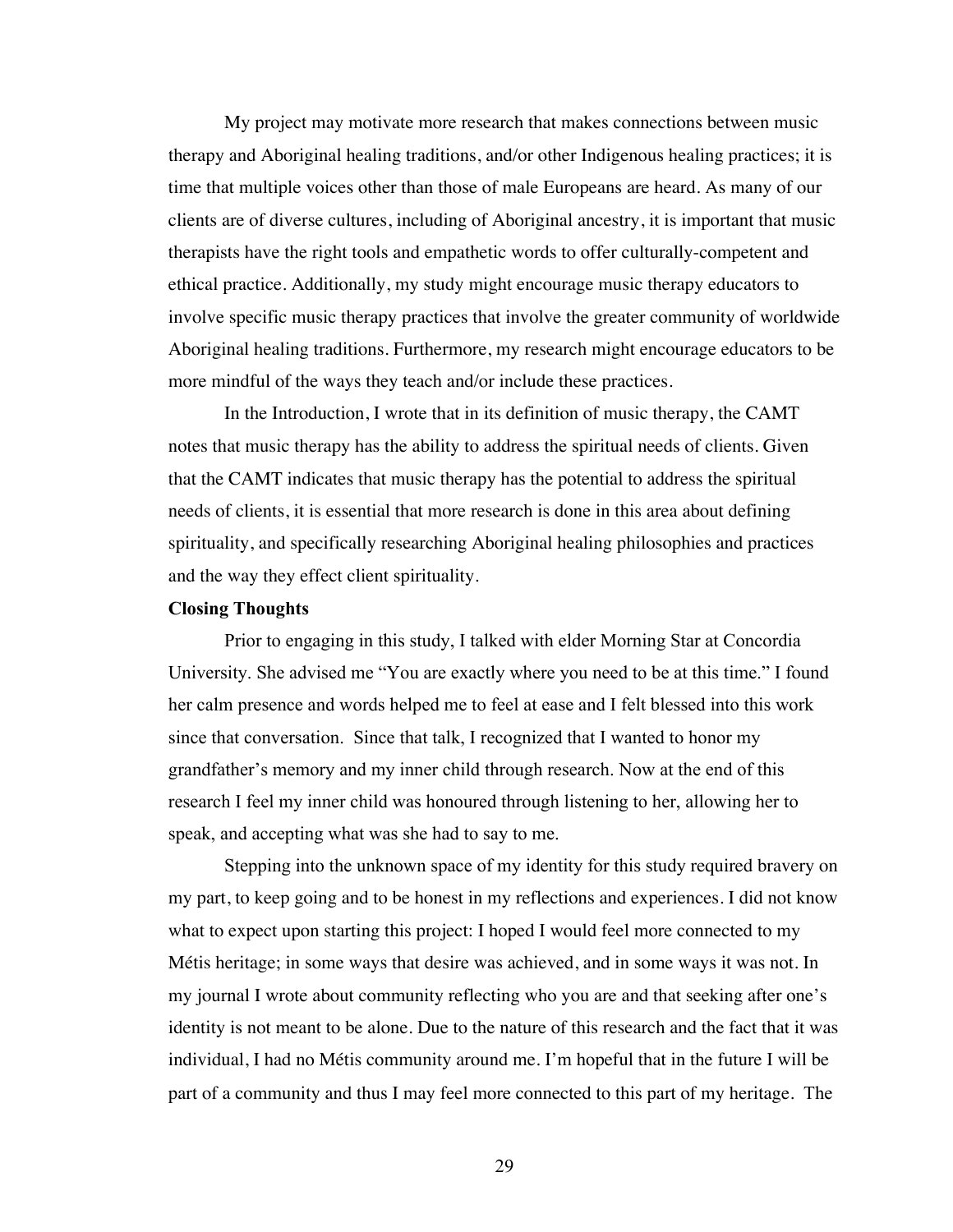My project may motivate more research that makes connections between music therapy and Aboriginal healing traditions, and/or other Indigenous healing practices; it is time that multiple voices other than those of male Europeans are heard. As many of our clients are of diverse cultures, including of Aboriginal ancestry, it is important that music therapists have the right tools and empathetic words to offer culturally-competent and ethical practice. Additionally, my study might encourage music therapy educators to involve specific music therapy practices that involve the greater community of worldwide Aboriginal healing traditions. Furthermore, my research might encourage educators to be more mindful of the ways they teach and/or include these practices.

In the Introduction, I wrote that in its definition of music therapy, the CAMT notes that music therapy has the ability to address the spiritual needs of clients. Given that the CAMT indicates that music therapy has the potential to address the spiritual needs of clients, it is essential that more research is done in this area about defining spirituality, and specifically researching Aboriginal healing philosophies and practices and the way they effect client spirituality.

**Closing Thoughts**

Prior to engaging in this study, I talked with elder Morning Star at Concordia University. She advised me "You are exactly where you need to be at this time." I found her calm presence and words helped me to feel at ease and I felt blessed into this work since that conversation. Since that talk, I recognized that I wanted to honor my grandfather's memory and my inner child through research. Now at the end of this research I feel my inner child was honoured through listening to her, allowing her to speak, and accepting what was she had to say to me.

Stepping into the unknown space of my identity for this study required bravery on my part, to keep going and to be honest in my reflections and experiences. I did not know what to expect upon starting this project: I hoped I would feel more connected to my Métis heritage; in some ways that desire was achieved, and in some ways it was not. In my journal I wrote about community reflecting who you are and that seeking after one's identity is not meant to be alone. Due to the nature of this research and the fact that it was individual, I had no Métis community around me. I'm hopeful that in the future I will be part of a community and thus I may feel more connected to this part of my heritage. The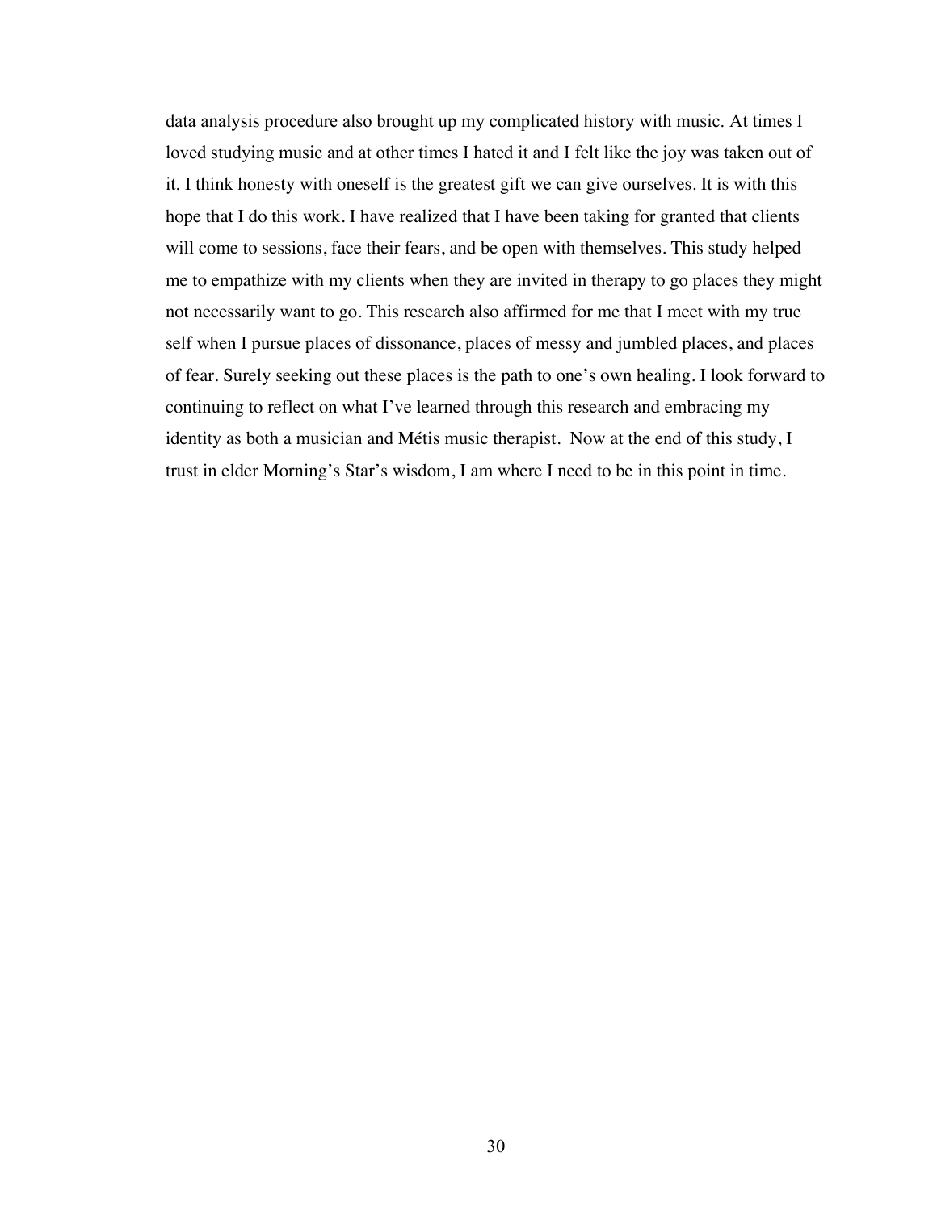data analysis procedure also brought up my complicated history with music. At times I loved studying music and at other times I hated it and I felt like the joy was taken out of it. I think honesty with oneself is the greatest gift we can give ourselves. It is with this hope that I do this work. I have realized that I have been taking for granted that clients will come to sessions, face their fears, and be open with themselves. This study helped me to empathize with my clients when they are invited in therapy to go places they might not necessarily want to go. This research also affirmed for me that I meet with my true self when I pursue places of dissonance, places of messy and jumbled places, and places of fear. Surely seeking out these places is the path to one's own healing. I look forward to continuing to reflect on what I've learned through this research and embracing my identity as both a musician and Métis music therapist. Now at the end of this study, I trust in elder Morning's Star's wisdom, I am where I need to be in this point in time.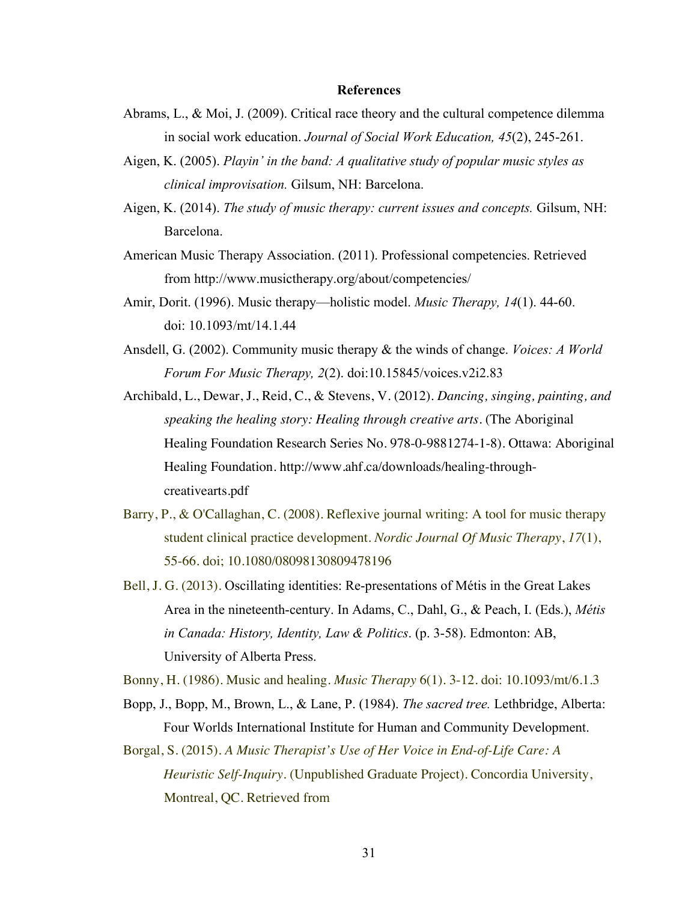# References

Abrams, L., & Moi, J. (2009). Critical race theory and the cultural competence dilemma in social work education. *Journal of Social Work Education, 45*(2), 245-261.

Aigen, K. (2005). *Playin' in the band: A qualitative study of popular music styles as clinical improvisation.* Gilsum, NH: Barcelona.

Aigen, K. (2014). *The study of music therapy: current issues and concepts.* Gilsum, NH: Barcelona.

American Music Therapy Association. (2011). Professional competencies. Retrieved from http://www.musictherapy.org/about/competencies/

Amir, Dorit. (1996). Music therapy—holistic model. *Music Therapy, 14*(1). 44-60. doi: 10.1093/mt/14.1.44

Ansdell, G. (2002). Community music therapy & the winds of change. *Voices: A World Forum For Music Therapy, 2*(2). doi:10.15845/voices.v2i2.83

Archibald, L., Dewar, J., Reid, C., & Stevens, V. (2012). *Dancing, singing, painting, and speaking the healing story: Healing through creative arts*. (The Aboriginal Healing Foundation Research Series No. 978-0-9881274-1-8). Ottawa: Aboriginal Healing Foundation. http://www.ahf.ca/downloads/healing-through-creativearts.pdf

Barry, P., & O'Callaghan, C. (2008). Reflexive journal writing: A tool for music therapy student clinical practice development. *Nordic Journal Of Music Therapy*, *17*(1), 55-66. doi; 10.1080/08098130809478196

Bell, J. G. (2013). Oscillating identities: Re-presentations of Métis in the Great Lakes Area in the nineteenth-century. In Adams, C., Dahl, G., & Peach, I. (Eds.), *Métis in Canada: History, Identity, Law & Politics*. (p. 3-58). Edmonton: AB, University of Alberta Press.

Bonny, H. (1986). Music and healing. *Music Therapy* 6(1). 3-12. doi: 10.1093/mt/6.1.3

Bopp, J., Bopp, M., Brown, L., & Lane, P. (1984). *The sacred tree.* Lethbridge, Alberta: Four Worlds International Institute for Human and Community Development.

Borgal, S. (2015). *A Music Therapist's Use of Her Voice in End-of-Life Care: A Heuristic Self-Inquiry*. (Unpublished Graduate Project). Concordia University, Montreal, QC. Retrieved from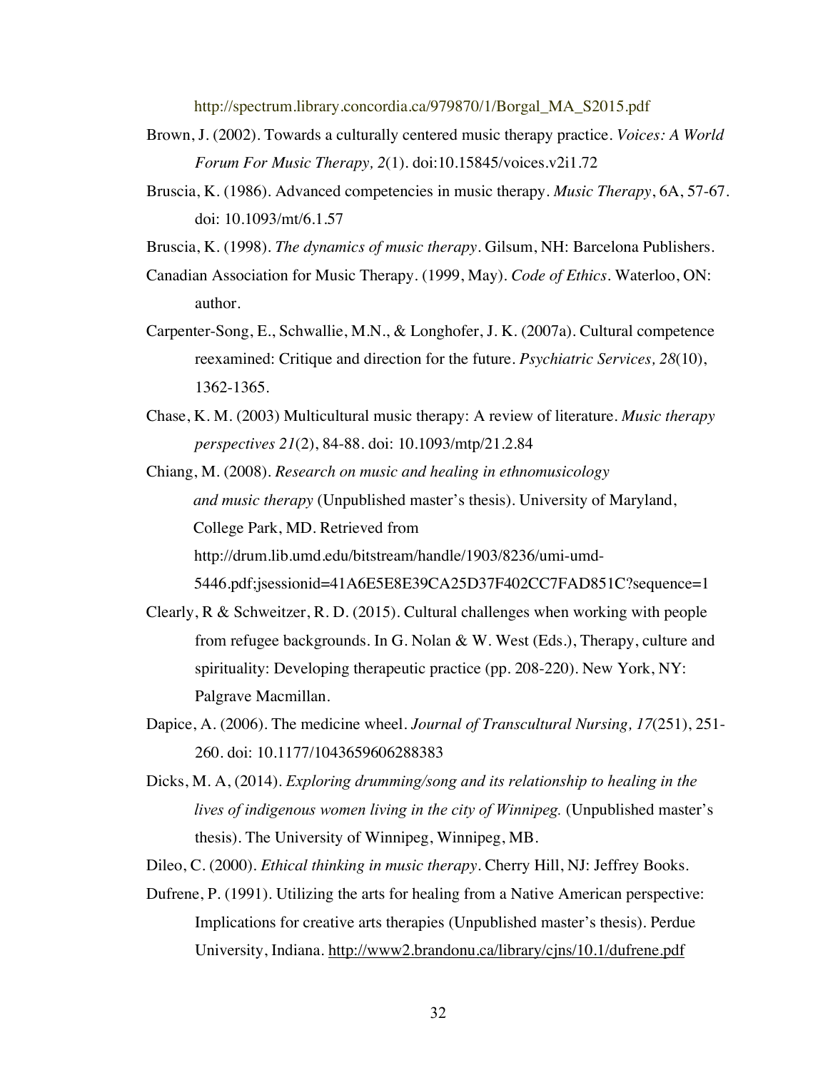http://spectrum.library.concordia.ca/979870/1/Borgal_MA_S2015.pdf

Brown, J. (2002). Towards a culturally centered music therapy practice. *Voices: A World Forum For Music Therapy, 2*(1). doi:10.15845/voices.v2i1.72

Bruscia, K. (1986). Advanced competencies in music therapy. *Music Therapy*, 6A, 57-67. doi: 10.1093/mt/6.1.57

Bruscia, K. (1998). *The dynamics of music therapy*. Gilsum, NH: Barcelona Publishers.

Canadian Association for Music Therapy. (1999, May). *Code of Ethics*. Waterloo, ON: author.

Carpenter-Song, E., Schwallie, M.N., & Longhofer, J. K. (2007a). Cultural competence reexamined: Critique and direction for the future. *Psychiatric Services, 28*(10), 1362-1365.

Chase, K. M. (2003) Multicultural music therapy: A review of literature. *Music therapy perspectives 21*(2), 84-88. doi: 10.1093/mtp/21.2.84

Chiang, M. (2008). *Research on music and healing in ethnomusicology and music therapy* (Unpublished master's thesis). University of Maryland, College Park, MD. Retrieved from http://drum.lib.umd.edu/bitstream/handle/1903/8236/umi-umd-5446.pdf;jsessionid=41A6E5E8E39CA25D37F402CC7FAD851C?sequence=1

Clearly, R & Schweitzer, R. D. (2015). Cultural challenges when working with people from refugee backgrounds. In G. Nolan & W. West (Eds.), Therapy, culture and spirituality: Developing therapeutic practice (pp. 208-220). New York, NY: Palgrave Macmillan.

Dapice, A. (2006). The medicine wheel. *Journal of Transcultural Nursing, 17*(251), 251-260. doi: 10.1177/1043659606288383

Dicks, M. A, (2014). *Exploring drumming/song and its relationship to healing in the lives of indigenous women living in the city of Winnipeg.* (Unpublished master's thesis). The University of Winnipeg, Winnipeg, MB.

Dileo, C. (2000). *Ethical thinking in music therapy*. Cherry Hill, NJ: Jeffrey Books.

Dufrene, P. (1991). Utilizing the arts for healing from a Native American perspective: Implications for creative arts therapies (Unpublished master's thesis). Perdue University, Indiana. http://www2.brandonu.ca/library/cjns/10.1/dufrene.pdf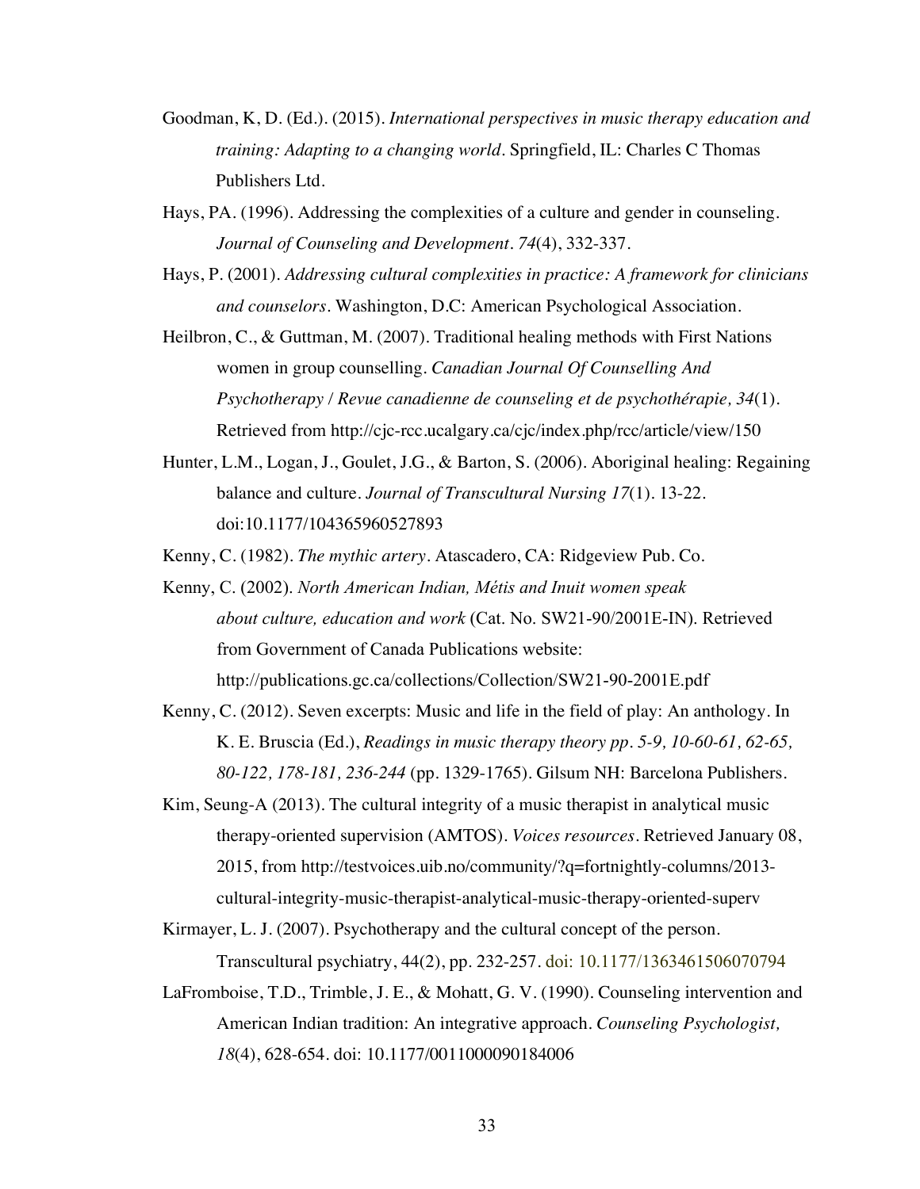Goodman, K, D. (Ed.). (2015). *International perspectives in music therapy education and training: Adapting to a changing world*. Springfield, IL: Charles C Thomas Publishers Ltd.

Hays, PA. (1996). Addressing the complexities of a culture and gender in counseling. *Journal of Counseling and Development*. *74*(4), 332-337.

Hays, P. (2001). *Addressing cultural complexities in practice: A framework for clinicians and counselors*. Washington, D.C: American Psychological Association.

Heilbron, C., & Guttman, M. (2007). Traditional healing methods with First Nations women in group counselling. *Canadian Journal Of Counselling And Psychotherapy / Revue canadienne de counseling et de psychothérapie, 34*(1). Retrieved from http://cjc-rcc.ucalgary.ca/cjc/index.php/rcc/article/view/150

Hunter, L.M., Logan, J., Goulet, J.G., & Barton, S. (2006). Aboriginal healing: Regaining balance and culture. *Journal of Transcultural Nursing 17*(1). 13-22. doi:10.1177/104365960527893

Kenny, C. (1982). *The mythic artery*. Atascadero, CA: Ridgeview Pub. Co.

Kenny, C. (2002). *North American Indian, Métis and Inuit women speak about culture, education and work* (Cat. No. SW21-90/2001E-IN). Retrieved from Government of Canada Publications website: http://publications.gc.ca/collections/Collection/SW21-90-2001E.pdf

Kenny, C. (2012). Seven excerpts: Music and life in the field of play: An anthology. In K. E. Bruscia (Ed.), *Readings in music therapy theory pp. 5-9, 10-60-61, 62-65, 80-122, 178-181, 236-244* (pp. 1329-1765). Gilsum NH: Barcelona Publishers.

Kim, Seung-A (2013). The cultural integrity of a music therapist in analytical music therapy-oriented supervision (AMTOS). *Voices resources*. Retrieved January 08, 2015, from http://testvoices.uib.no/community/?q=fortnightly-columns/2013-cultural-integrity-music-therapist-analytical-music-therapy-oriented-superv

Kirmayer, L. J. (2007). Psychotherapy and the cultural concept of the person. Transcultural psychiatry, 44(2), pp. 232-257. doi: 10.1177/1363461506070794

LaFromboise, T.D., Trimble, J. E., & Mohatt, G. V. (1990). Counseling intervention and American Indian tradition: An integrative approach. *Counseling Psychologist, 18*(4), 628-654. doi: 10.1177/0011000090184006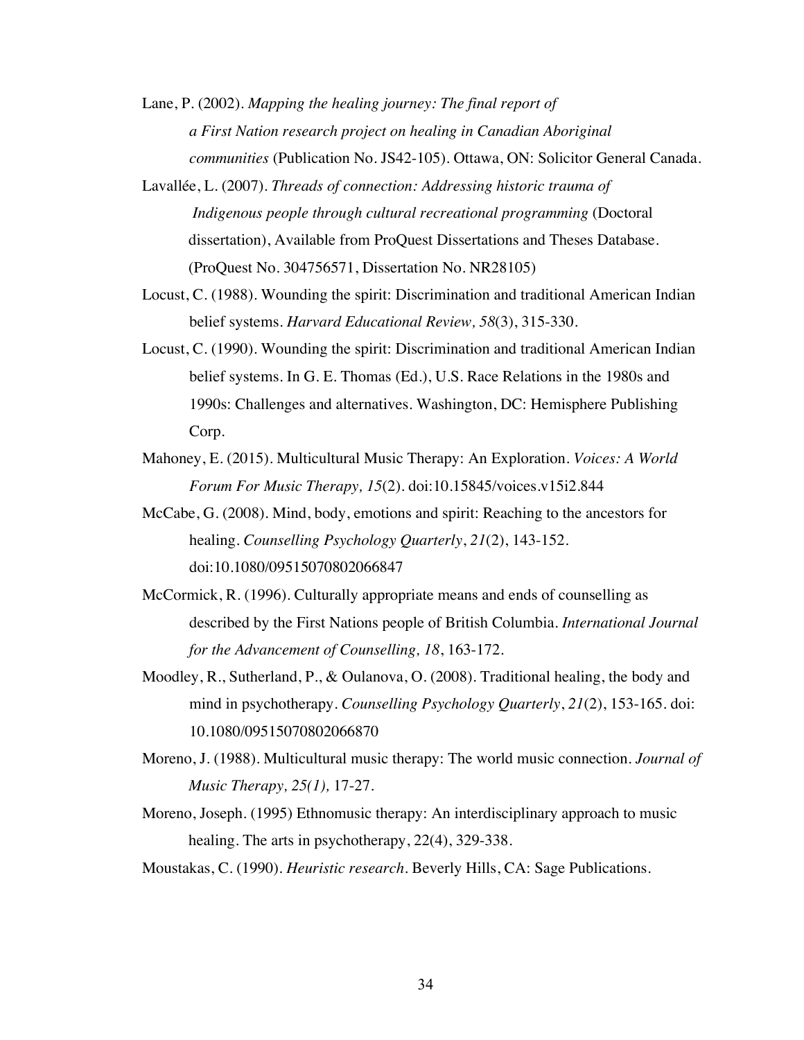Lane, P. (2002). *Mapping the healing journey: The final report of a First Nation research project on healing in Canadian Aboriginal communities* (Publication No. JS42-105). Ottawa, ON: Solicitor General Canada.

Lavallée, L. (2007). *Threads of connection: Addressing historic trauma of Indigenous people through cultural recreational programming* (Doctoral dissertation), Available from ProQuest Dissertations and Theses Database. (ProQuest No. 304756571, Dissertation No. NR28105)

Locust, C. (1988). Wounding the spirit: Discrimination and traditional American Indian belief systems. *Harvard Educational Review, 58*(3), 315-330.

Locust, C. (1990). Wounding the spirit: Discrimination and traditional American Indian belief systems. In G. E. Thomas (Ed.), U.S. Race Relations in the 1980s and 1990s: Challenges and alternatives. Washington, DC: Hemisphere Publishing Corp.

Mahoney, E. (2015). Multicultural Music Therapy: An Exploration. *Voices: A World Forum For Music Therapy, 15*(2). doi:10.15845/voices.v15i2.844

McCabe, G. (2008). Mind, body, emotions and spirit: Reaching to the ancestors for healing. *Counselling Psychology Quarterly*, *21*(2), 143-152. doi:10.1080/09515070802066847

McCormick, R. (1996). Culturally appropriate means and ends of counselling as described by the First Nations people of British Columbia. *International Journal for the Advancement of Counselling, 18*, 163-172.

Moodley, R., Sutherland, P., & Oulanova, O. (2008). Traditional healing, the body and mind in psychotherapy. *Counselling Psychology Quarterly*, *21*(2), 153-165. doi: 10.1080/09515070802066870

Moreno, J. (1988). Multicultural music therapy: The world music connection. *Journal of Music Therapy, 25(1),* 17-27.

Moreno, Joseph. (1995) Ethnomusic therapy: An interdisciplinary approach to music healing. The arts in psychotherapy, 22(4), 329-338.

Moustakas, C. (1990). *Heuristic research*. Beverly Hills, CA: Sage Publications.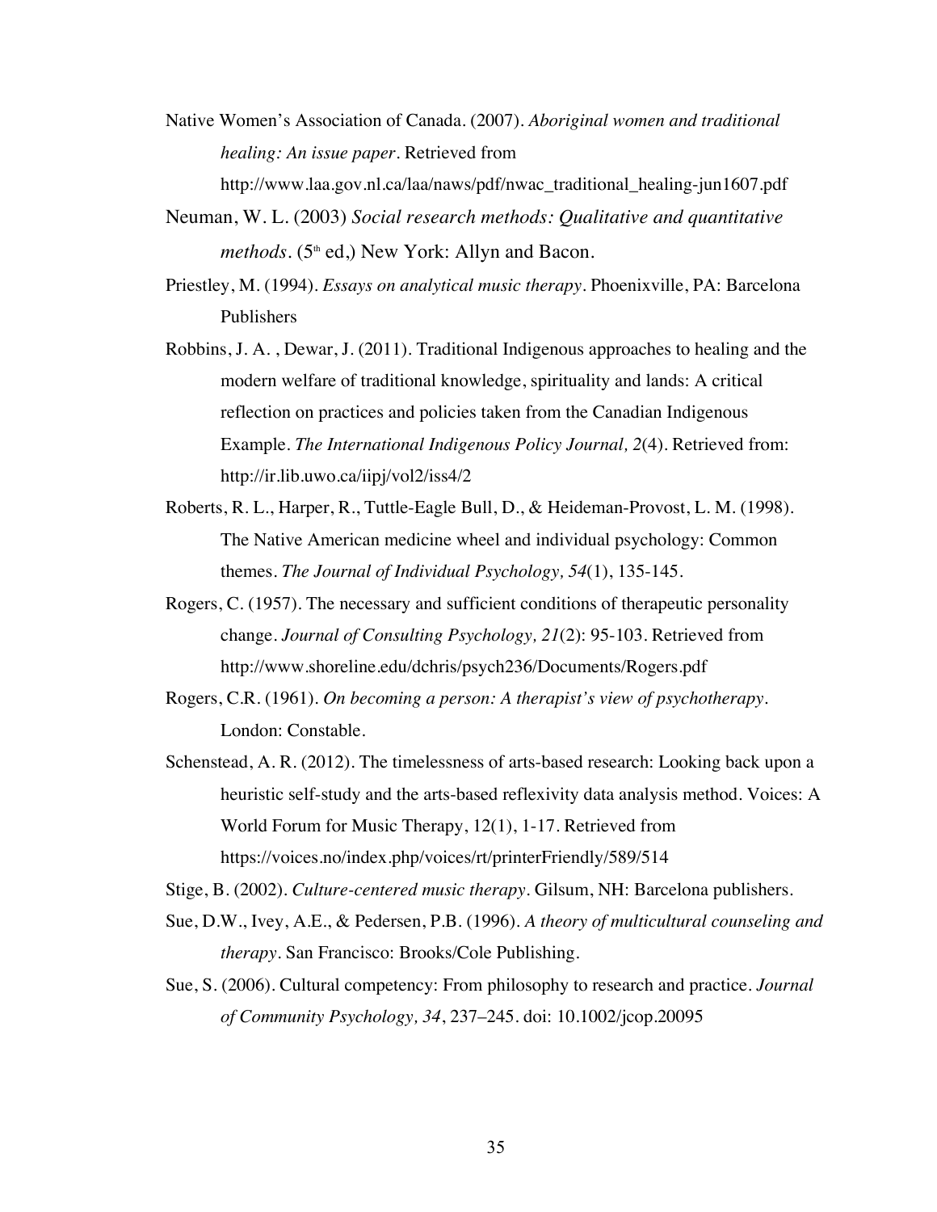Native Women's Association of Canada. (2007). *Aboriginal women and traditional healing: An issue paper*. Retrieved from http://www.laa.gov.nl.ca/laa/naws/pdf/nwac_traditional_healing-jun1607.pdf

Neuman, W. L. (2003) *Social research methods: Qualitative and quantitative methods*. (5th ed,) New York: Allyn and Bacon.

Priestley, M. (1994). *Essays on analytical music therapy*. Phoenixville, PA: Barcelona Publishers

Robbins, J. A. , Dewar, J. (2011). Traditional Indigenous approaches to healing and the modern welfare of traditional knowledge, spirituality and lands: A critical reflection on practices and policies taken from the Canadian Indigenous Example. *The International Indigenous Policy Journal, 2*(4). Retrieved from: http://ir.lib.uwo.ca/iipj/vol2/iss4/2

Roberts, R. L., Harper, R., Tuttle-Eagle Bull, D., & Heideman-Provost, L. M. (1998). The Native American medicine wheel and individual psychology: Common themes. *The Journal of Individual Psychology, 54*(1), 135-145.

Rogers, C. (1957). The necessary and sufficient conditions of therapeutic personality change. *Journal of Consulting Psychology, 21*(2): 95-103. Retrieved from http://www.shoreline.edu/dchris/psych236/Documents/Rogers.pdf

Rogers, C.R. (1961). *On becoming a person: A therapist's view of psychotherapy*. London: Constable.

Schenstead, A. R. (2012). The timelessness of arts-based research: Looking back upon a heuristic self-study and the arts-based reflexivity data analysis method. Voices: A World Forum for Music Therapy, 12(1), 1-17. Retrieved from https://voices.no/index.php/voices/rt/printerFriendly/589/514

Stige, B. (2002). *Culture-centered music therapy*. Gilsum, NH: Barcelona publishers.

Sue, D.W., Ivey, A.E., & Pedersen, P.B. (1996). *A theory of multicultural counseling and therapy*. San Francisco: Brooks/Cole Publishing.

Sue, S. (2006). Cultural competency: From philosophy to research and practice. *Journal of Community Psychology, 34*, 237–245. doi: 10.1002/jcop.20095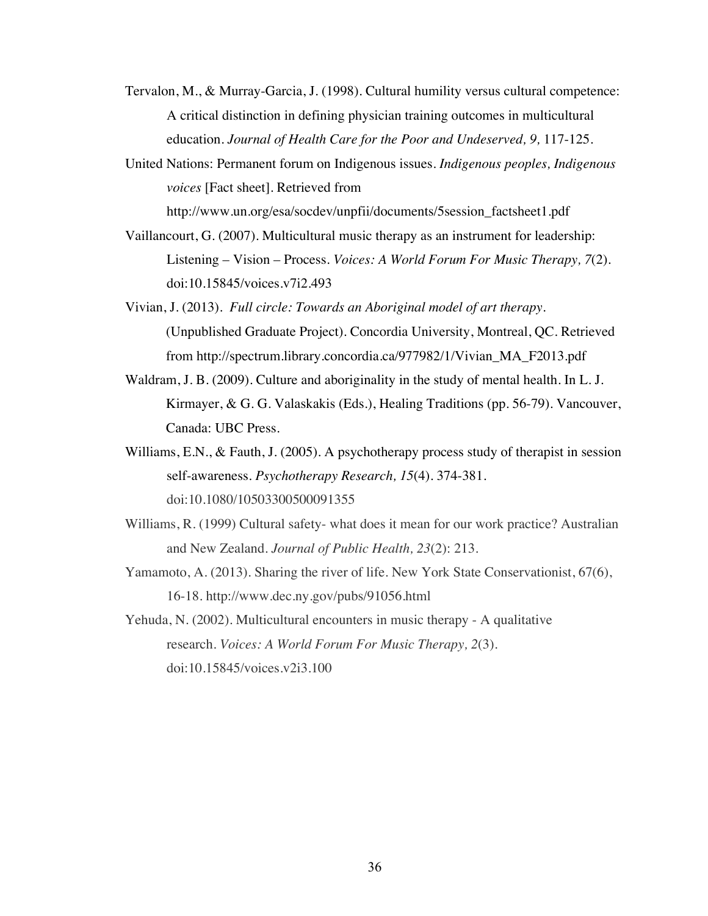Tervalon, M., & Murray-Garcia, J. (1998). Cultural humility versus cultural competence: A critical distinction in defining physician training outcomes in multicultural education. *Journal of Health Care for the Poor and Undeserved, 9,* 117-125.

United Nations: Permanent forum on Indigenous issues. *Indigenous peoples, Indigenous voices* [Fact sheet]. Retrieved from http://www.un.org/esa/socdev/unpfii/documents/5session_factsheet1.pdf

Vaillancourt, G. (2007). Multicultural music therapy as an instrument for leadership: Listening – Vision – Process. *Voices: A World Forum For Music Therapy, 7*(2). doi:10.15845/voices.v7i2.493

Vivian, J. (2013). *Full circle: Towards an Aboriginal model of art therapy.* (Unpublished Graduate Project). Concordia University, Montreal, QC. Retrieved from http://spectrum.library.concordia.ca/977982/1/Vivian_MA_F2013.pdf

Waldram, J. B. (2009). Culture and aboriginality in the study of mental health. In L. J. Kirmayer, & G. G. Valaskakis (Eds.), Healing Traditions (pp. 56-79). Vancouver, Canada: UBC Press.

Williams, E.N., & Fauth, J. (2005). A psychotherapy process study of therapist in session self-awareness. *Psychotherapy Research, 15*(4). 374-381. doi:10.1080/10503300500091355

Williams, R. (1999) Cultural safety- what does it mean for our work practice? Australian and New Zealand. *Journal of Public Health, 23*(2): 213.

Yamamoto, A. (2013). Sharing the river of life. New York State Conservationist, 67(6), 16-18. http://www.dec.ny.gov/pubs/91056.html

Yehuda, N. (2002). Multicultural encounters in music therapy - A qualitative research. *Voices: A World Forum For Music Therapy, 2*(3). doi:10.15845/voices.v2i3.100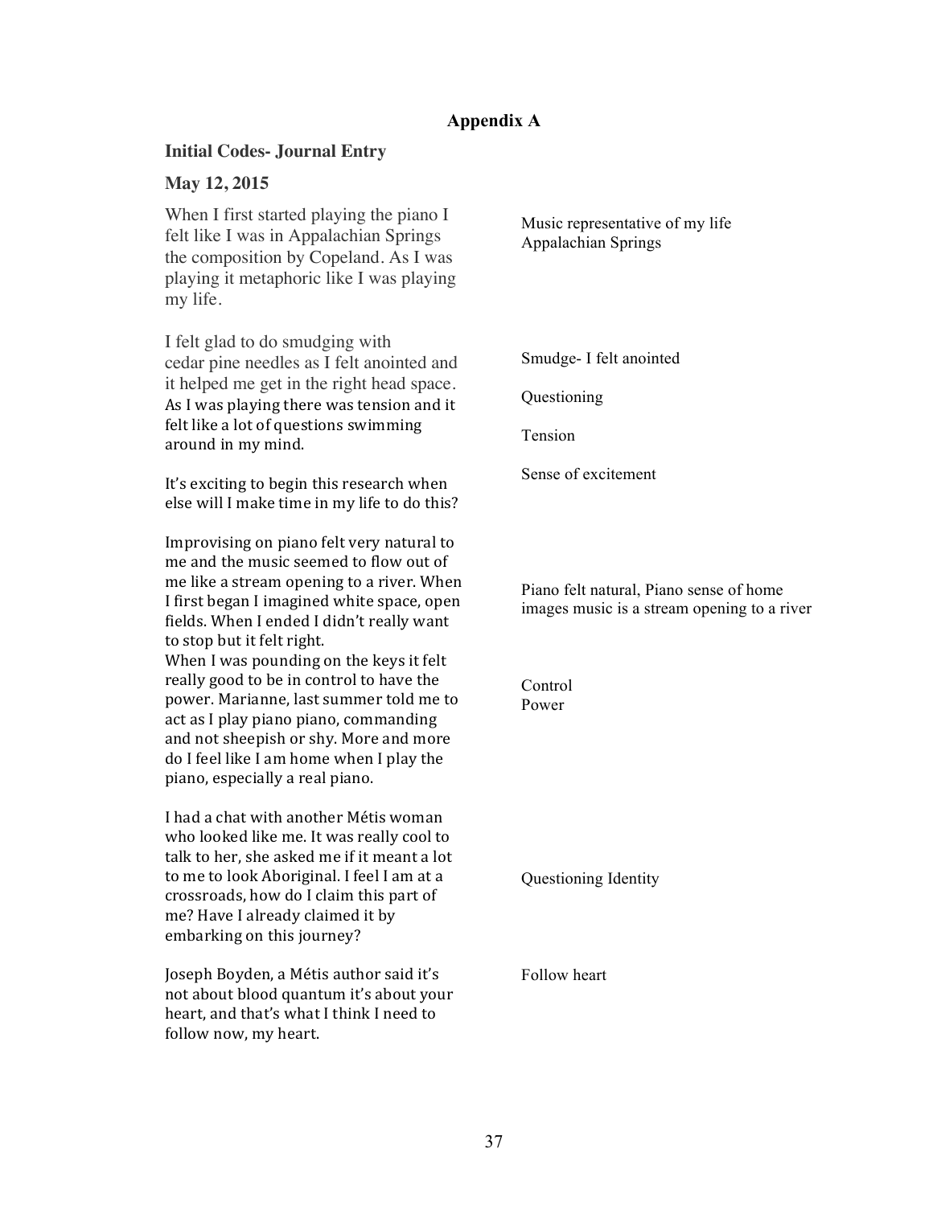## Appendix A

### Initial Codes- Journal Entry

### May 12, 2015

| Journal Entry | Initial Codes |
|---|---|
| When I first started playing the piano I felt like I was in Appalachian Springs the composition by Copeland. As I was playing it metaphoric like I was playing my life. | Music representative of my life Appalachian Springs |
| I felt glad to do smudging with cedar pine needles as I felt anointed and it helped me get in the right head space. As I was playing there was tension and it felt like a lot of questions swimming around in my mind. | Smudge- I felt anointed<br>Questioning<br>Tension |
| It's exciting to begin this research when else will I make time in my life to do this? | Sense of excitement |
| Improvising on piano felt very natural to me and the music seemed to flow out of me like a stream opening to a river. When I first began I imagined white space, open fields. When I ended I didn't really want to stop but it felt right. | Piano felt natural, Piano sense of home images music is a stream opening to a river |
| When I was pounding on the keys it felt really good to be in control to have the power. Marianne, last summer told me to act as I play piano piano, commanding and not sheepish or shy. More and more do I feel like I am home when I play the piano, especially a real piano. | Control<br>Power |
| I had a chat with another Métis woman who looked like me. It was really cool to talk to her, she asked me if it meant a lot to me to look Aboriginal. I feel I am at a crossroads, how do I claim this part of me? Have I already claimed it by embarking on this journey? | Questioning Identity |
| Joseph Boyden, a Métis author said it's not about blood quantum it's about your heart, and that's what I think I need to follow now, my heart. | Follow heart |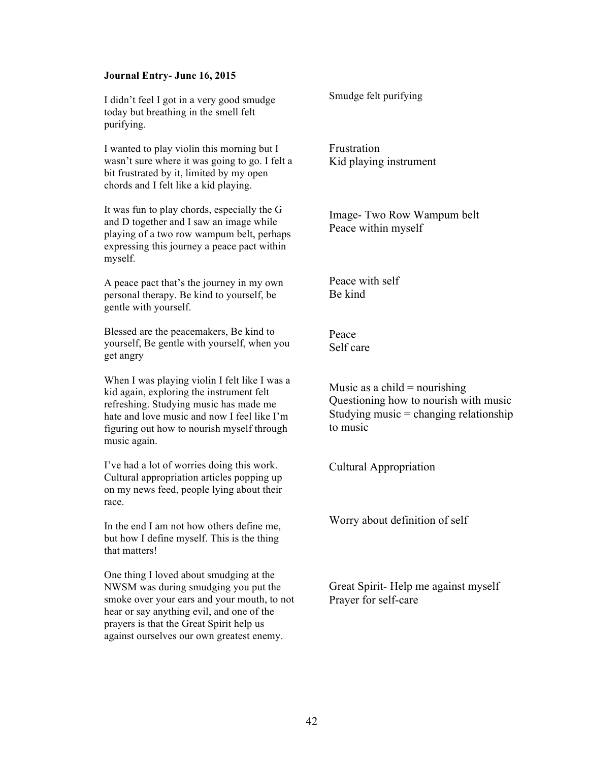**Journal Entry- June 16, 2015**

| | |
|---|---|
| I didn't feel I got in a very good smudge today but breathing in the smell felt purifying. | Smudge felt purifying |
| I wanted to play violin this morning but I wasn't sure where it was going to go. I felt a bit frustrated by it, limited by my open chords and I felt like a kid playing. | Frustration<br>Kid playing instrument |
| It was fun to play chords, especially the G and D together and I saw an image while playing of a two row wampum belt, perhaps expressing this journey a peace pact within myself. | Image- Two Row Wampum belt<br>Peace within myself |
| A peace pact that's the journey in my own personal therapy. Be kind to yourself, be gentle with yourself. | Peace with self<br>Be kind |
| Blessed are the peacemakers, Be kind to yourself, Be gentle with yourself, when you get angry | Peace<br>Self care |
| When I was playing violin I felt like I was a kid again, exploring the instrument felt refreshing. Studying music has made me hate and love music and now I feel like I'm figuring out how to nourish myself through music again. | Music as a child = nourishing<br>Questioning how to nourish with music<br>Studying music = changing relationship to music |
| I've had a lot of worries doing this work. Cultural appropriation articles popping up on my news feed, people lying about their race. | Cultural Appropriation |
| In the end I am not how others define me, but how I define myself. This is the thing that matters! | Worry about definition of self |
| One thing I loved about smudging at the NWSM was during smudging you put the smoke over your ears and your mouth, to not hear or say anything evil, and one of the prayers is that the Great Spirit help us against ourselves our own greatest enemy. | Great Spirit- Help me against myself<br>Prayer for self-care |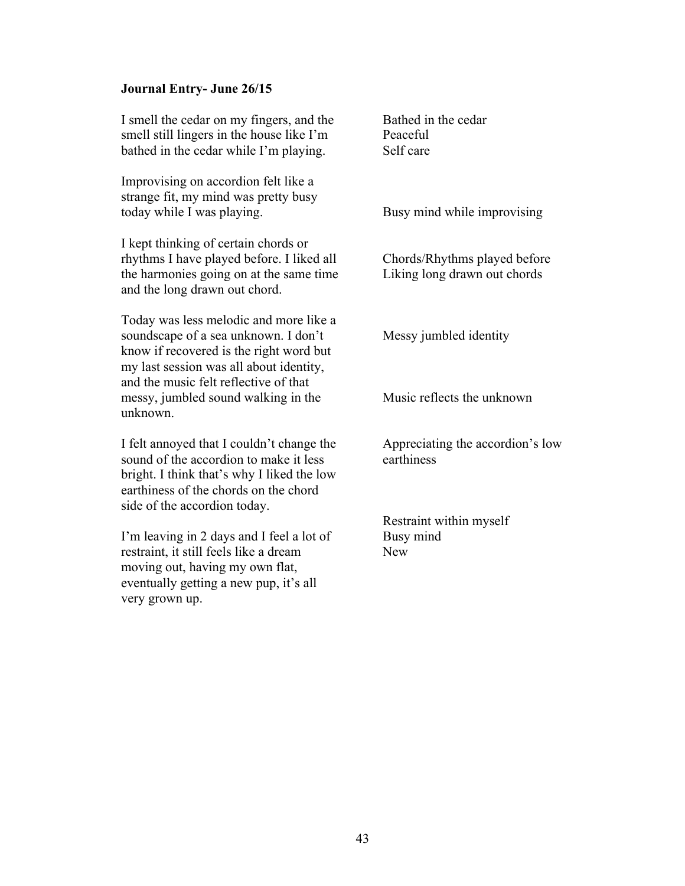**Journal Entry- June 26/15**

| | |
|---|---|
| I smell the cedar on my fingers, and the smell still lingers in the house like I'm bathed in the cedar while I'm playing. | Bathed in the cedar<br>Peaceful<br>Self care |
| Improvising on accordion felt like a strange fit, my mind was pretty busy today while I was playing. | Busy mind while improvising |
| I kept thinking of certain chords or rhythms I have played before. I liked all the harmonies going on at the same time and the long drawn out chord. | Chords/Rhythms played before<br>Liking long drawn out chords |
| Today was less melodic and more like a soundscape of a sea unknown. I don't know if recovered is the right word but my last session was all about identity, and the music felt reflective of that messy, jumbled sound walking in the unknown. | Messy jumbled identity<br><br>Music reflects the unknown |
| I felt annoyed that I couldn't change the sound of the accordion to make it less bright. I think that's why I liked the low earthiness of the chords on the chord side of the accordion today. | Appreciating the accordion's low earthiness |
| I'm leaving in 2 days and I feel a lot of restraint, it still feels like a dream moving out, having my own flat, eventually getting a new pup, it's all very grown up. | Restraint within myself<br>Busy mind<br>New |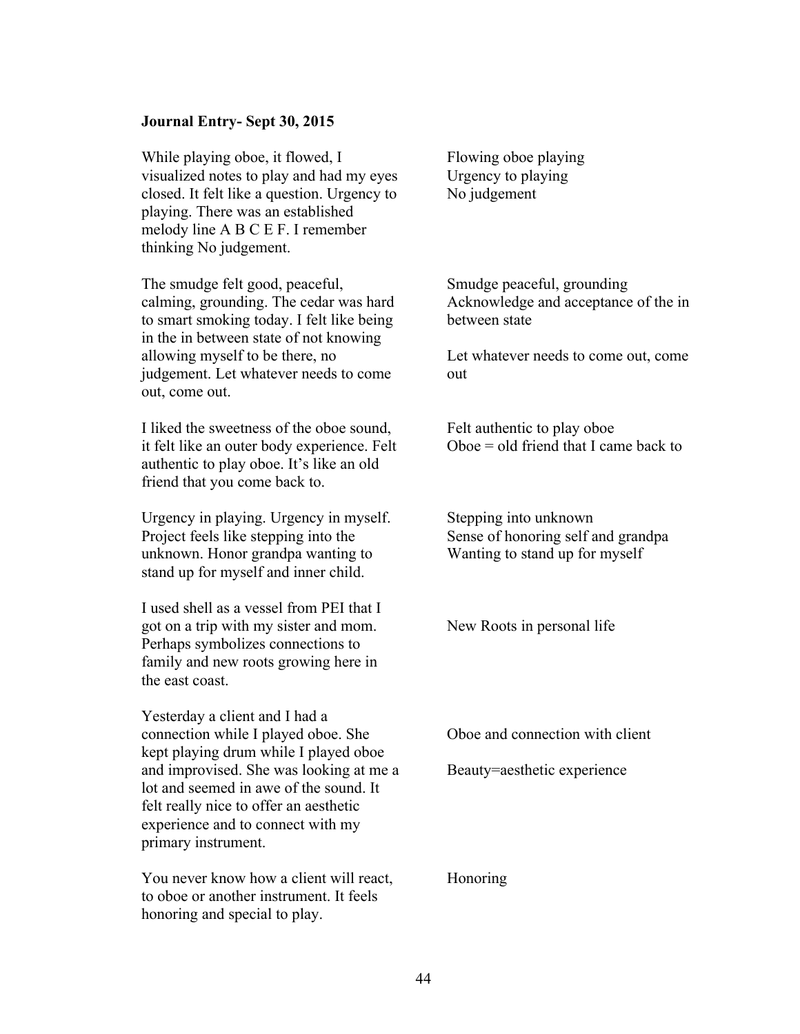**Journal Entry- Sept 30, 2015**

| | |
|---|---|
| While playing oboe, it flowed, I visualized notes to play and had my eyes closed. It felt like a question. Urgency to playing. There was an established melody line A B C E F. I remember thinking No judgement. | Flowing oboe playing<br>Urgency to playing<br>No judgement |
| The smudge felt good, peaceful, calming, grounding. The cedar was hard to smart smoking today. I felt like being in the in between state of not knowing allowing myself to be there, no judgement. Let whatever needs to come out, come out. | Smudge peaceful, grounding<br>Acknowledge and acceptance of the in between state<br><br>Let whatever needs to come out, come out |
| I liked the sweetness of the oboe sound, it felt like an outer body experience. Felt authentic to play oboe. It's like an old friend that you come back to. | Felt authentic to play oboe<br>Oboe = old friend that I came back to |
| Urgency in playing. Urgency in myself. Project feels like stepping into the unknown. Honor grandpa wanting to stand up for myself and inner child. | Stepping into unknown<br>Sense of honoring self and grandpa<br>Wanting to stand up for myself |
| I used shell as a vessel from PEI that I got on a trip with my sister and mom. Perhaps symbolizes connections to family and new roots growing here in the east coast. | New Roots in personal life |
| Yesterday a client and I had a connection while I played oboe. She kept playing drum while I played oboe and improvised. She was looking at me a lot and seemed in awe of the sound. It felt really nice to offer an aesthetic experience and to connect with my primary instrument. | Oboe and connection with client<br><br>Beauty=aesthetic experience |
| You never know how a client will react, to oboe or another instrument. It feels honoring and special to play. | Honoring |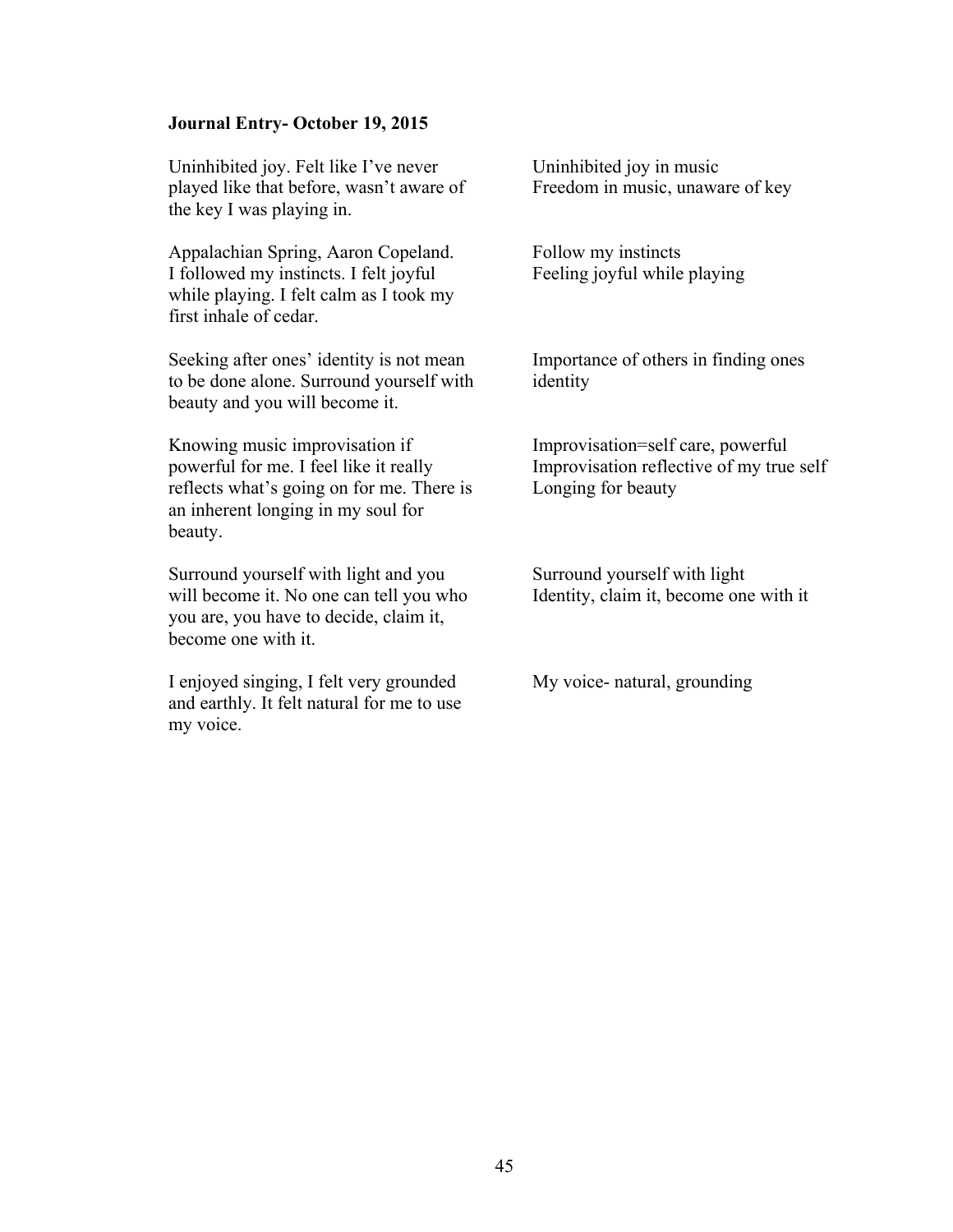**Journal Entry- October 19, 2015**

| | |
|---|---|
| Uninhibited joy. Felt like I've never played like that before, wasn't aware of the key I was playing in. | Uninhibited joy in music<br>Freedom in music, unaware of key |
| Appalachian Spring, Aaron Copeland. I followed my instincts. I felt joyful while playing. I felt calm as I took my first inhale of cedar. | Follow my instincts<br>Feeling joyful while playing |
| Seeking after ones' identity is not mean to be done alone. Surround yourself with beauty and you will become it. | Importance of others in finding ones identity |
| Knowing music improvisation if powerful for me. I feel like it really reflects what's going on for me. There is an inherent longing in my soul for beauty. | Improvisation=self care, powerful<br>Improvisation reflective of my true self<br>Longing for beauty |
| Surround yourself with light and you will become it. No one can tell you who you are, you have to decide, claim it, become one with it. | Surround yourself with light<br>Identity, claim it, become one with it |
| I enjoyed singing, I felt very grounded and earthly. It felt natural for me to use my voice. | My voice- natural, grounding |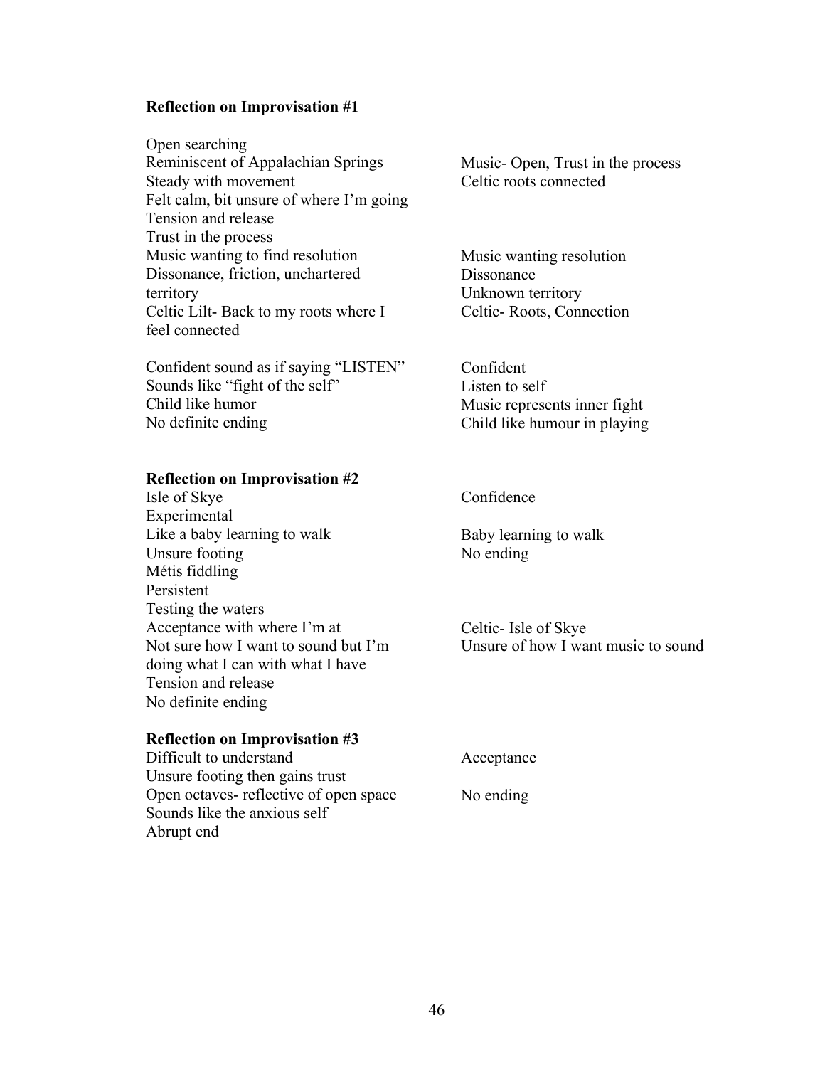**Reflection on Improvisation #1**

| | |
|---|---|
| Open searching | |
| Reminiscent of Appalachian Springs | Music- Open, Trust in the process |
| Steady with movement | Celtic roots connected |
| Felt calm, bit unsure of where I'm going | |
| Tension and release | |
| Trust in the process | |
| Music wanting to find resolution | Music wanting resolution |
| Dissonance, friction, unchartered territory | Dissonance |
| | Unknown territory |
| Celtic Lilt- Back to my roots where I feel connected | Celtic- Roots, Connection |
| Confident sound as if saying "LISTEN" | Confident |
| Sounds like "fight of the self" | Listen to self |
| Child like humor | Music represents inner fight |
| No definite ending | Child like humour in playing |

**Reflection on Improvisation #2**

| | |
|---|---|
| Isle of Skye | Confidence |
| Experimental | |
| Like a baby learning to walk | Baby learning to walk |
| Unsure footing | No ending |
| Métis fiddling | |
| Persistent | |
| Testing the waters | |
| Acceptance with where I'm at | Celtic- Isle of Skye |
| Not sure how I want to sound but I'm doing what I can with what I have | Unsure of how I want music to sound |
| Tension and release | |
| No definite ending | |

**Reflection on Improvisation #3**

| | |
|---|---|
| Difficult to understand | Acceptance |
| Unsure footing then gains trust | |
| Open octaves- reflective of open space | No ending |
| Sounds like the anxious self | |
| Abrupt end | |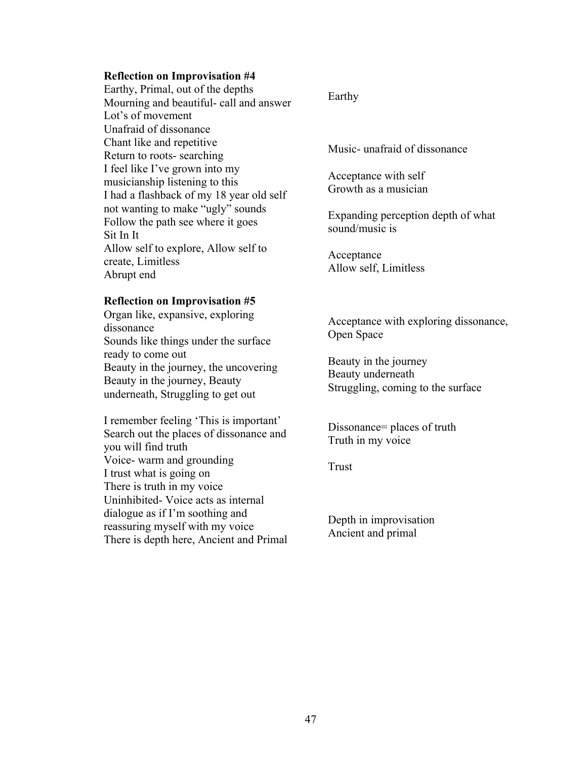| **Reflection on Improvisation #4** | |
|---|---|
| Earthy, Primal, out of the depths<br>Mourning and beautiful- call and answer | Earthy |
| Lot's of movement<br>Unafraid of dissonance<br>Chant like and repetitive<br>Return to roots- searching | Music- unafraid of dissonance |
| I feel like I've grown into my musicianship listening to this | Acceptance with self<br>Growth as a musician |
| I had a flashback of my 18 year old self not wanting to make "ugly" sounds<br>Follow the path see where it goes | Expanding perception depth of what sound/music is |
| Sit In It<br>Allow self to explore, Allow self to create, Limitless<br>Abrupt end | Acceptance<br>Allow self, Limitless |

| **Reflection on Improvisation #5** | |
|---|---|
| Organ like, expansive, exploring dissonance | Acceptance with exploring dissonance, Open Space |
| Sounds like things under the surface ready to come out<br>Beauty in the journey, the uncovering<br>Beauty in the journey, Beauty underneath, Struggling to get out | Beauty in the journey<br>Beauty underneath<br>Struggling, coming to the surface |
| I remember feeling 'This is important'<br>Search out the places of dissonance and you will find truth | Dissonance= places of truth<br>Truth in my voice |
| Voice- warm and grounding<br>I trust what is going on<br>There is truth in my voice | Trust |
| Uninhibited- Voice acts as internal dialogue as if I'm soothing and reassuring myself with my voice<br>There is depth here, Ancient and Primal | Depth in improvisation<br>Ancient and primal |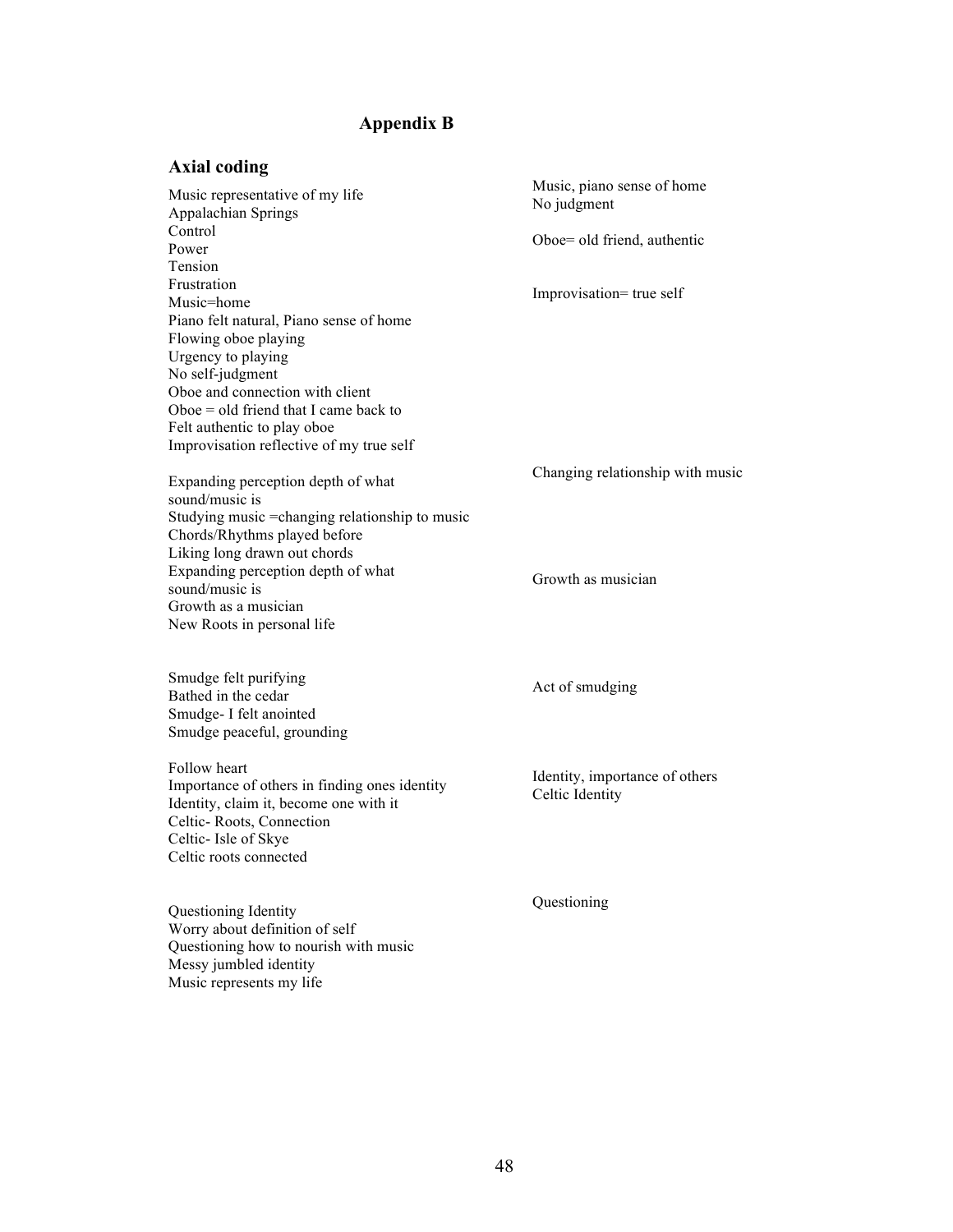# Appendix B

## Axial coding

| Codes | Categories |
|---|---|
| Music representative of my life<br>Appalachian Springs<br>Control<br>Power<br>Tension<br>Frustration<br>Music=home<br>Piano felt natural, Piano sense of home<br>Flowing oboe playing<br>Urgency to playing<br>No self-judgment<br>Oboe and connection with client<br>Oboe = old friend that I came back to<br>Felt authentic to play oboe<br>Improvisation reflective of my true self | Music, piano sense of home<br>No judgment<br><br>Oboe= old friend, authentic<br><br>Improvisation= true self |
| Expanding perception depth of what sound/music is<br>Studying music =changing relationship to music<br>Chords/Rhythms played before<br>Liking long drawn out chords<br>Expanding perception depth of what sound/music is<br>Growth as a musician<br>New Roots in personal life | Changing relationship with music<br><br>Growth as musician |
| Smudge felt purifying<br>Bathed in the cedar<br>Smudge- I felt anointed<br>Smudge peaceful, grounding | Act of smudging |
| Follow heart<br>Importance of others in finding ones identity<br>Identity, claim it, become one with it<br>Celtic- Roots, Connection<br>Celtic- Isle of Skye<br>Celtic roots connected | Identity, importance of others<br>Celtic Identity |
| Questioning Identity<br>Worry about definition of self<br>Questioning how to nourish with music<br>Messy jumbled identity<br>Music represents my life | Questioning |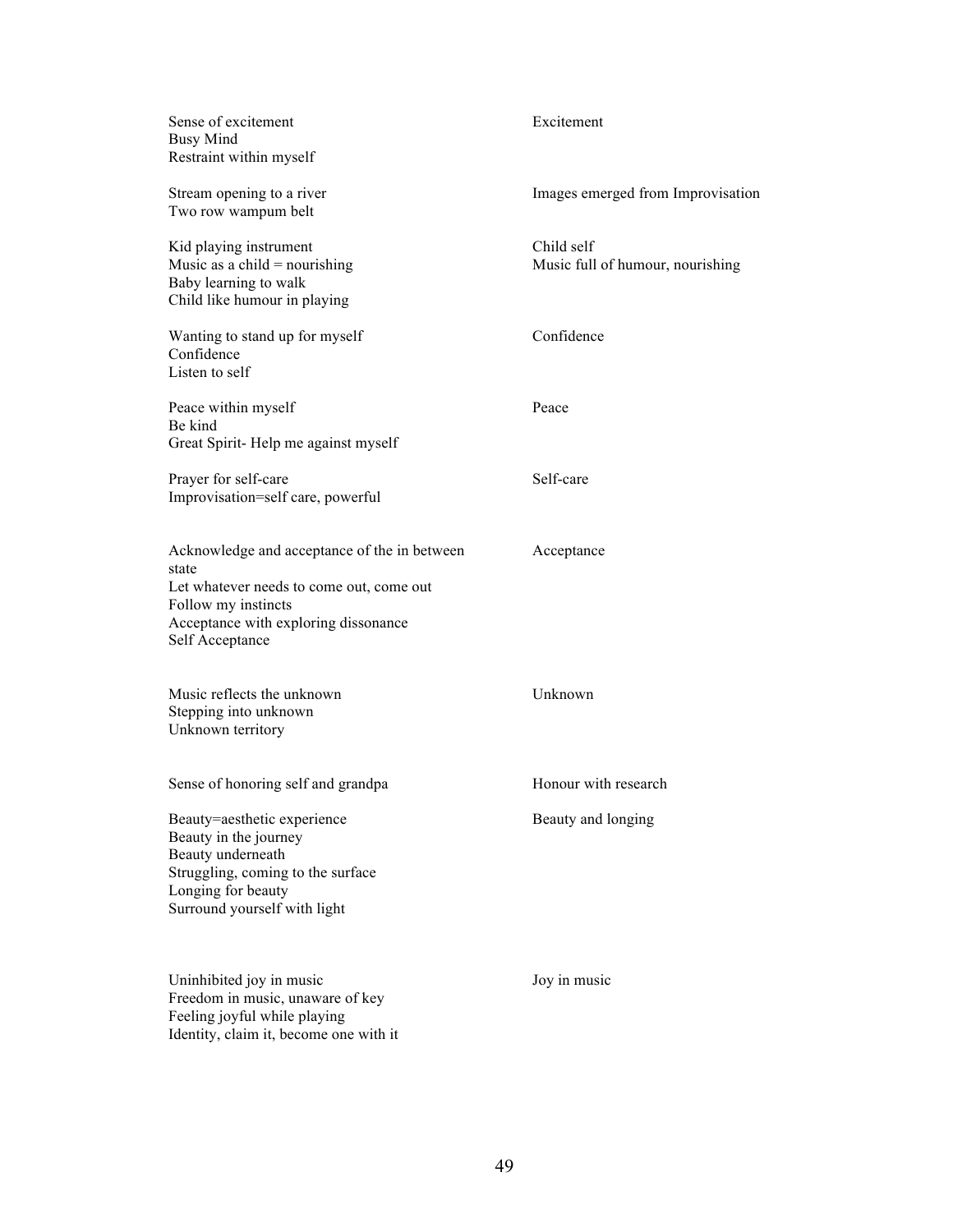| | |
|---|---|
| Sense of excitement<br>Busy Mind<br>Restraint within myself | Excitement |
| Stream opening to a river<br>Two row wampum belt | Images emerged from Improvisation |
| Kid playing instrument<br>Music as a child = nourishing<br>Baby learning to walk<br>Child like humour in playing | Child self<br>Music full of humour, nourishing |
| Wanting to stand up for myself<br>Confidence<br>Listen to self | Confidence |
| Peace within myself<br>Be kind<br>Great Spirit- Help me against myself | Peace |
| Prayer for self-care<br>Improvisation=self care, powerful | Self-care |
| Acknowledge and acceptance of the in between state<br>Let whatever needs to come out, come out<br>Follow my instincts<br>Acceptance with exploring dissonance<br>Self Acceptance | Acceptance |
| Music reflects the unknown<br>Stepping into unknown<br>Unknown territory | Unknown |
| Sense of honoring self and grandpa | Honour with research |
| Beauty=aesthetic experience<br>Beauty in the journey<br>Beauty underneath<br>Struggling, coming to the surface<br>Longing for beauty<br>Surround yourself with light | Beauty and longing |
| Uninhibited joy in music<br>Freedom in music, unaware of key<br>Feeling joyful while playing<br>Identity, claim it, become one with it | Joy in music |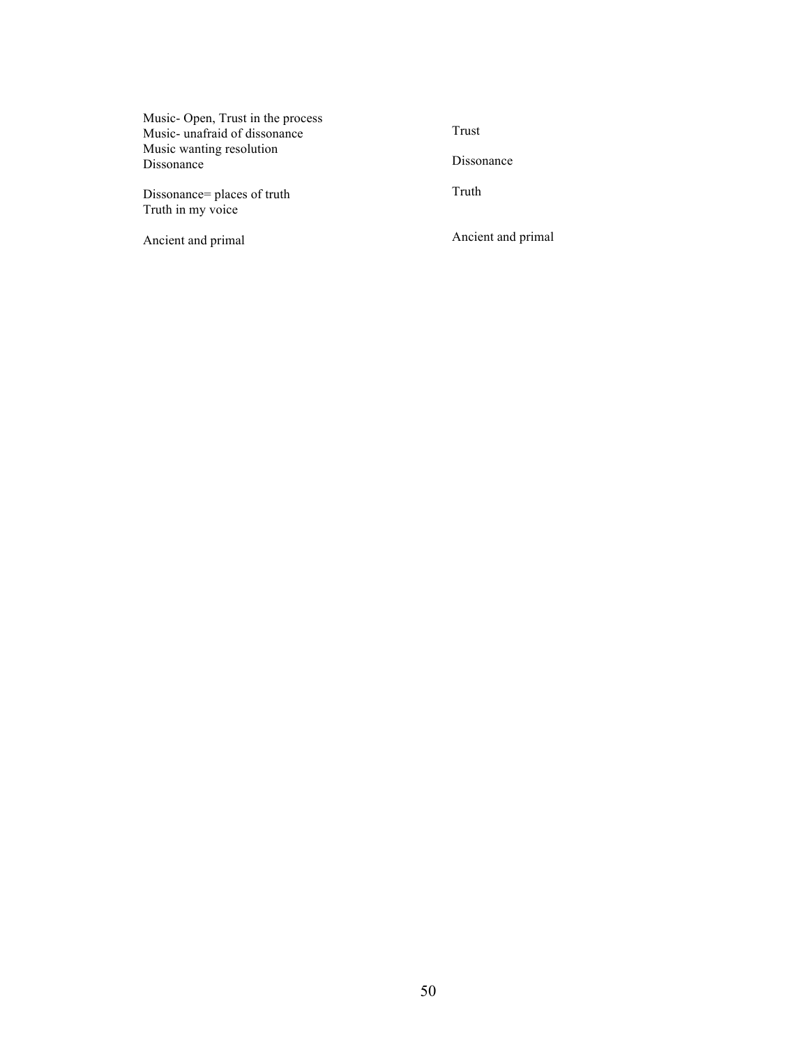| | |
|---|---|
| Music- Open, Trust in the process<br>Music- unafraid of dissonance | Trust |
| Music wanting resolution<br>Dissonance | Dissonance |
| Dissonance= places of truth<br>Truth in my voice | Truth |
| Ancient and primal | Ancient and primal |